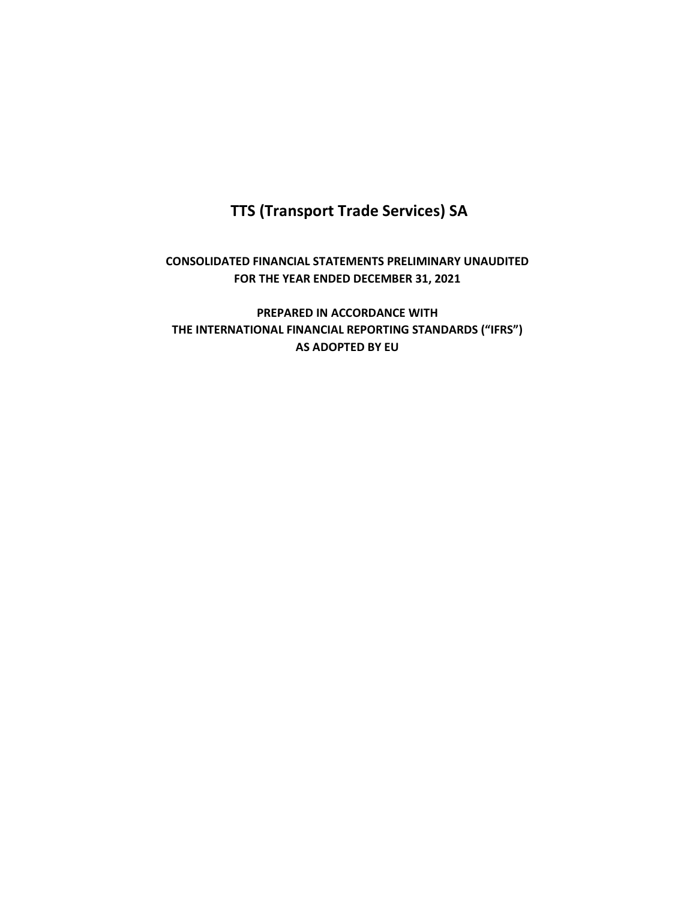# TTS (Transport Trade Services) SA

**CONSOLIDATED FINANCIAL STATEMENTS PRELIMINARY UNAUDITED**
**FOR THE YEAR ENDED DECEMBER 31, 2021**

**PREPARED IN ACCORDANCE WITH**
**THE INTERNATIONAL FINANCIAL REPORTING STANDARDS ("IFRS")**
**AS ADOPTED BY EU**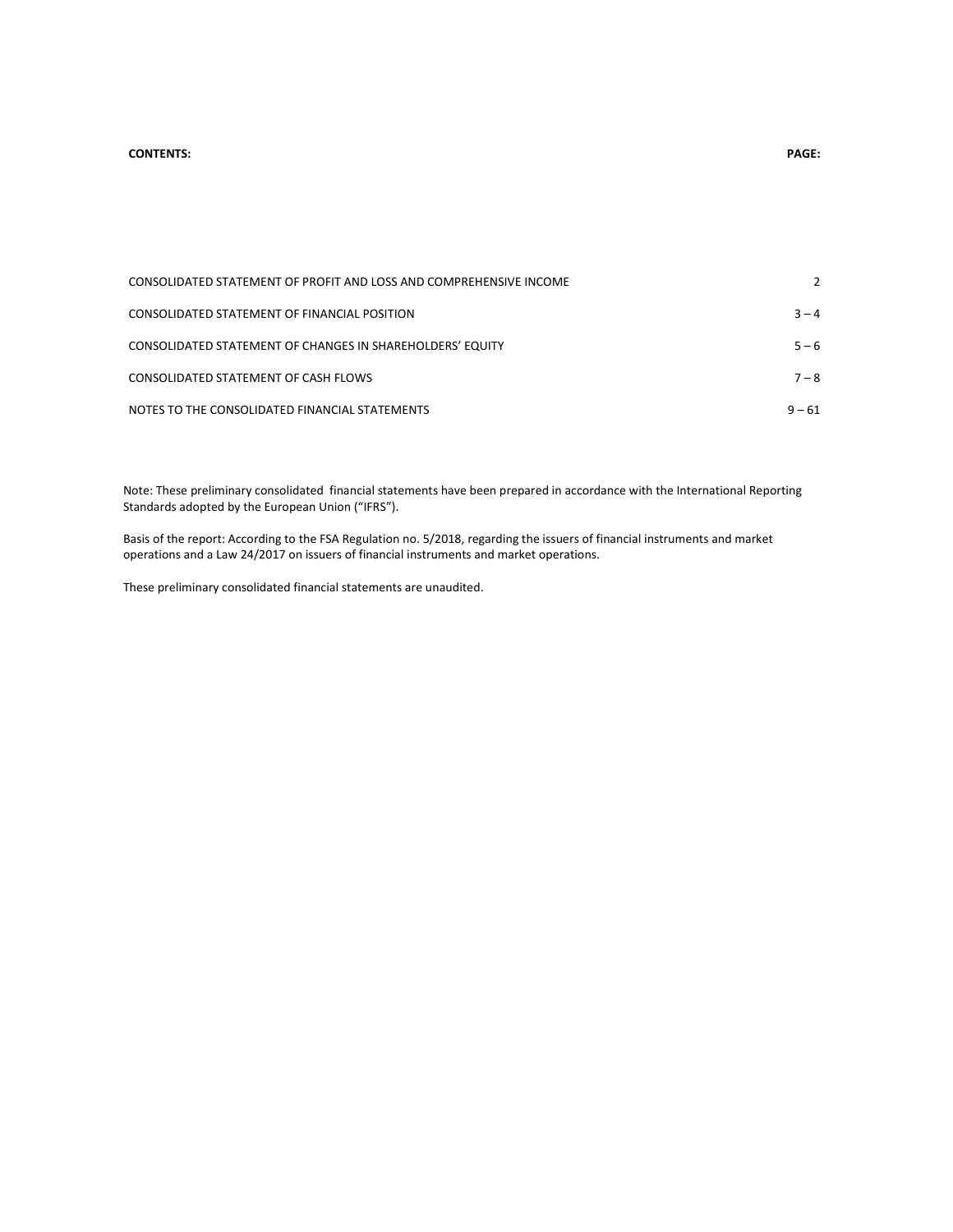| CONTENTS: | PAGE: |
|---|---|
| CONSOLIDATED STATEMENT OF PROFIT AND LOSS AND COMPREHENSIVE INCOME | 2 |
| CONSOLIDATED STATEMENT OF FINANCIAL POSITION | 3 – 4 |
| CONSOLIDATED STATEMENT OF CHANGES IN SHAREHOLDERS' EQUITY | 5 – 6 |
| CONSOLIDATED STATEMENT OF CASH FLOWS | 7 – 8 |
| NOTES TO THE CONSOLIDATED FINANCIAL STATEMENTS | 9 – 61 |

Note: These preliminary consolidated financial statements have been prepared in accordance with the International Reporting Standards adopted by the European Union ("IFRS").

Basis of the report: According to the FSA Regulation no. 5/2018, regarding the issuers of financial instruments and market operations and a Law 24/2017 on issuers of financial instruments and market operations.

These preliminary consolidated financial statements are unaudited.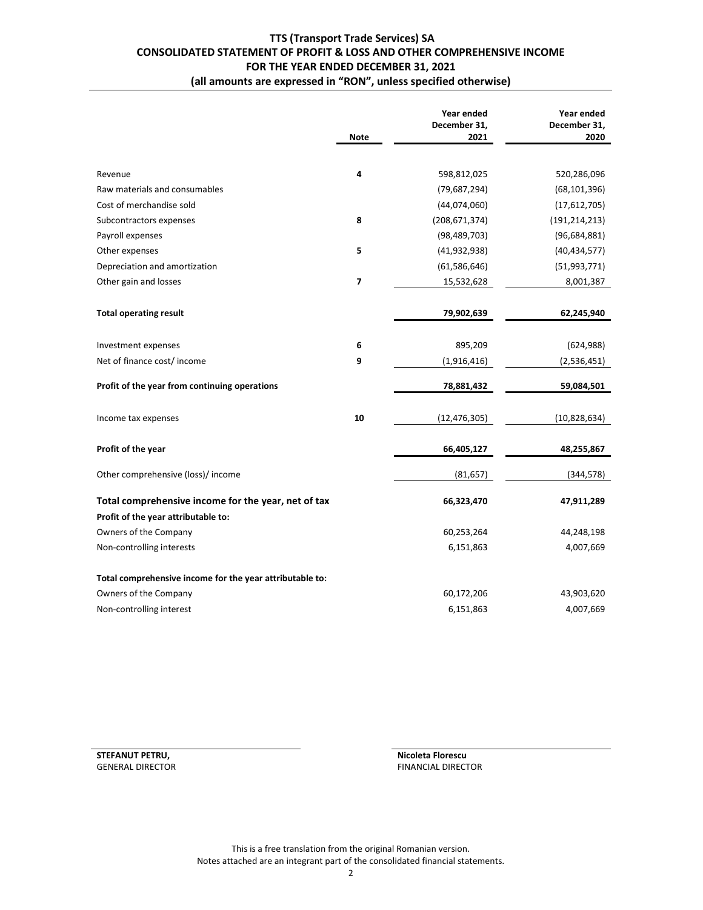# TTS (Transport Trade Services) SA
## CONSOLIDATED STATEMENT OF PROFIT & LOSS AND OTHER COMPREHENSIVE INCOME
## FOR THE YEAR ENDED DECEMBER 31, 2021
### (all amounts are expressed in "RON", unless specified otherwise)

| | Note | Year ended December 31, 2021 | Year ended December 31, 2020 |
|---|---|---|---|
| Revenue | 4 | 598,812,025 | 520,286,096 |
| Raw materials and consumables | | (79,687,294) | (68,101,396) |
| Cost of merchandise sold | | (44,074,060) | (17,612,705) |
| Subcontractors expenses | 8 | (208,671,374) | (191,214,213) |
| Payroll expenses | | (98,489,703) | (96,684,881) |
| Other expenses | 5 | (41,932,938) | (40,434,577) |
| Depreciation and amortization | | (61,586,646) | (51,993,771) |
| Other gain and losses | 7 | 15,532,628 | 8,001,387 |
| **Total operating result** | | **79,902,639** | **62,245,940** |
| Investment expenses | 6 | 895,209 | (624,988) |
| Net of finance cost/ income | 9 | (1,916,416) | (2,536,451) |
| **Profit of the year from continuing operations** | | **78,881,432** | **59,084,501** |
| Income tax expenses | 10 | (12,476,305) | (10,828,634) |
| **Profit of the year** | | **66,405,127** | **48,255,867** |
| Other comprehensive (loss)/ income | | (81,657) | (344,578) |
| **Total comprehensive income for the year, net of tax** | | **66,323,470** | **47,911,289** |
| **Profit of the year attributable to:** | | | |
| Owners of the Company | | 60,253,264 | 44,248,198 |
| Non-controlling interests | | 6,151,863 | 4,007,669 |
| **Total comprehensive income for the year attributable to:** | | | |
| Owners of the Company | | 60,172,206 | 43,903,620 |
| Non-controlling interest | | 6,151,863 | 4,007,669 |

**STEFANUT PETRU,**
GENERAL DIRECTOR

**Nicoleta Florescu**
FINANCIAL DIRECTOR

This is a free translation from the original Romanian version.
Notes attached are an integrant part of the consolidated financial statements.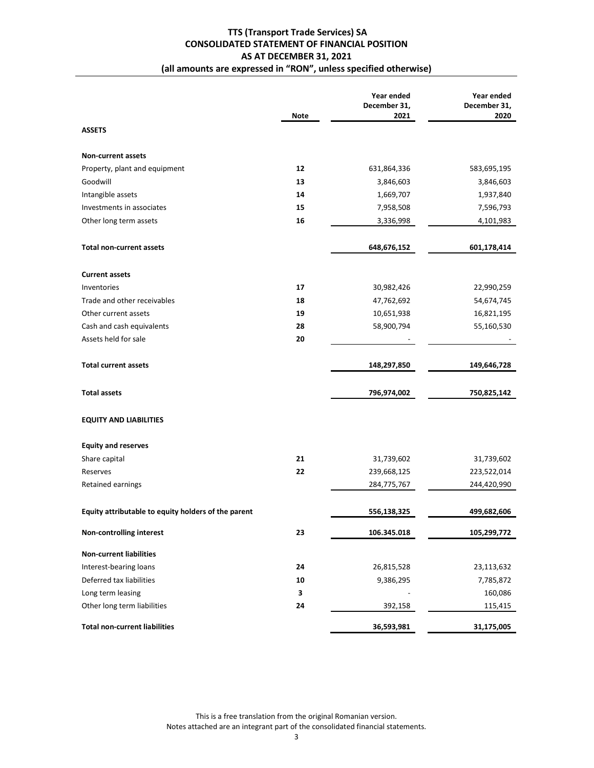# TTS (Transport Trade Services) SA
## CONSOLIDATED STATEMENT OF FINANCIAL POSITION
## AS AT DECEMBER 31, 2021
### (all amounts are expressed in "RON", unless specified otherwise)

| | Note | Year ended December 31, 2021 | Year ended December 31, 2020 |
|---|---|---|---|
| **ASSETS** | | | |
| **Non-current assets** | | | |
| Property, plant and equipment | **12** | 631,864,336 | 583,695,195 |
| Goodwill | **13** | 3,846,603 | 3,846,603 |
| Intangible assets | **14** | 1,669,707 | 1,937,840 |
| Investments in associates | **15** | 7,958,508 | 7,596,793 |
| Other long term assets | **16** | 3,336,998 | 4,101,983 |
| **Total non-current assets** | | **648,676,152** | **601,178,414** |
| **Current assets** | | | |
| Inventories | **17** | 30,982,426 | 22,990,259 |
| Trade and other receivables | **18** | 47,762,692 | 54,674,745 |
| Other current assets | **19** | 10,651,938 | 16,821,195 |
| Cash and cash equivalents | **28** | 58,900,794 | 55,160,530 |
| Assets held for sale | **20** | - | - |
| **Total current assets** | | **148,297,850** | **149,646,728** |
| **Total assets** | | **796,974,002** | **750,825,142** |
| **EQUITY AND LIABILITIES** | | | |
| **Equity and reserves** | | | |
| Share capital | **21** | 31,739,602 | 31,739,602 |
| Reserves | **22** | 239,668,125 | 223,522,014 |
| Retained earnings | | 284,775,767 | 244,420,990 |
| **Equity attributable to equity holders of the parent** | | **556,138,325** | **499,682,606** |
| **Non-controlling interest** | **23** | **106.345.018** | **105,299,772** |
| **Non-current liabilities** | | | |
| Interest-bearing loans | **24** | 26,815,528 | 23,113,632 |
| Deferred tax liabilities | **10** | 9,386,295 | 7,785,872 |
| Long term leasing | **3** | - | 160,086 |
| Other long term liabilities | **24** | 392,158 | 115,415 |
| **Total non-current liabilities** | | **36,593,981** | **31,175,005** |

This is a free translation from the original Romanian version.
Notes attached are an integrant part of the consolidated financial statements.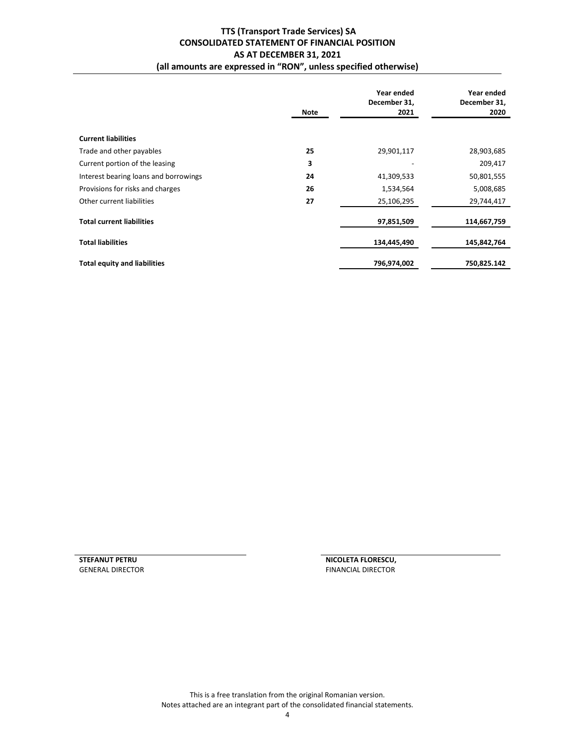# TTS (Transport Trade Services) SA
## CONSOLIDATED STATEMENT OF FINANCIAL POSITION
## AS AT DECEMBER 31, 2021
### (all amounts are expressed in "RON", unless specified otherwise)

| | Note | Year ended December 31, 2021 | Year ended December 31, 2020 |
|---|---|---|---|
| **Current liabilities** | | | |
| Trade and other payables | **25** | 29,901,117 | 28,903,685 |
| Current portion of the leasing | **3** | - | 209,417 |
| Interest bearing loans and borrowings | **24** | 41,309,533 | 50,801,555 |
| Provisions for risks and charges | **26** | 1,534,564 | 5,008,685 |
| Other current liabilities | **27** | 25,106,295 | 29,744,417 |
| **Total current liabilities** | | **97,851,509** | **114,667,759** |
| **Total liabilities** | | **134,445,490** | **145,842,764** |
| **Total equity and liabilities** | | **796,974,002** | **750,825.142** |

**STEFANUT PETRU**
GENERAL DIRECTOR

**NICOLETA FLORESCU,**
FINANCIAL DIRECTOR

This is a free translation from the original Romanian version.
Notes attached are an integrant part of the consolidated financial statements.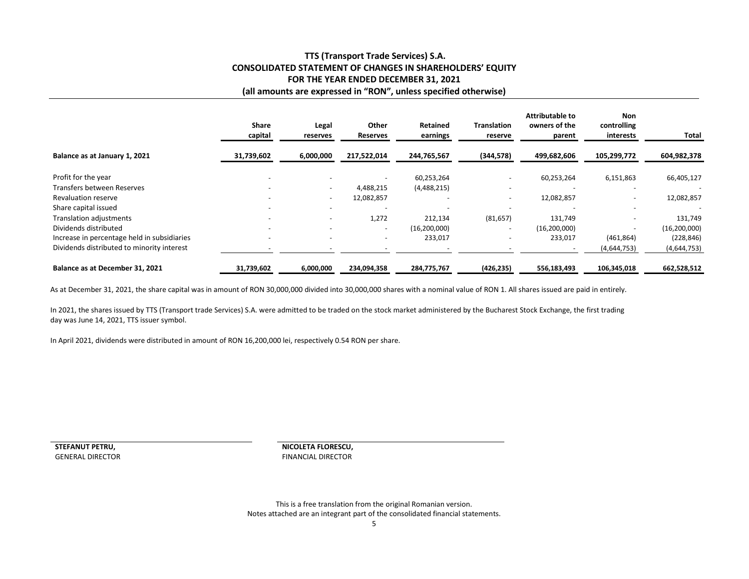# TTS (Transport Trade Services) S.A.
## CONSOLIDATED STATEMENT OF CHANGES IN SHAREHOLDERS' EQUITY
## FOR THE YEAR ENDED DECEMBER 31, 2021
### (all amounts are expressed in "RON", unless specified otherwise)

| | Share capital | Legal reserves | Other Reserves | Retained earnings | Translation reserve | Attributable to owners of the parent | Non controlling interests | Total |
|---|---|---|---|---|---|---|---|---|
| **Balance as at January 1, 2021** | **31,739,602** | **6,000,000** | **217,522,014** | **244,765,567** | **(344,578)** | **499,682,606** | **105,299,772** | **604,982,378** |
| Profit for the year | - | - | - | 60,253,264 | - | 60,253,264 | 6,151,863 | 66,405,127 |
| Transfers between Reserves | - | - | 4,488,215 | (4,488,215) | - | - | - | - |
| Revaluation reserve | - | - | 12,082,857 | - | - | 12,082,857 | - | 12,082,857 |
| Share capital issued | - | - | - | - | - | - | - | - |
| Translation adjustments | - | - | 1,272 | 212,134 | (81,657) | 131,749 | - | 131,749 |
| Dividends distributed | - | - | - | (16,200,000) | - | (16,200,000) | - | (16,200,000) |
| Increase in percentage held in subsidiaries | - | - | - | 233,017 | - | 233,017 | (461,864) | (228,846) |
| Dividends distributed to minority interest | - | - | - | - | - | - | (4,644,753) | (4,644,753) |
| **Balance as at December 31, 2021** | **31,739,602** | **6,000,000** | **234,094,358** | **284,775,767** | **(426,235)** | **556,183,493** | **106,345,018** | **662,528,512** |

As at December 31, 2021, the share capital was in amount of RON 30,000,000 divided into 30,000,000 shares with a nominal value of RON 1. All shares issued are paid in entirely.

In 2021, the shares issued by TTS (Transport trade Services) S.A. were admitted to be traded on the stock market administered by the Bucharest Stock Exchange, the first trading day was June 14, 2021, TTS issuer symbol.

In April 2021, dividends were distributed in amount of RON 16,200,000 lei, respectively 0.54 RON per share.

**STEFANUT PETRU,**
GENERAL DIRECTOR

**NICOLETA FLORESCU,**
FINANCIAL DIRECTOR

This is a free translation from the original Romanian version.
Notes attached are an integrant part of the consolidated financial statements.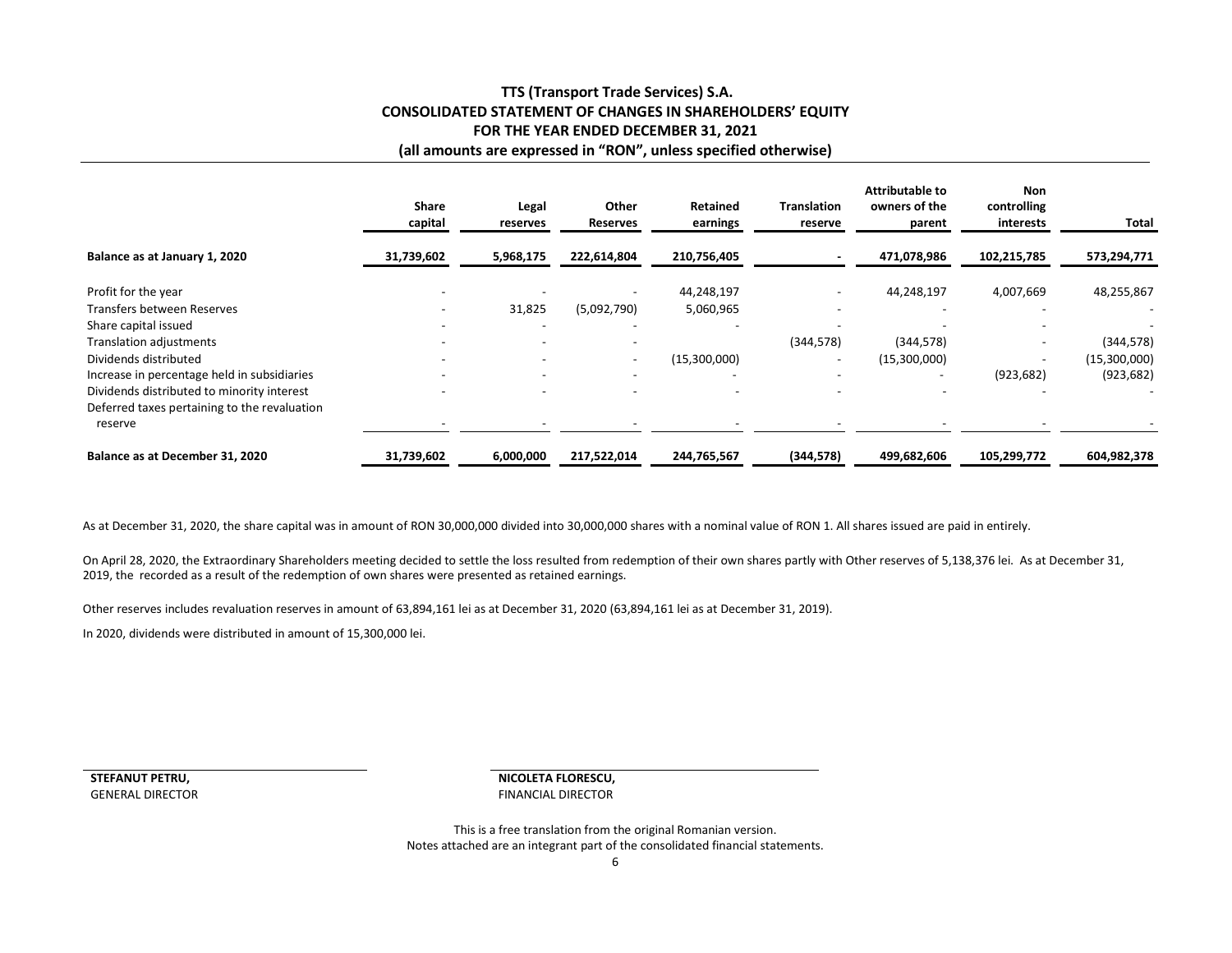# TTS (Transport Trade Services) S.A.
## CONSOLIDATED STATEMENT OF CHANGES IN SHAREHOLDERS' EQUITY
## FOR THE YEAR ENDED DECEMBER 31, 2021
### (all amounts are expressed in "RON", unless specified otherwise)

| | Share capital | Legal reserves | Other Reserves | Retained earnings | Translation reserve | Attributable to owners of the parent | Non controlling interests | Total |
|---|---|---|---|---|---|---|---|---|
| **Balance as at January 1, 2020** | **31,739,602** | **5,968,175** | **222,614,804** | **210,756,405** | **-** | **471,078,986** | **102,215,785** | **573,294,771** |
| Profit for the year | - | - | - | 44,248,197 | - | 44,248,197 | 4,007,669 | 48,255,867 |
| Transfers between Reserves | - | 31,825 | (5,092,790) | 5,060,965 | - | - | - | - |
| Share capital issued | - | - | - | - | - | - | - | - |
| Translation adjustments | - | - | - | | (344,578) | (344,578) | - | (344,578) |
| Dividends distributed | - | - | - | (15,300,000) | - | (15,300,000) | - | (15,300,000) |
| Increase in percentage held in subsidiaries | - | - | - | - | - | - | (923,682) | (923,682) |
| Dividends distributed to minority interest | - | - | - | - | - | - | - | - |
| Deferred taxes pertaining to the revaluation reserve | - | - | - | - | - | - | - | - |
| **Balance as at December 31, 2020** | **31,739,602** | **6,000,000** | **217,522,014** | **244,765,567** | **(344,578)** | **499,682,606** | **105,299,772** | **604,982,378** |

As at December 31, 2020, the share capital was in amount of RON 30,000,000 divided into 30,000,000 shares with a nominal value of RON 1. All shares issued are paid in entirely.

On April 28, 2020, the Extraordinary Shareholders meeting decided to settle the loss resulted from redemption of their own shares partly with Other reserves of 5,138,376 lei. As at December 31, 2019, the recorded as a result of the redemption of own shares were presented as retained earnings.

Other reserves includes revaluation reserves in amount of 63,894,161 lei as at December 31, 2020 (63,894,161 lei as at December 31, 2019).

In 2020, dividends were distributed in amount of 15,300,000 lei.

**STEFANUT PETRU,**
GENERAL DIRECTOR

**NICOLETA FLORESCU,**
FINANCIAL DIRECTOR

This is a free translation from the original Romanian version.
Notes attached are an integrant part of the consolidated financial statements.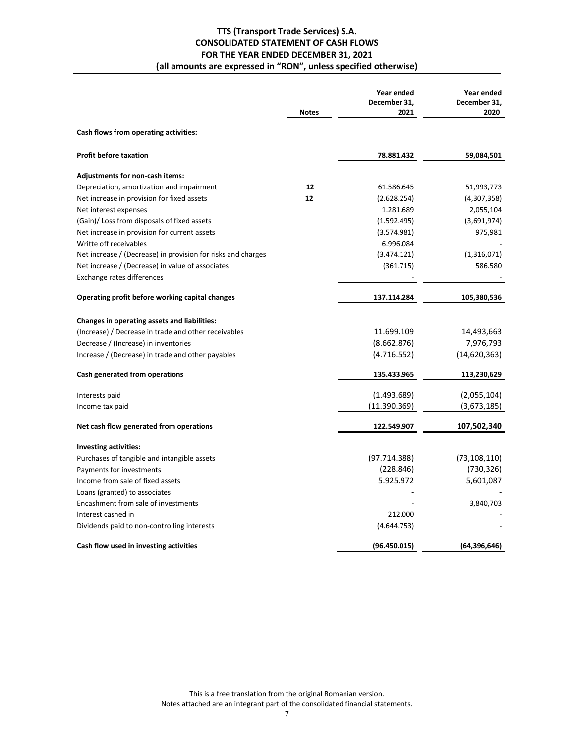# TTS (Transport Trade Services) S.A.
## CONSOLIDATED STATEMENT OF CASH FLOWS
## FOR THE YEAR ENDED DECEMBER 31, 2021
### (all amounts are expressed in "RON", unless specified otherwise)

| | Notes | Year ended December 31, 2021 | Year ended December 31, 2020 |
|---|---|---|---|
| **Cash flows from operating activities:** | | | |
| **Profit before taxation** | | **78.881.432** | **59,084,501** |
| **Adjustments for non-cash items:** | | | |
| Depreciation, amortization and impairment | **12** | 61.586.645 | 51,993,773 |
| Net increase in provision for fixed assets | **12** | (2.628.254) | (4,307,358) |
| Net interest expenses | | 1.281.689 | 2,055,104 |
| (Gain)/ Loss from disposals of fixed assets | | (1.592.495) | (3,691,974) |
| Net increase in provision for current assets | | (3.574.981) | 975,981 |
| Writte off receivables | | 6.996.084 | - |
| Net increase / (Decrease) in provision for risks and charges | | (3.474.121) | (1,316,071) |
| Net increase / (Decrease) in value of associates | | (361.715) | 586.580 |
| Exchange rates differences | | - | - |
| **Operating profit before working capital changes** | | **137.114.284** | **105,380,536** |
| **Changes in operating assets and liabilities:** | | | |
| (Increase) / Decrease in trade and other receivables | | 11.699.109 | 14,493,663 |
| Decrease / (Increase) in inventories | | (8.662.876) | 7,976,793 |
| Increase / (Decrease) in trade and other payables | | (4.716.552) | (14,620,363) |
| **Cash generated from operations** | | **135.433.965** | **113,230,629** |
| Interests paid | | (1.493.689) | (2,055,104) |
| Income tax paid | | (11.390.369) | (3,673,185) |
| **Net cash flow generated from operations** | | **122.549.907** | **107,502,340** |
| **Investing activities:** | | | |
| Purchases of tangible and intangible assets | | (97.714.388) | (73,108,110) |
| Payments for investments | | (228.846) | (730,326) |
| Income from sale of fixed assets | | 5.925.972 | 5,601,087 |
| Loans (granted) to associates | | - | - |
| Encashment from sale of investments | | - | 3,840,703 |
| Interest cashed in | | 212.000 | - |
| Dividends paid to non-controlling interests | | (4.644.753) | - |
| **Cash flow used in investing activities** | | **(96.450.015)** | **(64,396,646)** |

This is a free translation from the original Romanian version.
Notes attached are an integrant part of the consolidated financial statements.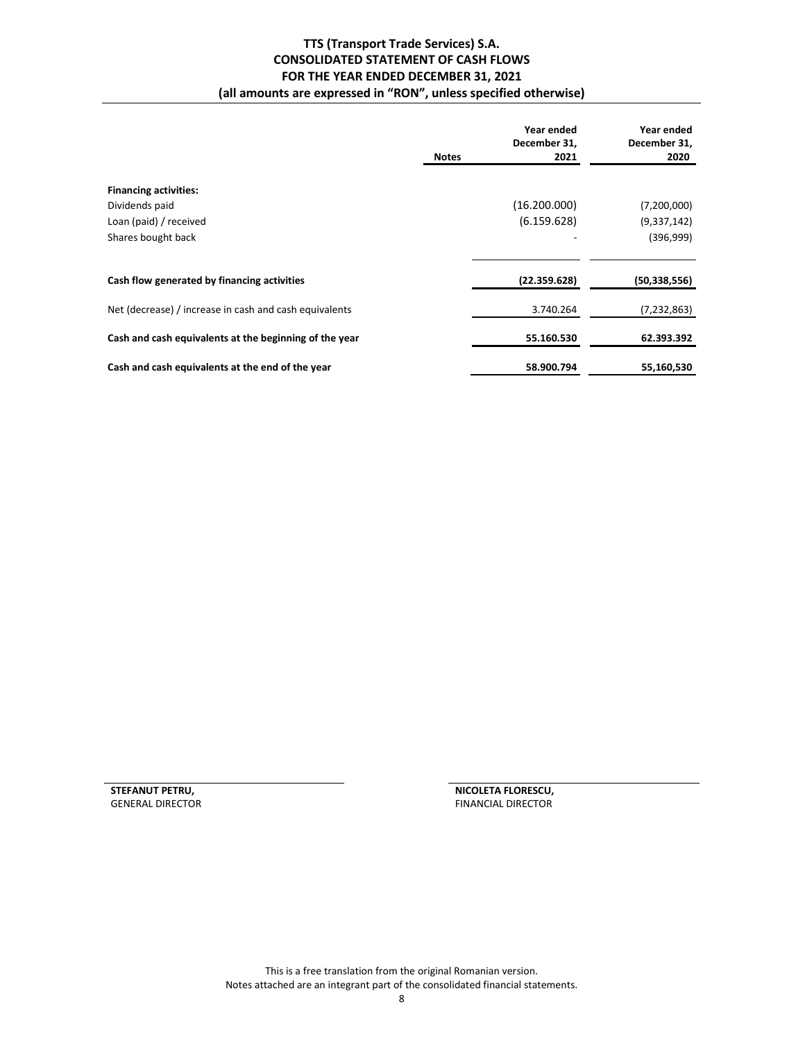**TTS (Transport Trade Services) S.A.**
**CONSOLIDATED STATEMENT OF CASH FLOWS**
**FOR THE YEAR ENDED DECEMBER 31, 2021**
**(all amounts are expressed in "RON", unless specified otherwise)**

| | Notes | Year ended December 31, 2021 | Year ended December 31, 2020 |
|---|---|---|---|
| **Financing activities:** | | | |
| Dividends paid | | (16.200.000) | (7,200,000) |
| Loan (paid) / received | | (6.159.628) | (9,337,142) |
| Shares bought back | | - | (396,999) |
| **Cash flow generated by financing activities** | | **(22.359.628)** | **(50,338,556)** |
| Net (decrease) / increase in cash and cash equivalents | | 3.740.264 | (7,232,863) |
| **Cash and cash equivalents at the beginning of the year** | | **55.160.530** | **62.393.392** |
| **Cash and cash equivalents at the end of the year** | | **58.900.794** | **55,160,530** |

**STEFANUT PETRU,**
GENERAL DIRECTOR

**NICOLETA FLORESCU,**
FINANCIAL DIRECTOR

This is a free translation from the original Romanian version.
Notes attached are an integrant part of the consolidated financial statements.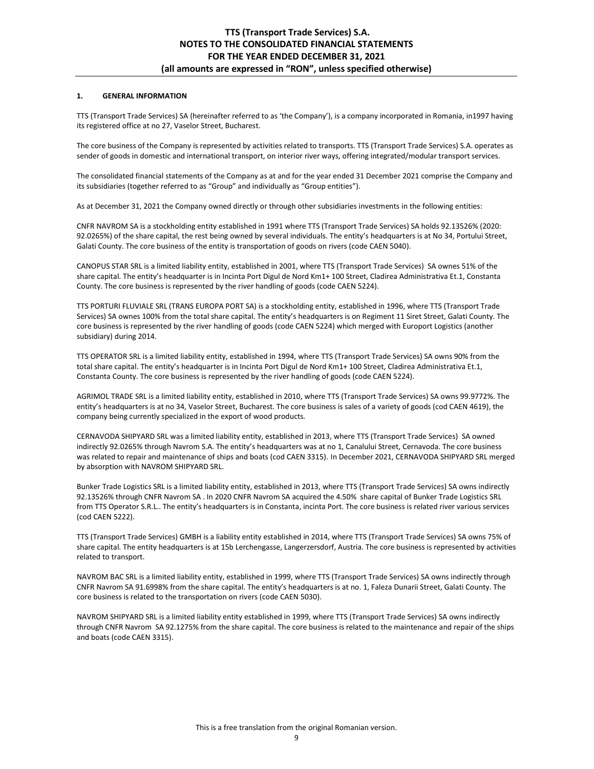## 1. GENERAL INFORMATION

TTS (Transport Trade Services) SA (hereinafter referred to as 'the Company'), is a company incorporated in Romania, in1997 having its registered office at no 27, Vaselor Street, Bucharest.

The core business of the Company is represented by activities related to transports. TTS (Transport Trade Services) S.A. operates as sender of goods in domestic and international transport, on interior river ways, offering integrated/modular transport services.

The consolidated financial statements of the Company as at and for the year ended 31 December 2021 comprise the Company and its subsidiaries (together referred to as "Group" and individually as "Group entities").

As at December 31, 2021 the Company owned directly or through other subsidiaries investments in the following entities:

CNFR NAVROM SA is a stockholding entity established in 1991 where TTS (Transport Trade Services) SA holds 92.13526% (2020: 92.0265%) of the share capital, the rest being owned by several individuals. The entity's headquarters is at No 34, Portului Street, Galati County. The core business of the entity is transportation of goods on rivers (code CAEN 5040).

CANOPUS STAR SRL is a limited liability entity, established in 2001, where TTS (Transport Trade Services) SA ownes 51% of the share capital. The entity's headquarter is in Incinta Port Digul de Nord Km1+ 100 Street, Cladirea Administrativa Et.1, Constanta County. The core business is represented by the river handling of goods (code CAEN 5224).

TTS PORTURI FLUVIALE SRL (TRANS EUROPA PORT SA) is a stockholding entity, established in 1996, where TTS (Transport Trade Services) SA ownes 100% from the total share capital. The entity's headquarters is on Regiment 11 Siret Street, Galati County. The core business is represented by the river handling of goods (code CAEN 5224) which merged with Europort Logistics (another subsidiary) during 2014.

TTS OPERATOR SRL is a limited liability entity, established in 1994, where TTS (Transport Trade Services) SA owns 90% from the total share capital. The entity's headquarter is in Incinta Port Digul de Nord Km1+ 100 Street, Cladirea Administrativa Et.1, Constanta County. The core business is represented by the river handling of goods (code CAEN 5224).

AGRIMOL TRADE SRL is a limited liability entity, established in 2010, where TTS (Transport Trade Services) SA owns 99.9772%. The entity's headquarters is at no 34, Vaselor Street, Bucharest. The core business is sales of a variety of goods (cod CAEN 4619), the company being currently specialized in the export of wood products.

CERNAVODA SHIPYARD SRL was a limited liability entity, established in 2013, where TTS (Transport Trade Services) SA owned indirectly 92.0265% through Navrom S.A. The entity's headquarters was at no 1, Canalului Street, Cernavoda. The core business was related to repair and maintenance of ships and boats (cod CAEN 3315). In December 2021, CERNAVODA SHIPYARD SRL merged by absorption with NAVROM SHIPYARD SRL.

Bunker Trade Logistics SRL is a limited liability entity, established in 2013, where TTS (Transport Trade Services) SA owns indirectly 92.13526% through CNFR Navrom SA . In 2020 CNFR Navrom SA acquired the 4.50% share capital of Bunker Trade Logistics SRL from TTS Operator S.R.L.. The entity's headquarters is in Constanta, incinta Port. The core business is related river various services (cod CAEN 5222).

TTS (Transport Trade Services) GMBH is a liability entity established in 2014, where TTS (Transport Trade Services) SA owns 75% of share capital. The entity headquarters is at 15b Lerchengasse, Langerzersdorf, Austria. The core business is represented by activities related to transport.

NAVROM BAC SRL is a limited liability entity, established in 1999, where TTS (Transport Trade Services) SA owns indirectly through CNFR Navrom SA 91.6998% from the share capital. The entity's headquarters is at no. 1, Faleza Dunarii Street, Galati County. The core business is related to the transportation on rivers (code CAEN 5030).

NAVROM SHIPYARD SRL is a limited liability entity established in 1999, where TTS (Transport Trade Services) SA owns indirectly through CNFR Navrom SA 92.1275% from the share capital. The core business is related to the maintenance and repair of the ships and boats (code CAEN 3315).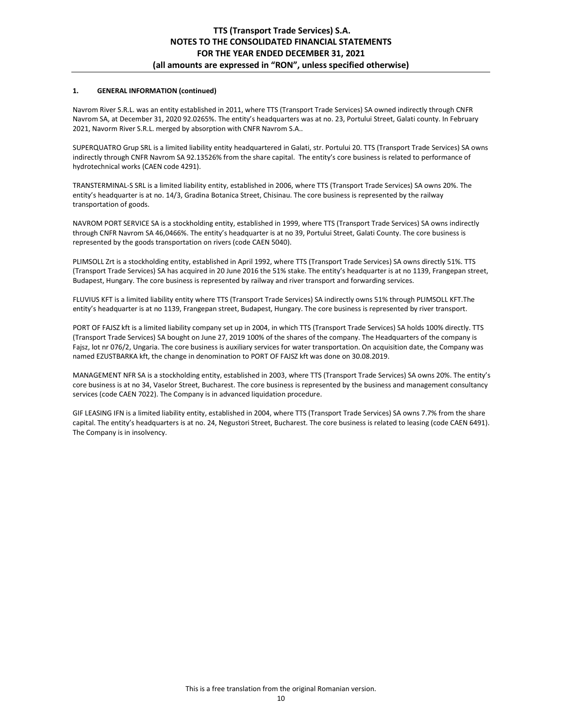## 1. GENERAL INFORMATION (continued)

Navrom River S.R.L. was an entity established in 2011, where TTS (Transport Trade Services) SA owned indirectly through CNFR Navrom SA, at December 31, 2020 92.0265%. The entity's headquarters was at no. 23, Portului Street, Galati county. In February 2021, Navorm River S.R.L. merged by absorption with CNFR Navrom S.A..

SUPERQUATRO Grup SRL is a limited liability entity headquartered in Galati, str. Portului 20. TTS (Transport Trade Services) SA owns indirectly through CNFR Navrom SA 92.13526% from the share capital. The entity's core business is related to performance of hydrotechnical works (CAEN code 4291).

TRANSTERMINAL-S SRL is a limited liability entity, established in 2006, where TTS (Transport Trade Services) SA owns 20%. The entity's headquarter is at no. 14/3, Gradina Botanica Street, Chisinau. The core business is represented by the railway transportation of goods.

NAVROM PORT SERVICE SA is a stockholding entity, established in 1999, where TTS (Transport Trade Services) SA owns indirectly through CNFR Navrom SA 46,0466%. The entity's headquarter is at no 39, Portului Street, Galati County. The core business is represented by the goods transportation on rivers (code CAEN 5040).

PLIMSOLL Zrt is a stockholding entity, established in April 1992, where TTS (Transport Trade Services) SA owns directly 51%. TTS (Transport Trade Services) SA has acquired in 20 June 2016 the 51% stake. The entity's headquarter is at no 1139, Frangepan street, Budapest, Hungary. The core business is represented by railway and river transport and forwarding services.

FLUVIUS KFT is a limited liability entity where TTS (Transport Trade Services) SA indirectly owns 51% through PLIMSOLL KFT.The entity's headquarter is at no 1139, Frangepan street, Budapest, Hungary. The core business is represented by river transport.

PORT OF FAJSZ kft is a limited liability company set up in 2004, in which TTS (Transport Trade Services) SA holds 100% directly. TTS (Transport Trade Services) SA bought on June 27, 2019 100% of the shares of the company. The Headquarters of the company is Fajsz, lot nr 076/2, Ungaria. The core business is auxiliary services for water transportation. On acquisition date, the Company was named EZUSTBARKA kft, the change in denomination to PORT OF FAJSZ kft was done on 30.08.2019.

MANAGEMENT NFR SA is a stockholding entity, established in 2003, where TTS (Transport Trade Services) SA owns 20%. The entity's core business is at no 34, Vaselor Street, Bucharest. The core business is represented by the business and management consultancy services (code CAEN 7022). The Company is in advanced liquidation procedure.

GIF LEASING IFN is a limited liability entity, established in 2004, where TTS (Transport Trade Services) SA owns 7.7% from the share capital. The entity's headquarters is at no. 24, Negustori Street, Bucharest. The core business is related to leasing (code CAEN 6491). The Company is in insolvency.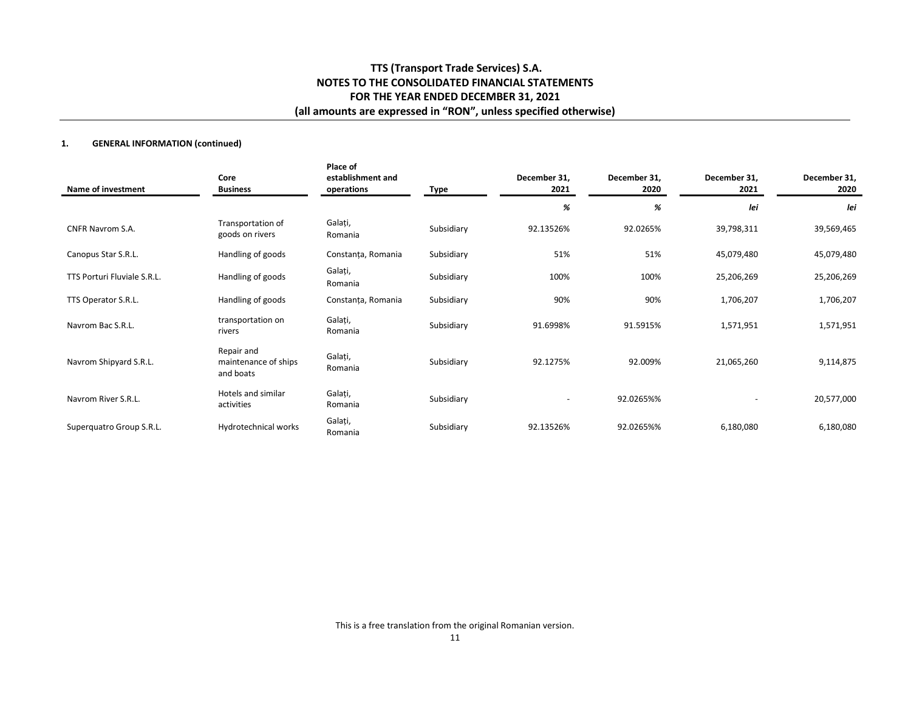**1. GENERAL INFORMATION (continued)**

| Name of investment | Core Business | Place of establishment and operations | Type | December 31, 2021 | December 31, 2020 | December 31, 2021 | December 31, 2020 |
|---|---|---|---|---|---|---|---|
| | | | | *%* | *%* | *lei* | *lei* |
| CNFR Navrom S.A. | Transportation of goods on rivers | Galați, Romania | Subsidiary | 92.13526% | 92.0265% | 39,798,311 | 39,569,465 |
| Canopus Star S.R.L. | Handling of goods | Constanța, Romania | Subsidiary | 51% | 51% | 45,079,480 | 45,079,480 |
| TTS Porturi Fluviale S.R.L. | Handling of goods | Galați, Romania | Subsidiary | 100% | 100% | 25,206,269 | 25,206,269 |
| TTS Operator S.R.L. | Handling of goods | Constanța, Romania | Subsidiary | 90% | 90% | 1,706,207 | 1,706,207 |
| Navrom Bac S.R.L. | transportation on rivers | Galați, Romania | Subsidiary | 91.6998% | 91.5915% | 1,571,951 | 1,571,951 |
| Navrom Shipyard S.R.L. | Repair and maintenance of ships and boats | Galați, Romania | Subsidiary | 92.1275% | 92.009% | 21,065,260 | 9,114,875 |
| Navrom River S.R.L. | Hotels and similar activities | Galați, Romania | Subsidiary | - | 92.0265%% | - | 20,577,000 |
| Superquatro Group S.R.L. | Hydrotechnical works | Galați, Romania | Subsidiary | 92.13526% | 92.0265%% | 6,180,080 | 6,180,080 |

This is a free translation from the original Romanian version.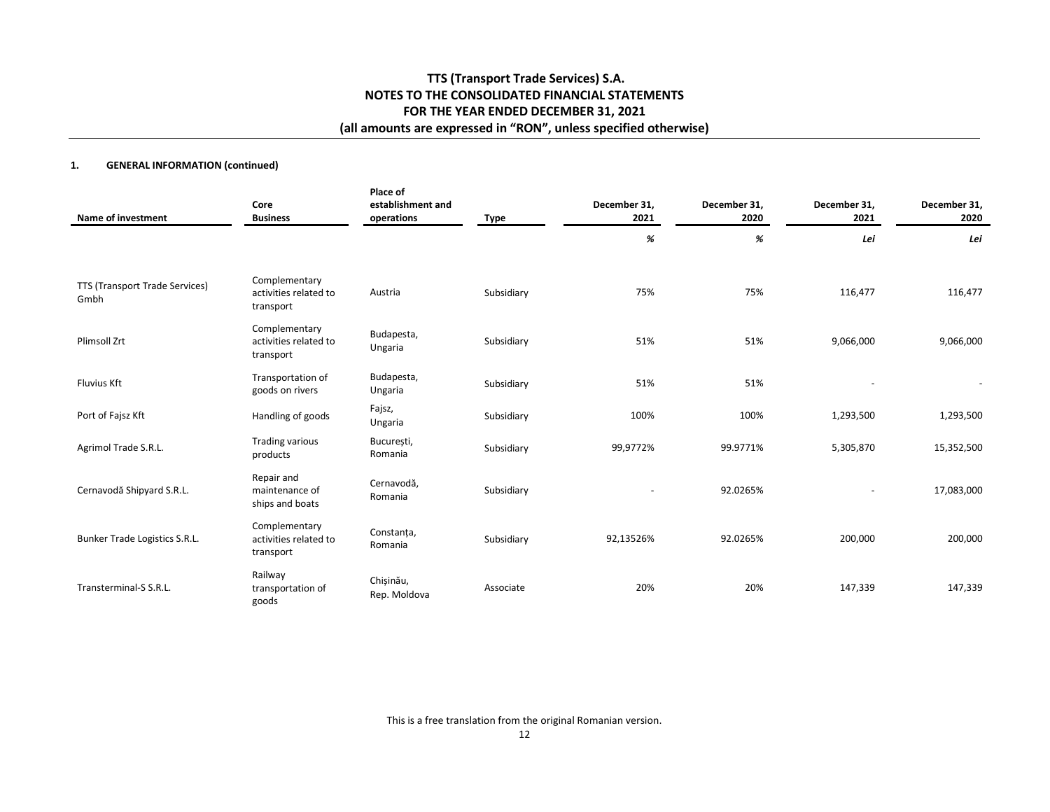## 1. GENERAL INFORMATION (continued)

| Name of investment | Core Business | Place of establishment and operations | Type | December 31, 2021 | December 31, 2020 | December 31, 2021 | December 31, 2020 |
|---|---|---|---|---|---|---|---|
| | | | | *%* | *%* | *Lei* | *Lei* |
| TTS (Transport Trade Services) Gmbh | Complementary activities related to transport | Austria | Subsidiary | 75% | 75% | 116,477 | 116,477 |
| Plimsoll Zrt | Complementary activities related to transport | Budapesta, Ungaria | Subsidiary | 51% | 51% | 9,066,000 | 9,066,000 |
| Fluvius Kft | Transportation of goods on rivers | Budapesta, Ungaria | Subsidiary | 51% | 51% | - | - |
| Port of Fajsz Kft | Handling of goods | Fajsz, Ungaria | Subsidiary | 100% | 100% | 1,293,500 | 1,293,500 |
| Agrimol Trade S.R.L. | Trading various products | București, Romania | Subsidiary | 99,9772% | 99.9771% | 5,305,870 | 15,352,500 |
| Cernavodă Shipyard S.R.L. | Repair and maintenance of ships and boats | Cernavodă, Romania | Subsidiary | - | 92.0265% | - | 17,083,000 |
| Bunker Trade Logistics S.R.L. | Complementary activities related to transport | Constanța, Romania | Subsidiary | 92,13526% | 92.0265% | 200,000 | 200,000 |
| Transterminal-S S.R.L. | Railway transportation of goods | Chișinău, Rep. Moldova | Associate | 20% | 20% | 147,339 | 147,339 |

This is a free translation from the original Romanian version.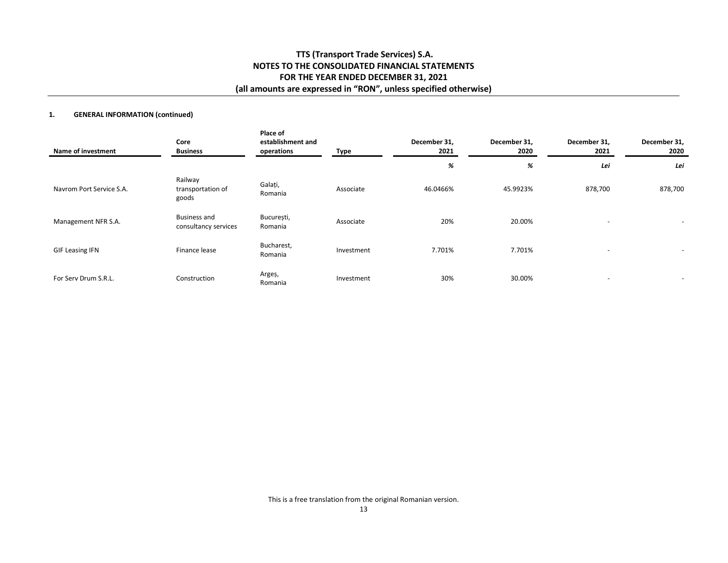## 1. GENERAL INFORMATION (continued)

| Name of investment | Core Business | Place of establishment and operations | Type | December 31, 2021 | December 31, 2020 | December 31, 2021 | December 31, 2020 |
|---|---|---|---|---|---|---|---|
| | | | | *%* | *%* | *Lei* | *Lei* |
| Navrom Port Service S.A. | Railway transportation of goods | Galați, Romania | Associate | 46.0466% | 45.9923% | 878,700 | 878,700 |
| Management NFR S.A. | Business and consultancy services | București, Romania | Associate | 20% | 20.00% | - | - |
| GIF Leasing IFN | Finance lease | Bucharest, Romania | Investment | 7.701% | 7.701% | - | - |
| For Serv Drum S.R.L. | Construction | Argeș, Romania | Investment | 30% | 30.00% | - | - |

This is a free translation from the original Romanian version.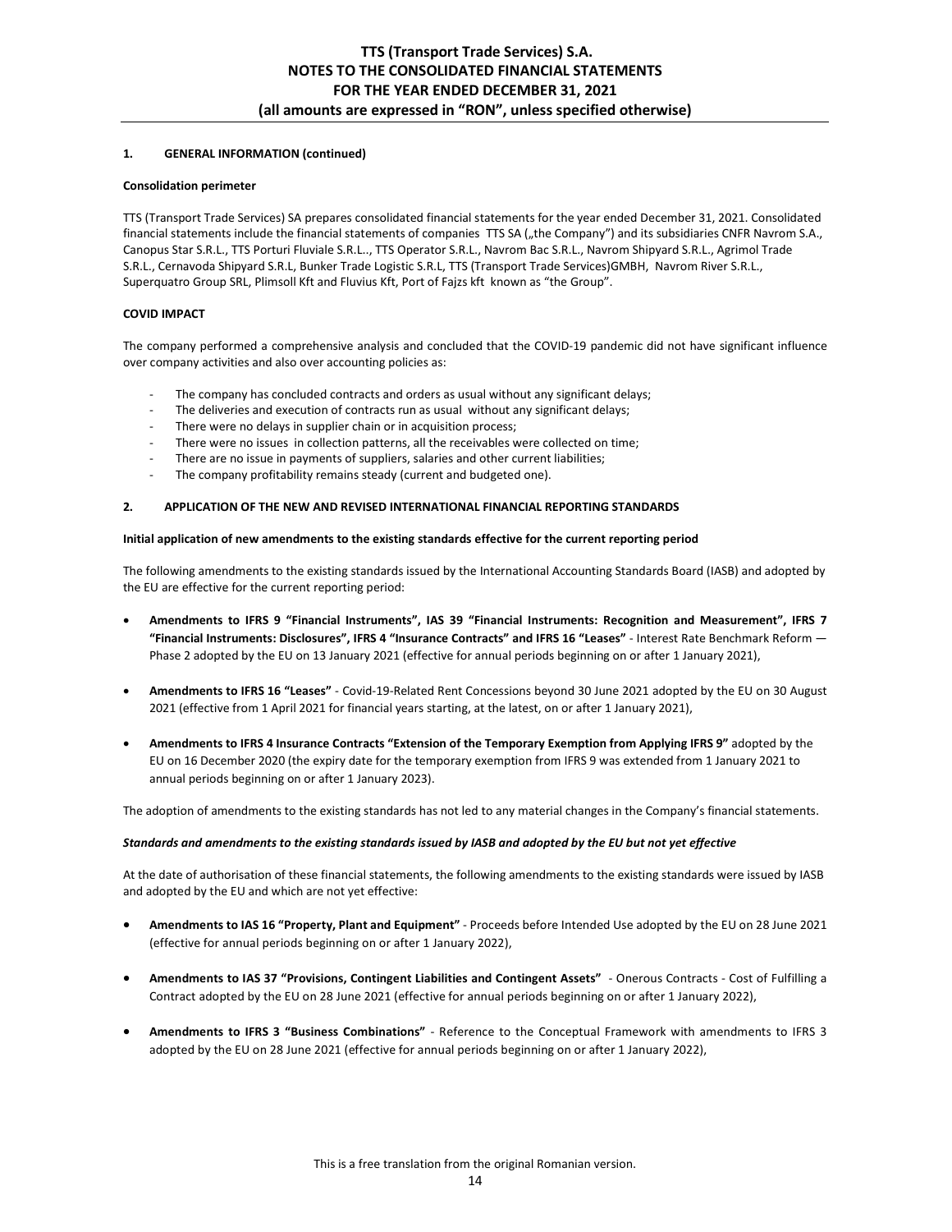### 1. GENERAL INFORMATION (continued)

**Consolidation perimeter**

TTS (Transport Trade Services) SA prepares consolidated financial statements for the year ended December 31, 2021. Consolidated financial statements include the financial statements of companies TTS SA („the Company") and its subsidiaries CNFR Navrom S.A., Canopus Star S.R.L., TTS Porturi Fluviale S.R.L.., TTS Operator S.R.L., Navrom Bac S.R.L., Navrom Shipyard S.R.L., Agrimol Trade S.R.L., Cernavoda Shipyard S.R.L, Bunker Trade Logistic S.R.L, TTS (Transport Trade Services)GMBH, Navrom River S.R.L., Superquatro Group SRL, Plimsoll Kft and Fluvius Kft, Port of Fajzs kft known as "the Group".

**COVID IMPACT**

The company performed a comprehensive analysis and concluded that the COVID-19 pandemic did not have significant influence over company activities and also over accounting policies as:

- The company has concluded contracts and orders as usual without any significant delays;
- The deliveries and execution of contracts run as usual without any significant delays;
- There were no delays in supplier chain or in acquisition process;
- There were no issues in collection patterns, all the receivables were collected on time;
- There are no issue in payments of suppliers, salaries and other current liabilities;
- The company profitability remains steady (current and budgeted one).

### 2. APPLICATION OF THE NEW AND REVISED INTERNATIONAL FINANCIAL REPORTING STANDARDS

**Initial application of new amendments to the existing standards effective for the current reporting period**

The following amendments to the existing standards issued by the International Accounting Standards Board (IASB) and adopted by the EU are effective for the current reporting period:

- **Amendments to IFRS 9 "Financial Instruments", IAS 39 "Financial Instruments: Recognition and Measurement", IFRS 7 "Financial Instruments: Disclosures", IFRS 4 "Insurance Contracts" and IFRS 16 "Leases"** - Interest Rate Benchmark Reform — Phase 2 adopted by the EU on 13 January 2021 (effective for annual periods beginning on or after 1 January 2021),

- **Amendments to IFRS 16 "Leases"** - Covid-19-Related Rent Concessions beyond 30 June 2021 adopted by the EU on 30 August 2021 (effective from 1 April 2021 for financial years starting, at the latest, on or after 1 January 2021),

- **Amendments to IFRS 4 Insurance Contracts "Extension of the Temporary Exemption from Applying IFRS 9"** adopted by the EU on 16 December 2020 (the expiry date for the temporary exemption from IFRS 9 was extended from 1 January 2021 to annual periods beginning on or after 1 January 2023).

The adoption of amendments to the existing standards has not led to any material changes in the Company's financial statements.

***Standards and amendments to the existing standards issued by IASB and adopted by the EU but not yet effective***

At the date of authorisation of these financial statements, the following amendments to the existing standards were issued by IASB and adopted by the EU and which are not yet effective:

- **Amendments to IAS 16 "Property, Plant and Equipment"** - Proceeds before Intended Use adopted by the EU on 28 June 2021 (effective for annual periods beginning on or after 1 January 2022),

- **Amendments to IAS 37 "Provisions, Contingent Liabilities and Contingent Assets"** - Onerous Contracts - Cost of Fulfilling a Contract adopted by the EU on 28 June 2021 (effective for annual periods beginning on or after 1 January 2022),

- **Amendments to IFRS 3 "Business Combinations"** - Reference to the Conceptual Framework with amendments to IFRS 3 adopted by the EU on 28 June 2021 (effective for annual periods beginning on or after 1 January 2022),

This is a free translation from the original Romanian version.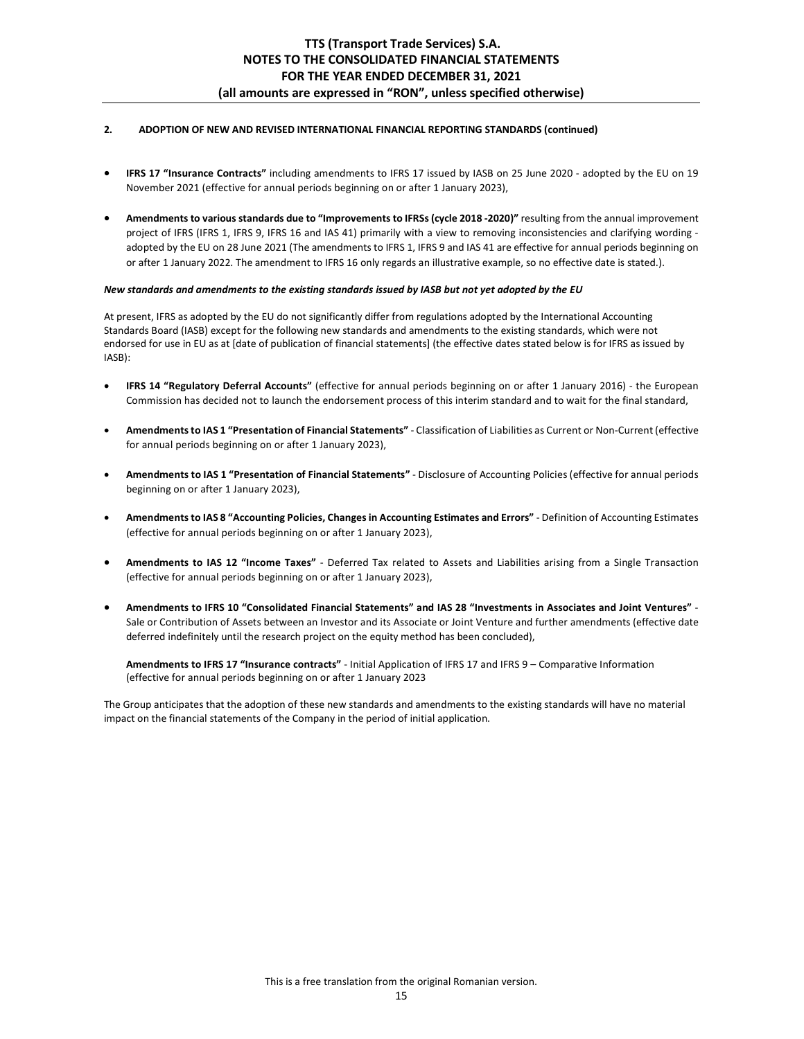## 2. ADOPTION OF NEW AND REVISED INTERNATIONAL FINANCIAL REPORTING STANDARDS (continued)

- **IFRS 17 "Insurance Contracts"** including amendments to IFRS 17 issued by IASB on 25 June 2020 - adopted by the EU on 19 November 2021 (effective for annual periods beginning on or after 1 January 2023),

- **Amendments to various standards due to "Improvements to IFRSs (cycle 2018 -2020)"** resulting from the annual improvement project of IFRS (IFRS 1, IFRS 9, IFRS 16 and IAS 41) primarily with a view to removing inconsistencies and clarifying wording - adopted by the EU on 28 June 2021 (The amendments to IFRS 1, IFRS 9 and IAS 41 are effective for annual periods beginning on or after 1 January 2022. The amendment to IFRS 16 only regards an illustrative example, so no effective date is stated.).

***New standards and amendments to the existing standards issued by IASB but not yet adopted by the EU***

At present, IFRS as adopted by the EU do not significantly differ from regulations adopted by the International Accounting Standards Board (IASB) except for the following new standards and amendments to the existing standards, which were not endorsed for use in EU as at [date of publication of financial statements] (the effective dates stated below is for IFRS as issued by IASB):

- **IFRS 14 "Regulatory Deferral Accounts"** (effective for annual periods beginning on or after 1 January 2016) - the European Commission has decided not to launch the endorsement process of this interim standard and to wait for the final standard,

- **Amendments to IAS 1 "Presentation of Financial Statements"** - Classification of Liabilities as Current or Non-Current (effective for annual periods beginning on or after 1 January 2023),

- **Amendments to IAS 1 "Presentation of Financial Statements"** - Disclosure of Accounting Policies (effective for annual periods beginning on or after 1 January 2023),

- **Amendments to IAS 8 "Accounting Policies, Changes in Accounting Estimates and Errors"** - Definition of Accounting Estimates (effective for annual periods beginning on or after 1 January 2023),

- **Amendments to IAS 12 "Income Taxes"** - Deferred Tax related to Assets and Liabilities arising from a Single Transaction (effective for annual periods beginning on or after 1 January 2023),

- **Amendments to IFRS 10 "Consolidated Financial Statements" and IAS 28 "Investments in Associates and Joint Ventures"** - Sale or Contribution of Assets between an Investor and its Associate or Joint Venture and further amendments (effective date deferred indefinitely until the research project on the equity method has been concluded),

  **Amendments to IFRS 17 "Insurance contracts"** - Initial Application of IFRS 17 and IFRS 9 – Comparative Information (effective for annual periods beginning on or after 1 January 2023

The Group anticipates that the adoption of these new standards and amendments to the existing standards will have no material impact on the financial statements of the Company in the period of initial application.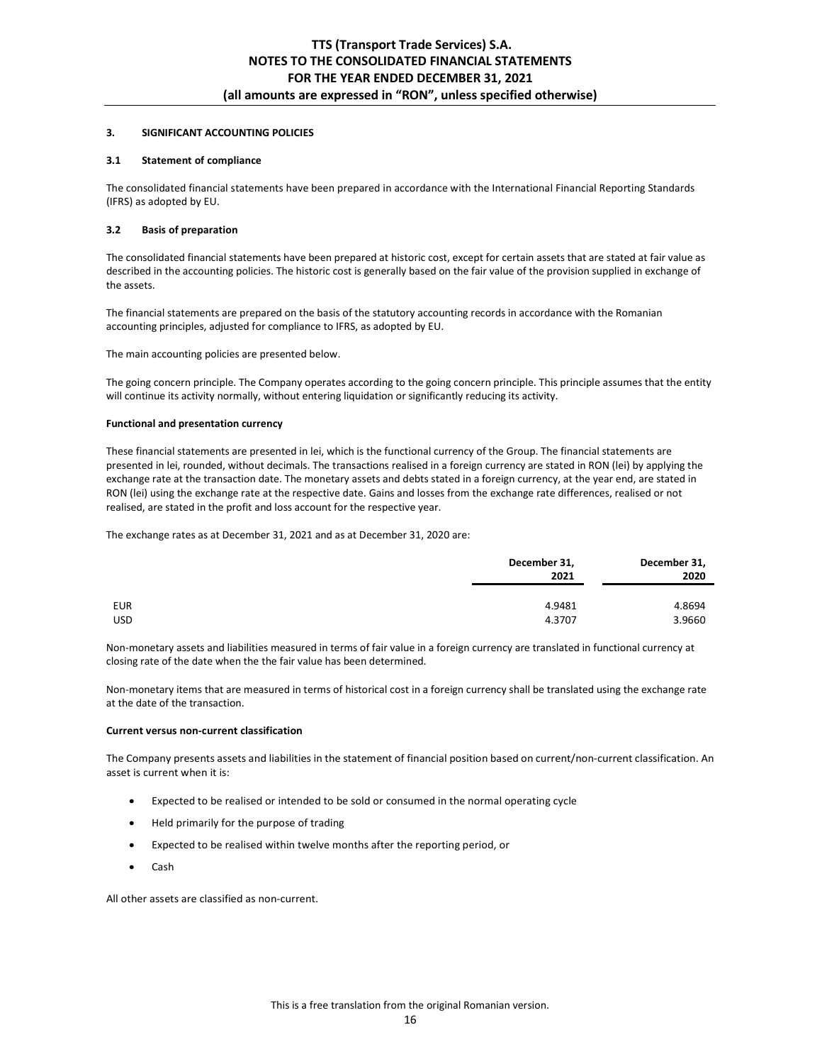### 3. SIGNIFICANT ACCOUNTING POLICIES

#### 3.1 Statement of compliance

The consolidated financial statements have been prepared in accordance with the International Financial Reporting Standards (IFRS) as adopted by EU.

#### 3.2 Basis of preparation

The consolidated financial statements have been prepared at historic cost, except for certain assets that are stated at fair value as described in the accounting policies. The historic cost is generally based on the fair value of the provision supplied in exchange of the assets.

The financial statements are prepared on the basis of the statutory accounting records in accordance with the Romanian accounting principles, adjusted for compliance to IFRS, as adopted by EU.

The main accounting policies are presented below.

The going concern principle. The Company operates according to the going concern principle. This principle assumes that the entity will continue its activity normally, without entering liquidation or significantly reducing its activity.

**Functional and presentation currency**

These financial statements are presented in lei, which is the functional currency of the Group. The financial statements are presented in lei, rounded, without decimals. The transactions realised in a foreign currency are stated in RON (lei) by applying the exchange rate at the transaction date. The monetary assets and debts stated in a foreign currency, at the year end, are stated in RON (lei) using the exchange rate at the respective date. Gains and losses from the exchange rate differences, realised or not realised, are stated in the profit and loss account for the respective year.

The exchange rates as at December 31, 2021 and as at December 31, 2020 are:

| | December 31, 2021 | December 31, 2020 |
|---|---|---|
| EUR | 4.9481 | 4.8694 |
| USD | 4.3707 | 3.9660 |

Non-monetary assets and liabilities measured in terms of fair value in a foreign currency are translated in functional currency at closing rate of the date when the the fair value has been determined.

Non-monetary items that are measured in terms of historical cost in a foreign currency shall be translated using the exchange rate at the date of the transaction.

**Current versus non-current classification**

The Company presents assets and liabilities in the statement of financial position based on current/non-current classification. An asset is current when it is:

- Expected to be realised or intended to be sold or consumed in the normal operating cycle
- Held primarily for the purpose of trading
- Expected to be realised within twelve months after the reporting period, or
- Cash

All other assets are classified as non-current.

This is a free translation from the original Romanian version.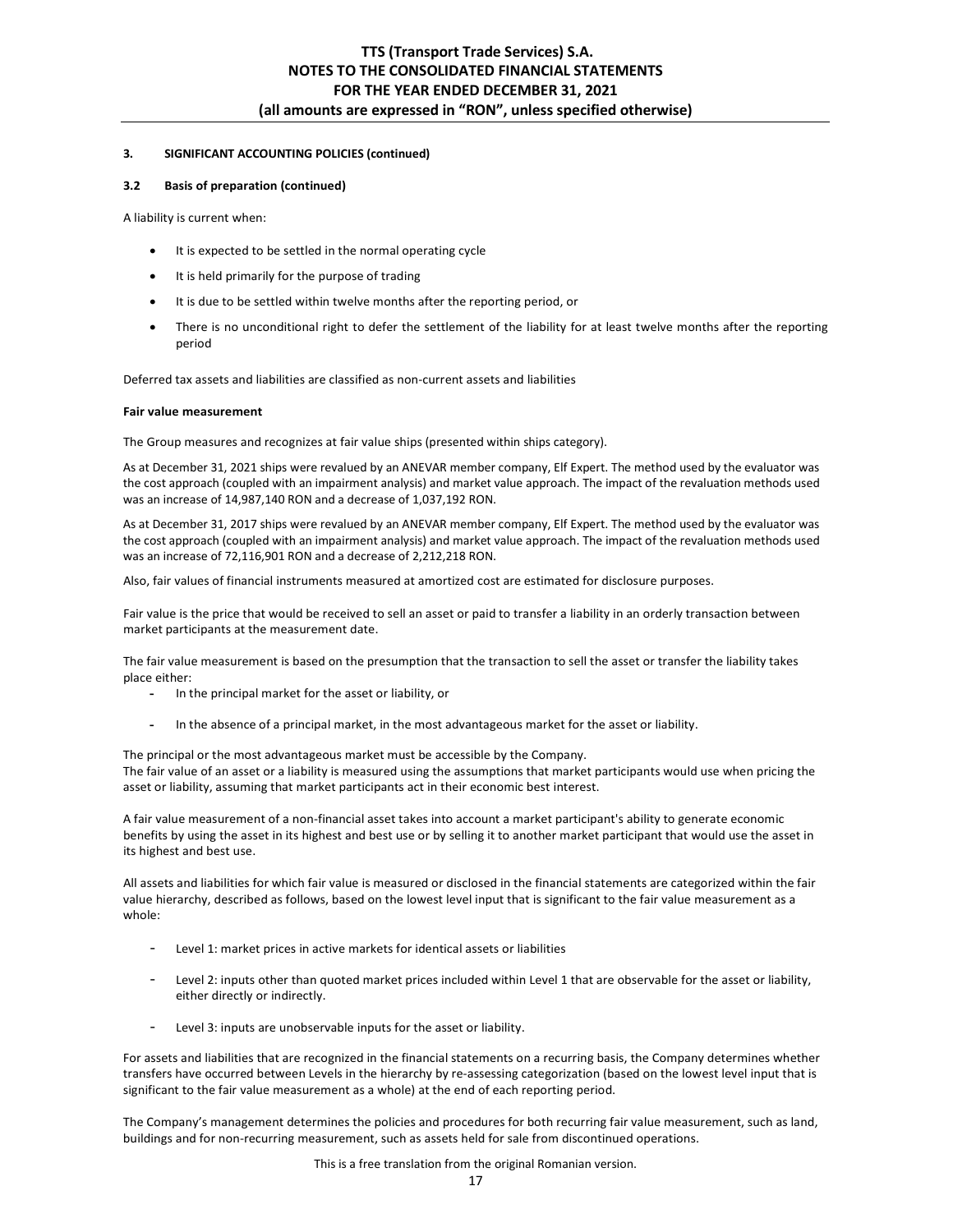### 3. SIGNIFICANT ACCOUNTING POLICIES (continued)

#### 3.2 Basis of preparation (continued)

A liability is current when:

- It is expected to be settled in the normal operating cycle
- It is held primarily for the purpose of trading
- It is due to be settled within twelve months after the reporting period, or
- There is no unconditional right to defer the settlement of the liability for at least twelve months after the reporting period

Deferred tax assets and liabilities are classified as non-current assets and liabilities

**Fair value measurement**

The Group measures and recognizes at fair value ships (presented within ships category).

As at December 31, 2021 ships were revalued by an ANEVAR member company, Elf Expert. The method used by the evaluator was the cost approach (coupled with an impairment analysis) and market value approach. The impact of the revaluation methods used was an increase of 14,987,140 RON and a decrease of 1,037,192 RON.

As at December 31, 2017 ships were revalued by an ANEVAR member company, Elf Expert. The method used by the evaluator was the cost approach (coupled with an impairment analysis) and market value approach. The impact of the revaluation methods used was an increase of 72,116,901 RON and a decrease of 2,212,218 RON.

Also, fair values of financial instruments measured at amortized cost are estimated for disclosure purposes.

Fair value is the price that would be received to sell an asset or paid to transfer a liability in an orderly transaction between market participants at the measurement date.

The fair value measurement is based on the presumption that the transaction to sell the asset or transfer the liability takes place either:

- In the principal market for the asset or liability, or
- In the absence of a principal market, in the most advantageous market for the asset or liability.

The principal or the most advantageous market must be accessible by the Company.
The fair value of an asset or a liability is measured using the assumptions that market participants would use when pricing the asset or liability, assuming that market participants act in their economic best interest.

A fair value measurement of a non-financial asset takes into account a market participant's ability to generate economic benefits by using the asset in its highest and best use or by selling it to another market participant that would use the asset in its highest and best use.

All assets and liabilities for which fair value is measured or disclosed in the financial statements are categorized within the fair value hierarchy, described as follows, based on the lowest level input that is significant to the fair value measurement as a whole:

- Level 1: market prices in active markets for identical assets or liabilities
- Level 2: inputs other than quoted market prices included within Level 1 that are observable for the asset or liability, either directly or indirectly.
- Level 3: inputs are unobservable inputs for the asset or liability.

For assets and liabilities that are recognized in the financial statements on a recurring basis, the Company determines whether transfers have occurred between Levels in the hierarchy by re-assessing categorization (based on the lowest level input that is significant to the fair value measurement as a whole) at the end of each reporting period.

The Company's management determines the policies and procedures for both recurring fair value measurement, such as land, buildings and for non-recurring measurement, such as assets held for sale from discontinued operations.

This is a free translation from the original Romanian version.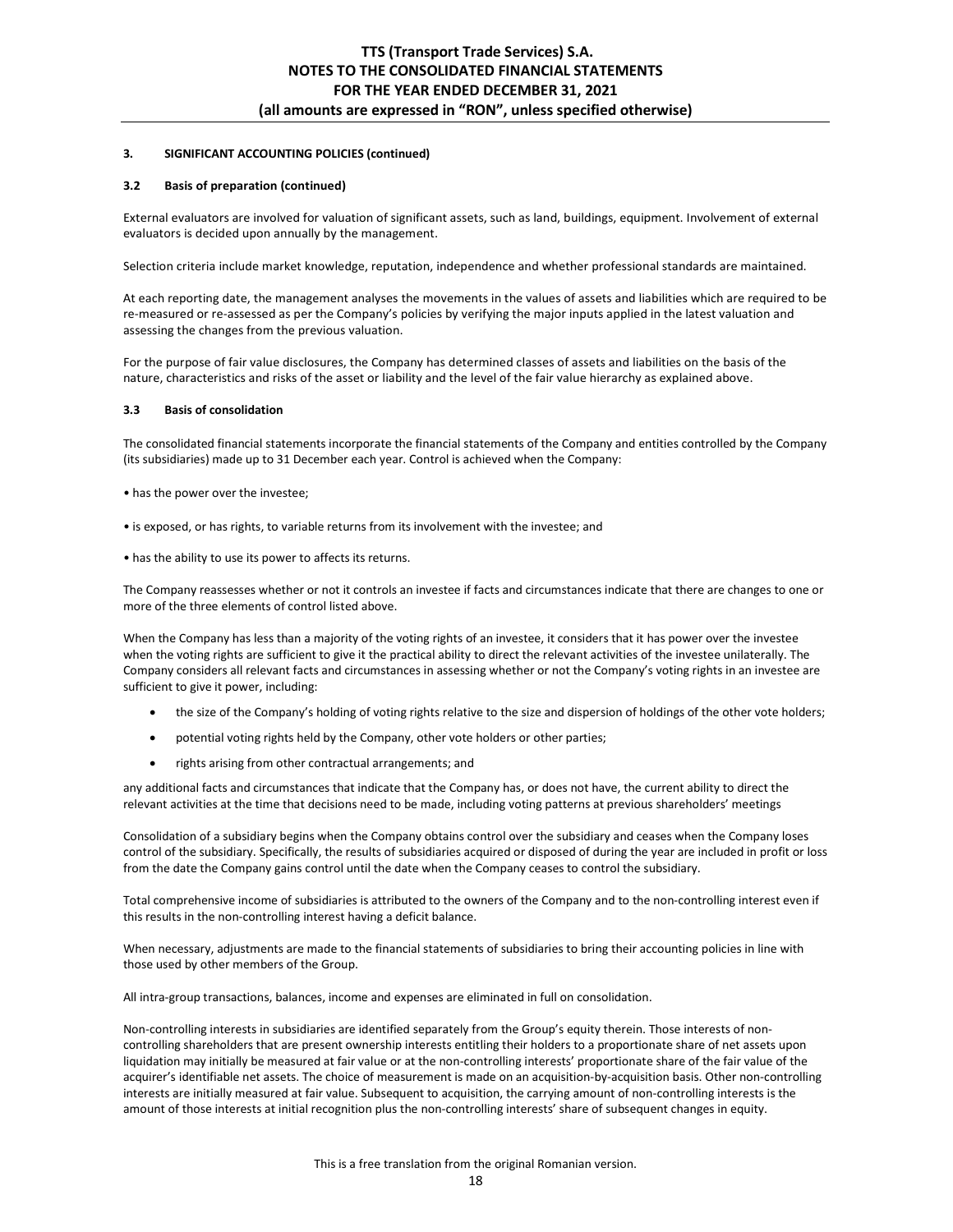### 3. SIGNIFICANT ACCOUNTING POLICIES (continued)

### 3.2 Basis of preparation (continued)

External evaluators are involved for valuation of significant assets, such as land, buildings, equipment. Involvement of external evaluators is decided upon annually by the management.

Selection criteria include market knowledge, reputation, independence and whether professional standards are maintained.

At each reporting date, the management analyses the movements in the values of assets and liabilities which are required to be re-measured or re-assessed as per the Company's policies by verifying the major inputs applied in the latest valuation and assessing the changes from the previous valuation.

For the purpose of fair value disclosures, the Company has determined classes of assets and liabilities on the basis of the nature, characteristics and risks of the asset or liability and the level of the fair value hierarchy as explained above.

### 3.3 Basis of consolidation

The consolidated financial statements incorporate the financial statements of the Company and entities controlled by the Company (its subsidiaries) made up to 31 December each year. Control is achieved when the Company:

- has the power over the investee;
- is exposed, or has rights, to variable returns from its involvement with the investee; and
- has the ability to use its power to affects its returns.

The Company reassesses whether or not it controls an investee if facts and circumstances indicate that there are changes to one or more of the three elements of control listed above.

When the Company has less than a majority of the voting rights of an investee, it considers that it has power over the investee when the voting rights are sufficient to give it the practical ability to direct the relevant activities of the investee unilaterally. The Company considers all relevant facts and circumstances in assessing whether or not the Company's voting rights in an investee are sufficient to give it power, including:

- the size of the Company's holding of voting rights relative to the size and dispersion of holdings of the other vote holders;
- potential voting rights held by the Company, other vote holders or other parties;
- rights arising from other contractual arrangements; and

any additional facts and circumstances that indicate that the Company has, or does not have, the current ability to direct the relevant activities at the time that decisions need to be made, including voting patterns at previous shareholders' meetings

Consolidation of a subsidiary begins when the Company obtains control over the subsidiary and ceases when the Company loses control of the subsidiary. Specifically, the results of subsidiaries acquired or disposed of during the year are included in profit or loss from the date the Company gains control until the date when the Company ceases to control the subsidiary.

Total comprehensive income of subsidiaries is attributed to the owners of the Company and to the non-controlling interest even if this results in the non-controlling interest having a deficit balance.

When necessary, adjustments are made to the financial statements of subsidiaries to bring their accounting policies in line with those used by other members of the Group.

All intra-group transactions, balances, income and expenses are eliminated in full on consolidation.

Non-controlling interests in subsidiaries are identified separately from the Group's equity therein. Those interests of non-controlling shareholders that are present ownership interests entitling their holders to a proportionate share of net assets upon liquidation may initially be measured at fair value or at the non-controlling interests' proportionate share of the fair value of the acquirer's identifiable net assets. The choice of measurement is made on an acquisition-by-acquisition basis. Other non-controlling interests are initially measured at fair value. Subsequent to acquisition, the carrying amount of non-controlling interests is the amount of those interests at initial recognition plus the non-controlling interests' share of subsequent changes in equity.

This is a free translation from the original Romanian version.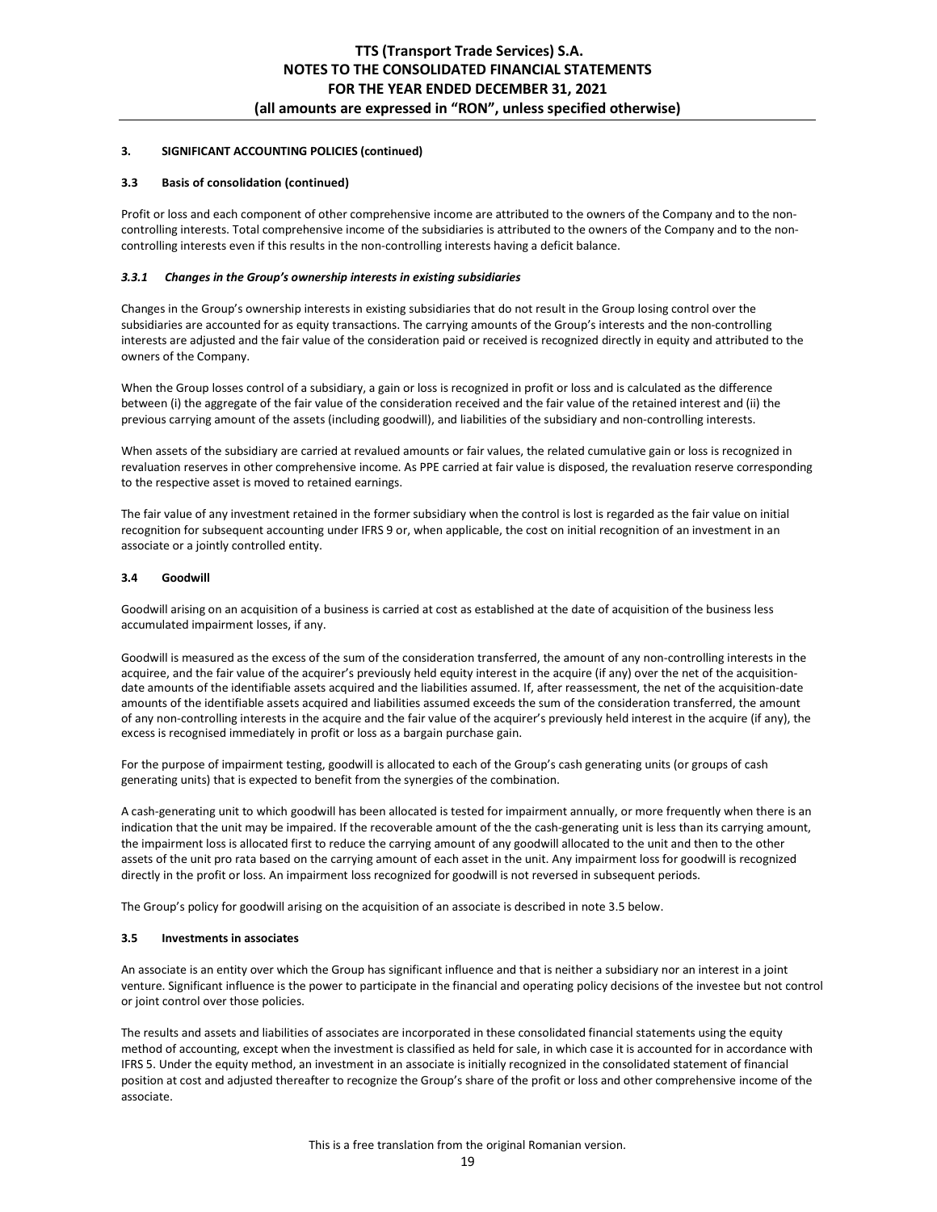### 3. SIGNIFICANT ACCOUNTING POLICIES (continued)

### 3.3 Basis of consolidation (continued)

Profit or loss and each component of other comprehensive income are attributed to the owners of the Company and to the non-controlling interests. Total comprehensive income of the subsidiaries is attributed to the owners of the Company and to the non-controlling interests even if this results in the non-controlling interests having a deficit balance.

#### *3.3.1 Changes in the Group's ownership interests in existing subsidiaries*

Changes in the Group's ownership interests in existing subsidiaries that do not result in the Group losing control over the subsidiaries are accounted for as equity transactions. The carrying amounts of the Group's interests and the non-controlling interests are adjusted and the fair value of the consideration paid or received is recognized directly in equity and attributed to the owners of the Company.

When the Group losses control of a subsidiary, a gain or loss is recognized in profit or loss and is calculated as the difference between (i) the aggregate of the fair value of the consideration received and the fair value of the retained interest and (ii) the previous carrying amount of the assets (including goodwill), and liabilities of the subsidiary and non-controlling interests.

When assets of the subsidiary are carried at revalued amounts or fair values, the related cumulative gain or loss is recognized in revaluation reserves in other comprehensive income. As PPE carried at fair value is disposed, the revaluation reserve corresponding to the respective asset is moved to retained earnings.

The fair value of any investment retained in the former subsidiary when the control is lost is regarded as the fair value on initial recognition for subsequent accounting under IFRS 9 or, when applicable, the cost on initial recognition of an investment in an associate or a jointly controlled entity.

### 3.4 Goodwill

Goodwill arising on an acquisition of a business is carried at cost as established at the date of acquisition of the business less accumulated impairment losses, if any.

Goodwill is measured as the excess of the sum of the consideration transferred, the amount of any non-controlling interests in the acquiree, and the fair value of the acquirer's previously held equity interest in the acquire (if any) over the net of the acquisition-date amounts of the identifiable assets acquired and the liabilities assumed. If, after reassessment, the net of the acquisition-date amounts of the identifiable assets acquired and liabilities assumed exceeds the sum of the consideration transferred, the amount of any non-controlling interests in the acquire and the fair value of the acquirer's previously held interest in the acquire (if any), the excess is recognised immediately in profit or loss as a bargain purchase gain.

For the purpose of impairment testing, goodwill is allocated to each of the Group's cash generating units (or groups of cash generating units) that is expected to benefit from the synergies of the combination.

A cash-generating unit to which goodwill has been allocated is tested for impairment annually, or more frequently when there is an indication that the unit may be impaired. If the recoverable amount of the the cash-generating unit is less than its carrying amount, the impairment loss is allocated first to reduce the carrying amount of any goodwill allocated to the unit and then to the other assets of the unit pro rata based on the carrying amount of each asset in the unit. Any impairment loss for goodwill is recognized directly in the profit or loss. An impairment loss recognized for goodwill is not reversed in subsequent periods.

The Group's policy for goodwill arising on the acquisition of an associate is described in note 3.5 below.

### 3.5 Investments in associates

An associate is an entity over which the Group has significant influence and that is neither a subsidiary nor an interest in a joint venture. Significant influence is the power to participate in the financial and operating policy decisions of the investee but not control or joint control over those policies.

The results and assets and liabilities of associates are incorporated in these consolidated financial statements using the equity method of accounting, except when the investment is classified as held for sale, in which case it is accounted for in accordance with IFRS 5. Under the equity method, an investment in an associate is initially recognized in the consolidated statement of financial position at cost and adjusted thereafter to recognize the Group's share of the profit or loss and other comprehensive income of the associate.

This is a free translation from the original Romanian version.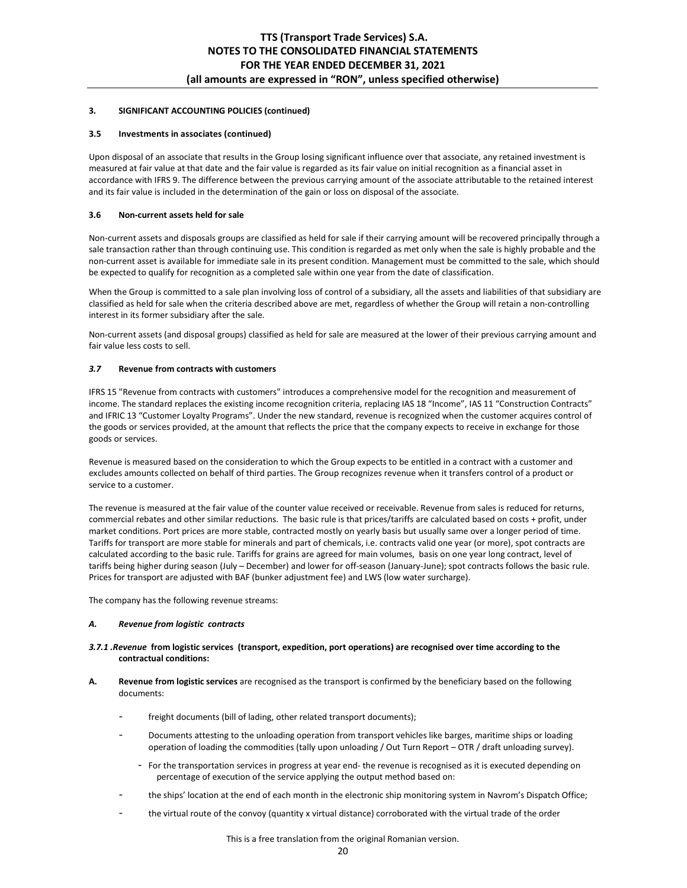**3. SIGNIFICANT ACCOUNTING POLICIES (continued)**

**3.5 Investments in associates (continued)**

Upon disposal of an associate that results in the Group losing significant influence over that associate, any retained investment is measured at fair value at that date and the fair value is regarded as its fair value on initial recognition as a financial asset in accordance with IFRS 9. The difference between the previous carrying amount of the associate attributable to the retained interest and its fair value is included in the determination of the gain or loss on disposal of the associate.

**3.6 Non-current assets held for sale**

Non-current assets and disposals groups are classified as held for sale if their carrying amount will be recovered principally through a sale transaction rather than through continuing use. This condition is regarded as met only when the sale is highly probable and the non-current asset is available for immediate sale in its present condition. Management must be committed to the sale, which should be expected to qualify for recognition as a completed sale within one year from the date of classification.

When the Group is committed to a sale plan involving loss of control of a subsidiary, all the assets and liabilities of that subsidiary are classified as held for sale when the criteria described above are met, regardless of whether the Group will retain a non-controlling interest in its former subsidiary after the sale.

Non-current assets (and disposal groups) classified as held for sale are measured at the lower of their previous carrying amount and fair value less costs to sell.

***3.7*** **Revenue from contracts with customers**

IFRS 15 "Revenue from contracts with customers" introduces a comprehensive model for the recognition and measurement of income. The standard replaces the existing income recognition criteria, replacing IAS 18 "Income", IAS 11 "Construction Contracts" and IFRIC 13 "Customer Loyalty Programs". Under the new standard, revenue is recognized when the customer acquires control of the goods or services provided, at the amount that reflects the price that the company expects to receive in exchange for those goods or services.

Revenue is measured based on the consideration to which the Group expects to be entitled in a contract with a customer and excludes amounts collected on behalf of third parties. The Group recognizes revenue when it transfers control of a product or service to a customer.

The revenue is measured at the fair value of the counter value received or receivable. Revenue from sales is reduced for returns, commercial rebates and other similar reductions. The basic rule is that prices/tariffs are calculated based on costs + profit, under market conditions. Port prices are more stable, contracted mostly on yearly basis but usually same over a longer period of time. Tariffs for transport are more stable for minerals and part of chemicals, i.e. contracts valid one year (or more), spot contracts are calculated according to the basic rule. Tariffs for grains are agreed for main volumes, basis on one year long contract, level of tariffs being higher during season (July – December) and lower for off-season (January-June); spot contracts follows the basic rule. Prices for transport are adjusted with BAF (bunker adjustment fee) and LWS (low water surcharge).

The company has the following revenue streams:

***A. Revenue from logistic contracts***

***3.7.1 .Revenue* from logistic services (transport, expedition, port operations) are recognised over time according to the contractual conditions:**

**A. Revenue from logistic services** are recognised as the transport is confirmed by the beneficiary based on the following documents:

- freight documents (bill of lading, other related transport documents);
- Documents attesting to the unloading operation from transport vehicles like barges, maritime ships or loading operation of loading the commodities (tally upon unloading / Out Turn Report – OTR / draft unloading survey).
  - For the transportation services in progress at year end- the revenue is recognised as it is executed depending on percentage of execution of the service applying the output method based on:
- the ships' location at the end of each month in the electronic ship monitoring system in Navrom's Dispatch Office;
- the virtual route of the convoy (quantity x virtual distance) corroborated with the virtual trade of the order

This is a free translation from the original Romanian version.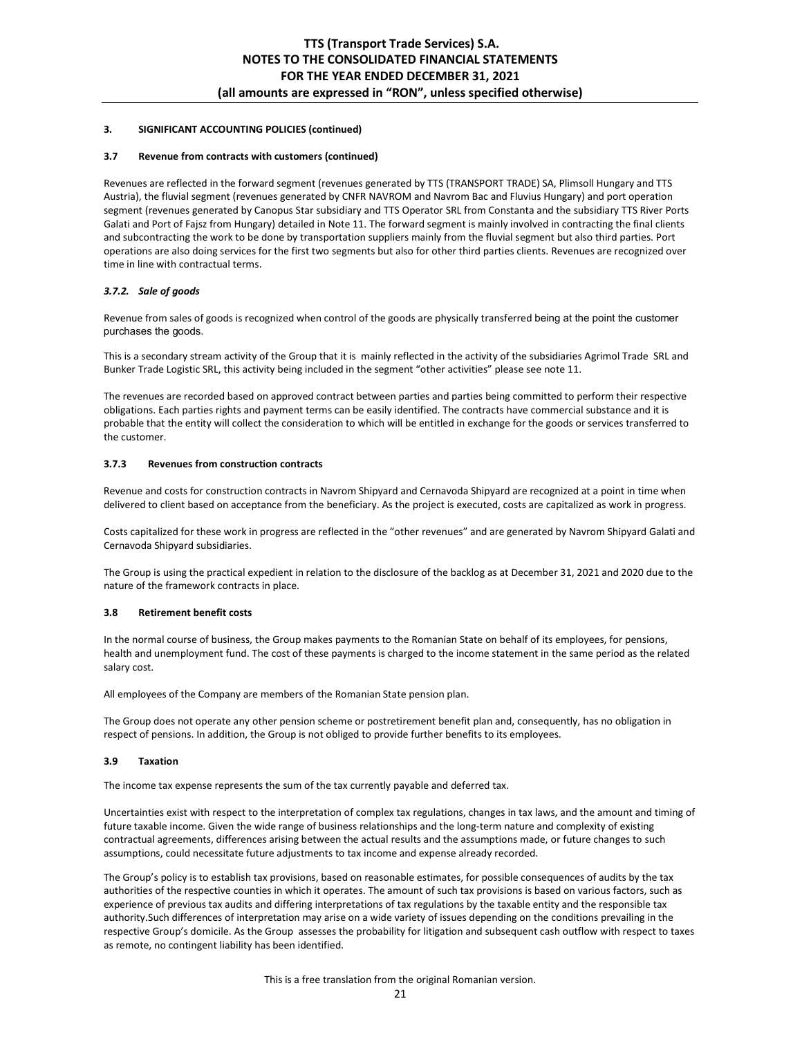**3. SIGNIFICANT ACCOUNTING POLICIES (continued)**

**3.7 Revenue from contracts with customers (continued)**

Revenues are reflected in the forward segment (revenues generated by TTS (TRANSPORT TRADE) SA, Plimsoll Hungary and TTS Austria), the fluvial segment (revenues generated by CNFR NAVROM and Navrom Bac and Fluvius Hungary) and port operation segment (revenues generated by Canopus Star subsidiary and TTS Operator SRL from Constanta and the subsidiary TTS River Ports Galati and Port of Fajsz from Hungary) detailed in Note 11. The forward segment is mainly involved in contracting the final clients and subcontracting the work to be done by transportation suppliers mainly from the fluvial segment but also third parties. Port operations are also doing services for the first two segments but also for other third parties clients. Revenues are recognized over time in line with contractual terms.

***3.7.2. Sale of goods***

Revenue from sales of goods is recognized when control of the goods are physically transferred being at the point the customer purchases the goods.

This is a secondary stream activity of the Group that it is mainly reflected in the activity of the subsidiaries Agrimol Trade SRL and Bunker Trade Logistic SRL, this activity being included in the segment "other activities" please see note 11.

The revenues are recorded based on approved contract between parties and parties being committed to perform their respective obligations. Each parties rights and payment terms can be easily identified. The contracts have commercial substance and it is probable that the entity will collect the consideration to which will be entitled in exchange for the goods or services transferred to the customer.

**3.7.3 Revenues from construction contracts**

Revenue and costs for construction contracts in Navrom Shipyard and Cernavoda Shipyard are recognized at a point in time when delivered to client based on acceptance from the beneficiary. As the project is executed, costs are capitalized as work in progress.

Costs capitalized for these work in progress are reflected in the "other revenues" and are generated by Navrom Shipyard Galati and Cernavoda Shipyard subsidiaries.

The Group is using the practical expedient in relation to the disclosure of the backlog as at December 31, 2021 and 2020 due to the nature of the framework contracts in place.

**3.8 Retirement benefit costs**

In the normal course of business, the Group makes payments to the Romanian State on behalf of its employees, for pensions, health and unemployment fund. The cost of these payments is charged to the income statement in the same period as the related salary cost.

All employees of the Company are members of the Romanian State pension plan.

The Group does not operate any other pension scheme or postretirement benefit plan and, consequently, has no obligation in respect of pensions. In addition, the Group is not obliged to provide further benefits to its employees.

**3.9 Taxation**

The income tax expense represents the sum of the tax currently payable and deferred tax.

Uncertainties exist with respect to the interpretation of complex tax regulations, changes in tax laws, and the amount and timing of future taxable income. Given the wide range of business relationships and the long-term nature and complexity of existing contractual agreements, differences arising between the actual results and the assumptions made, or future changes to such assumptions, could necessitate future adjustments to tax income and expense already recorded.

The Group's policy is to establish tax provisions, based on reasonable estimates, for possible consequences of audits by the tax authorities of the respective counties in which it operates. The amount of such tax provisions is based on various factors, such as experience of previous tax audits and differing interpretations of tax regulations by the taxable entity and the responsible tax authority.Such differences of interpretation may arise on a wide variety of issues depending on the conditions prevailing in the respective Group's domicile. As the Group assesses the probability for litigation and subsequent cash outflow with respect to taxes as remote, no contingent liability has been identified.

This is a free translation from the original Romanian version.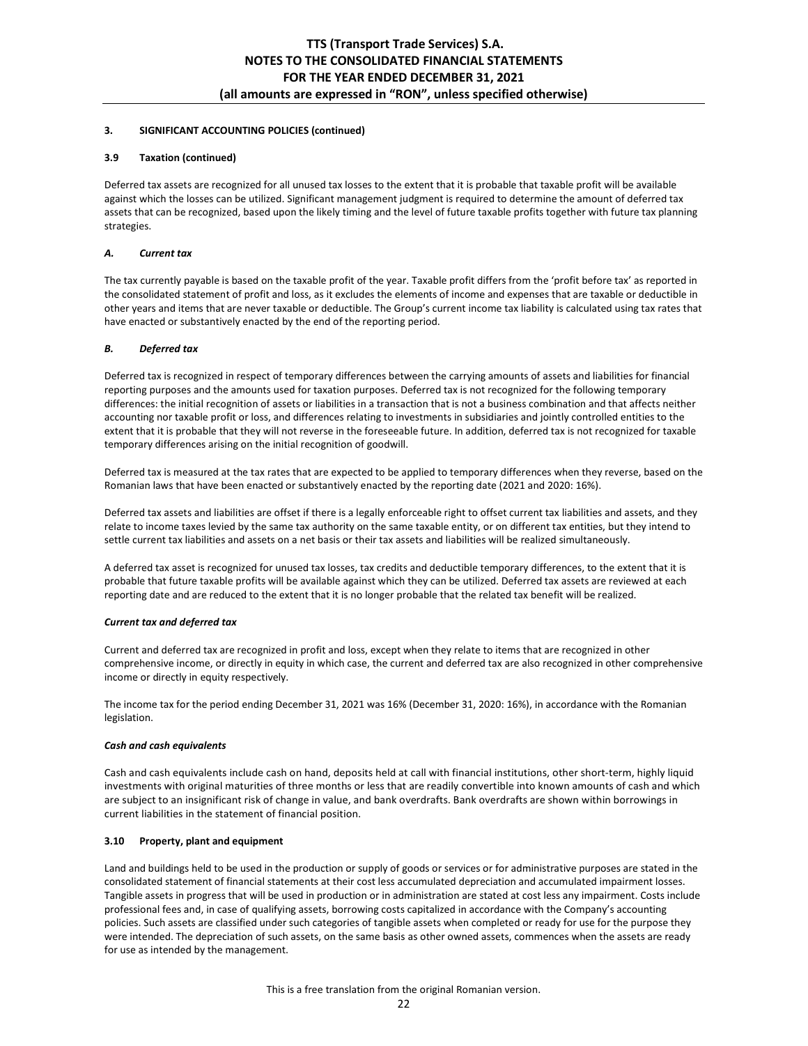### 3. SIGNIFICANT ACCOUNTING POLICIES (continued)

#### 3.9 Taxation (continued)

Deferred tax assets are recognized for all unused tax losses to the extent that it is probable that taxable profit will be available against which the losses can be utilized. Significant management judgment is required to determine the amount of deferred tax assets that can be recognized, based upon the likely timing and the level of future taxable profits together with future tax planning strategies.

***A. Current tax***

The tax currently payable is based on the taxable profit of the year. Taxable profit differs from the 'profit before tax' as reported in the consolidated statement of profit and loss, as it excludes the elements of income and expenses that are taxable or deductible in other years and items that are never taxable or deductible. The Group's current income tax liability is calculated using tax rates that have enacted or substantively enacted by the end of the reporting period.

***B. Deferred tax***

Deferred tax is recognized in respect of temporary differences between the carrying amounts of assets and liabilities for financial reporting purposes and the amounts used for taxation purposes. Deferred tax is not recognized for the following temporary differences: the initial recognition of assets or liabilities in a transaction that is not a business combination and that affects neither accounting nor taxable profit or loss, and differences relating to investments in subsidiaries and jointly controlled entities to the extent that it is probable that they will not reverse in the foreseeable future. In addition, deferred tax is not recognized for taxable temporary differences arising on the initial recognition of goodwill.

Deferred tax is measured at the tax rates that are expected to be applied to temporary differences when they reverse, based on the Romanian laws that have been enacted or substantively enacted by the reporting date (2021 and 2020: 16%).

Deferred tax assets and liabilities are offset if there is a legally enforceable right to offset current tax liabilities and assets, and they relate to income taxes levied by the same tax authority on the same taxable entity, or on different tax entities, but they intend to settle current tax liabilities and assets on a net basis or their tax assets and liabilities will be realized simultaneously.

A deferred tax asset is recognized for unused tax losses, tax credits and deductible temporary differences, to the extent that it is probable that future taxable profits will be available against which they can be utilized. Deferred tax assets are reviewed at each reporting date and are reduced to the extent that it is no longer probable that the related tax benefit will be realized.

***Current tax and deferred tax***

Current and deferred tax are recognized in profit and loss, except when they relate to items that are recognized in other comprehensive income, or directly in equity in which case, the current and deferred tax are also recognized in other comprehensive income or directly in equity respectively.

The income tax for the period ending December 31, 2021 was 16% (December 31, 2020: 16%), in accordance with the Romanian legislation.

***Cash and cash equivalents***

Cash and cash equivalents include cash on hand, deposits held at call with financial institutions, other short-term, highly liquid investments with original maturities of three months or less that are readily convertible into known amounts of cash and which are subject to an insignificant risk of change in value, and bank overdrafts. Bank overdrafts are shown within borrowings in current liabilities in the statement of financial position.

#### 3.10 Property, plant and equipment

Land and buildings held to be used in the production or supply of goods or services or for administrative purposes are stated in the consolidated statement of financial statements at their cost less accumulated depreciation and accumulated impairment losses. Tangible assets in progress that will be used in production or in administration are stated at cost less any impairment. Costs include professional fees and, in case of qualifying assets, borrowing costs capitalized in accordance with the Company's accounting policies. Such assets are classified under such categories of tangible assets when completed or ready for use for the purpose they were intended. The depreciation of such assets, on the same basis as other owned assets, commences when the assets are ready for use as intended by the management.

This is a free translation from the original Romanian version.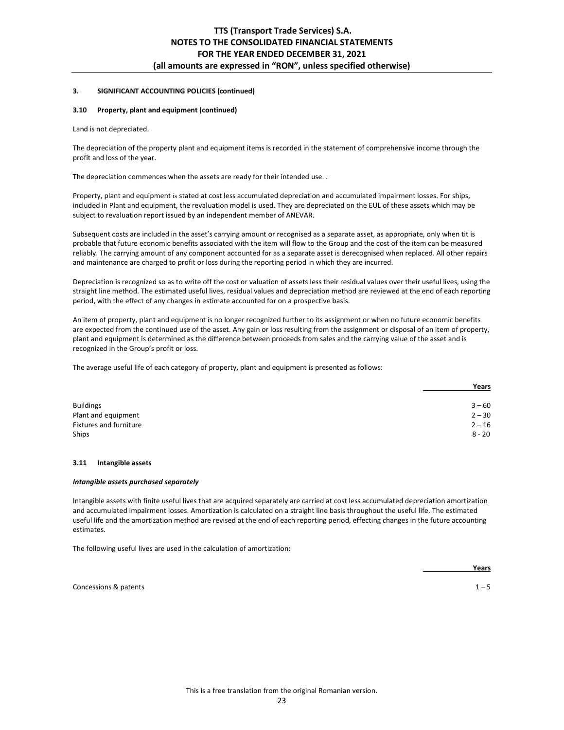### 3. SIGNIFICANT ACCOUNTING POLICIES (continued)

#### 3.10 Property, plant and equipment (continued)

Land is not depreciated.

The depreciation of the property plant and equipment items is recorded in the statement of comprehensive income through the profit and loss of the year.

The depreciation commences when the assets are ready for their intended use. .

Property, plant and equipment is stated at cost less accumulated depreciation and accumulated impairment losses. For ships, included in Plant and equipment, the revaluation model is used. They are depreciated on the EUL of these assets which may be subject to revaluation report issued by an independent member of ANEVAR.

Subsequent costs are included in the asset's carrying amount or recognised as a separate asset, as appropriate, only when tit is probable that future economic benefits associated with the item will flow to the Group and the cost of the item can be measured reliably. The carrying amount of any component accounted for as a separate asset is derecognised when replaced. All other repairs and maintenance are charged to profit or loss during the reporting period in which they are incurred.

Depreciation is recognized so as to write off the cost or valuation of assets less their residual values over their useful lives, using the straight line method. The estimated useful lives, residual values and depreciation method are reviewed at the end of each reporting period, with the effect of any changes in estimate accounted for on a prospective basis.

An item of property, plant and equipment is no longer recognized further to its assignment or when no future economic benefits are expected from the continued use of the asset. Any gain or loss resulting from the assignment or disposal of an item of property, plant and equipment is determined as the difference between proceeds from sales and the carrying value of the asset and is recognized in the Group's profit or loss.

The average useful life of each category of property, plant and equipment is presented as follows:

| | **Years** |
|---|---|
| Buildings | 3 – 60 |
| Plant and equipment | 2 – 30 |
| Fixtures and furniture | 2 – 16 |
| Ships | 8 - 20 |

#### 3.11 Intangible assets

***Intangible assets purchased separately***

Intangible assets with finite useful lives that are acquired separately are carried at cost less accumulated depreciation amortization and accumulated impairment losses. Amortization is calculated on a straight line basis throughout the useful life. The estimated useful life and the amortization method are revised at the end of each reporting period, effecting changes in the future accounting estimates.

The following useful lives are used in the calculation of amortization:

| | **Years** |
|---|---|
| Concessions & patents | 1 – 5 |

This is a free translation from the original Romanian version.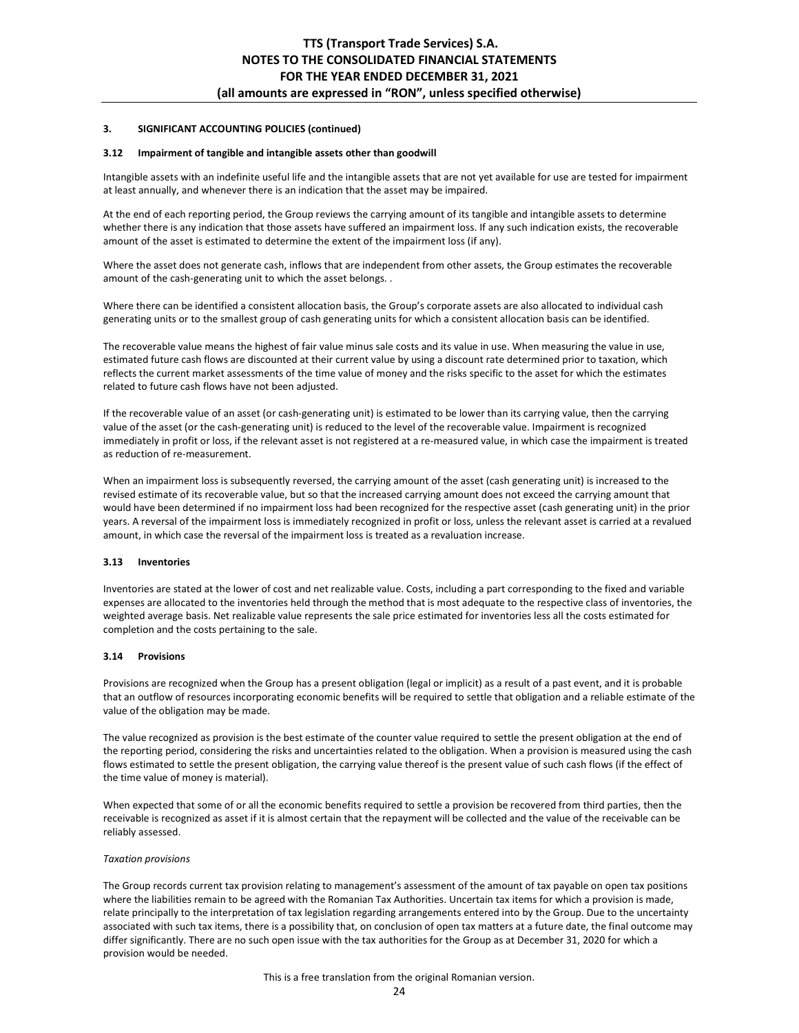### 3. SIGNIFICANT ACCOUNTING POLICIES (continued)

#### 3.12 Impairment of tangible and intangible assets other than goodwill

Intangible assets with an indefinite useful life and the intangible assets that are not yet available for use are tested for impairment at least annually, and whenever there is an indication that the asset may be impaired.

At the end of each reporting period, the Group reviews the carrying amount of its tangible and intangible assets to determine whether there is any indication that those assets have suffered an impairment loss. If any such indication exists, the recoverable amount of the asset is estimated to determine the extent of the impairment loss (if any).

Where the asset does not generate cash, inflows that are independent from other assets, the Group estimates the recoverable amount of the cash-generating unit to which the asset belongs. .

Where there can be identified a consistent allocation basis, the Group's corporate assets are also allocated to individual cash generating units or to the smallest group of cash generating units for which a consistent allocation basis can be identified.

The recoverable value means the highest of fair value minus sale costs and its value in use. When measuring the value in use, estimated future cash flows are discounted at their current value by using a discount rate determined prior to taxation, which reflects the current market assessments of the time value of money and the risks specific to the asset for which the estimates related to future cash flows have not been adjusted.

If the recoverable value of an asset (or cash-generating unit) is estimated to be lower than its carrying value, then the carrying value of the asset (or the cash-generating unit) is reduced to the level of the recoverable value. Impairment is recognized immediately in profit or loss, if the relevant asset is not registered at a re-measured value, in which case the impairment is treated as reduction of re-measurement.

When an impairment loss is subsequently reversed, the carrying amount of the asset (cash generating unit) is increased to the revised estimate of its recoverable value, but so that the increased carrying amount does not exceed the carrying amount that would have been determined if no impairment loss had been recognized for the respective asset (cash generating unit) in the prior years. A reversal of the impairment loss is immediately recognized in profit or loss, unless the relevant asset is carried at a revalued amount, in which case the reversal of the impairment loss is treated as a revaluation increase.

#### 3.13 Inventories

Inventories are stated at the lower of cost and net realizable value. Costs, including a part corresponding to the fixed and variable expenses are allocated to the inventories held through the method that is most adequate to the respective class of inventories, the weighted average basis. Net realizable value represents the sale price estimated for inventories less all the costs estimated for completion and the costs pertaining to the sale.

#### 3.14 Provisions

Provisions are recognized when the Group has a present obligation (legal or implicit) as a result of a past event, and it is probable that an outflow of resources incorporating economic benefits will be required to settle that obligation and a reliable estimate of the value of the obligation may be made.

The value recognized as provision is the best estimate of the counter value required to settle the present obligation at the end of the reporting period, considering the risks and uncertainties related to the obligation. When a provision is measured using the cash flows estimated to settle the present obligation, the carrying value thereof is the present value of such cash flows (if the effect of the time value of money is material).

When expected that some of or all the economic benefits required to settle a provision be recovered from third parties, then the receivable is recognized as asset if it is almost certain that the repayment will be collected and the value of the receivable can be reliably assessed.

*Taxation provisions*

The Group records current tax provision relating to management's assessment of the amount of tax payable on open tax positions where the liabilities remain to be agreed with the Romanian Tax Authorities. Uncertain tax items for which a provision is made, relate principally to the interpretation of tax legislation regarding arrangements entered into by the Group. Due to the uncertainty associated with such tax items, there is a possibility that, on conclusion of open tax matters at a future date, the final outcome may differ significantly. There are no such open issue with the tax authorities for the Group as at December 31, 2020 for which a provision would be needed.

This is a free translation from the original Romanian version.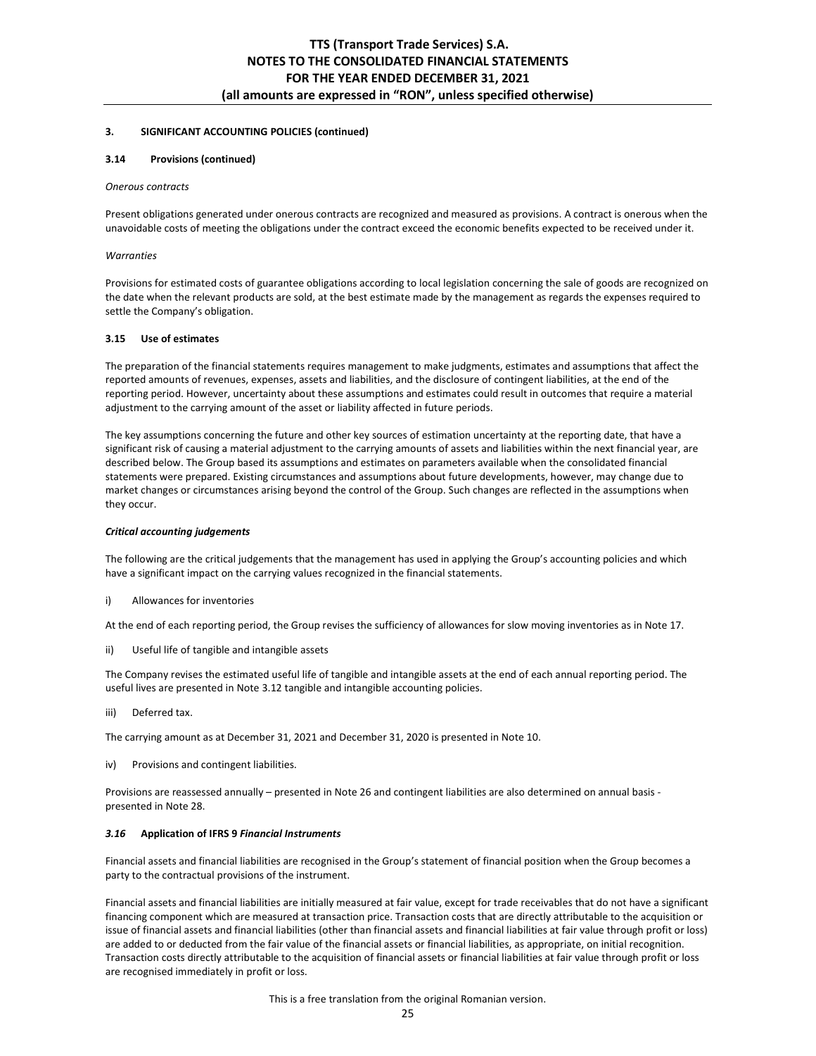### 3. SIGNIFICANT ACCOUNTING POLICIES (continued)

#### 3.14 Provisions (continued)

*Onerous contracts*

Present obligations generated under onerous contracts are recognized and measured as provisions. A contract is onerous when the unavoidable costs of meeting the obligations under the contract exceed the economic benefits expected to be received under it.

*Warranties*

Provisions for estimated costs of guarantee obligations according to local legislation concerning the sale of goods are recognized on the date when the relevant products are sold, at the best estimate made by the management as regards the expenses required to settle the Company's obligation.

#### 3.15 Use of estimates

The preparation of the financial statements requires management to make judgments, estimates and assumptions that affect the reported amounts of revenues, expenses, assets and liabilities, and the disclosure of contingent liabilities, at the end of the reporting period. However, uncertainty about these assumptions and estimates could result in outcomes that require a material adjustment to the carrying amount of the asset or liability affected in future periods.

The key assumptions concerning the future and other key sources of estimation uncertainty at the reporting date, that have a significant risk of causing a material adjustment to the carrying amounts of assets and liabilities within the next financial year, are described below. The Group based its assumptions and estimates on parameters available when the consolidated financial statements were prepared. Existing circumstances and assumptions about future developments, however, may change due to market changes or circumstances arising beyond the control of the Group. Such changes are reflected in the assumptions when they occur.

***Critical accounting judgements***

The following are the critical judgements that the management has used in applying the Group's accounting policies and which have a significant impact on the carrying values recognized in the financial statements.

i) Allowances for inventories

At the end of each reporting period, the Group revises the sufficiency of allowances for slow moving inventories as in Note 17.

ii) Useful life of tangible and intangible assets

The Company revises the estimated useful life of tangible and intangible assets at the end of each annual reporting period. The useful lives are presented in Note 3.12 tangible and intangible accounting policies.

iii) Deferred tax.

The carrying amount as at December 31, 2021 and December 31, 2020 is presented in Note 10.

iv) Provisions and contingent liabilities.

Provisions are reassessed annually – presented in Note 26 and contingent liabilities are also determined on annual basis - presented in Note 28.

#### *3.16* Application of IFRS 9 *Financial Instruments*

Financial assets and financial liabilities are recognised in the Group's statement of financial position when the Group becomes a party to the contractual provisions of the instrument.

Financial assets and financial liabilities are initially measured at fair value, except for trade receivables that do not have a significant financing component which are measured at transaction price. Transaction costs that are directly attributable to the acquisition or issue of financial assets and financial liabilities (other than financial assets and financial liabilities at fair value through profit or loss) are added to or deducted from the fair value of the financial assets or financial liabilities, as appropriate, on initial recognition. Transaction costs directly attributable to the acquisition of financial assets or financial liabilities at fair value through profit or loss are recognised immediately in profit or loss.

This is a free translation from the original Romanian version.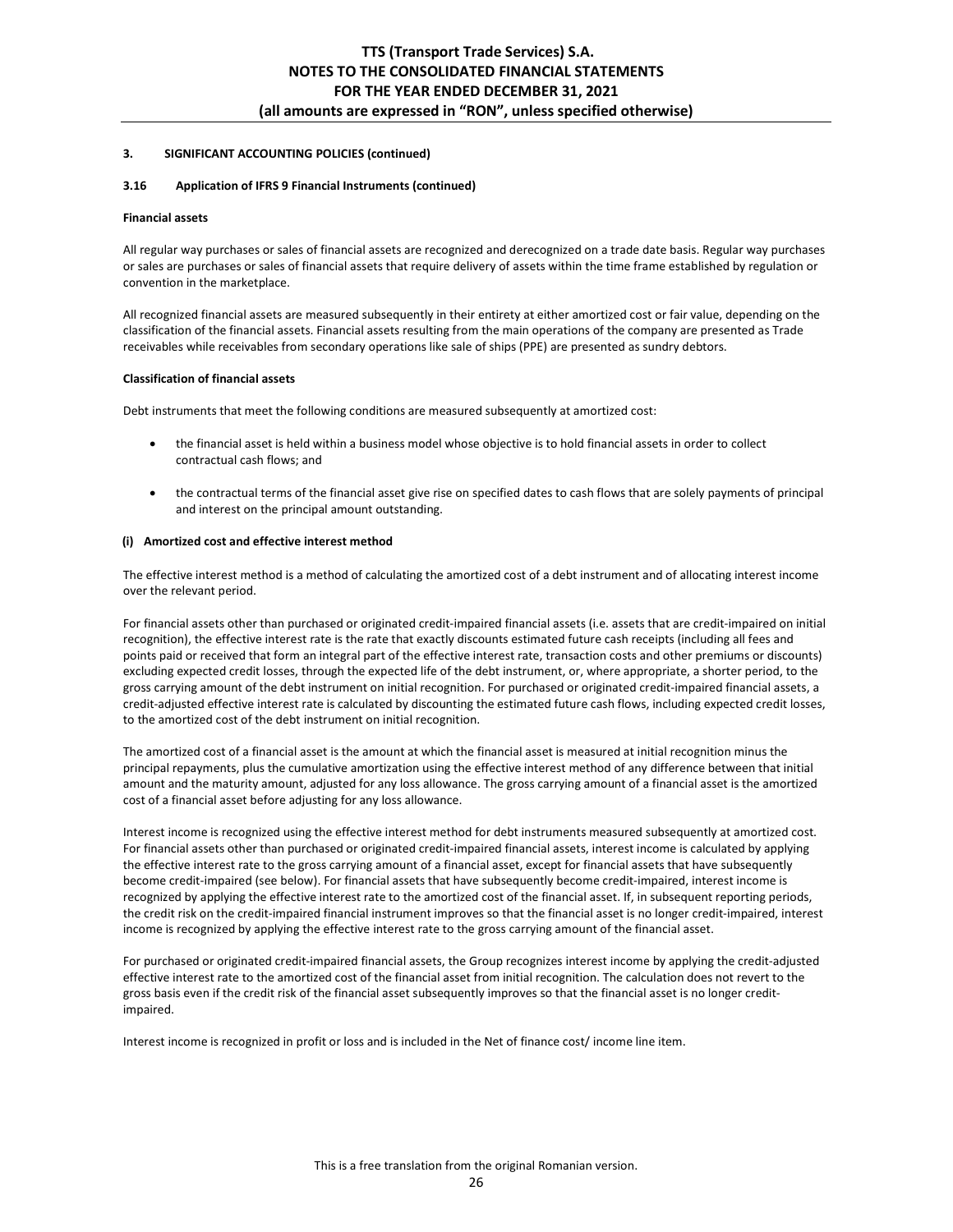### 3. SIGNIFICANT ACCOUNTING POLICIES (continued)

#### 3.16 Application of IFRS 9 Financial Instruments (continued)

**Financial assets**

All regular way purchases or sales of financial assets are recognized and derecognized on a trade date basis. Regular way purchases or sales are purchases or sales of financial assets that require delivery of assets within the time frame established by regulation or convention in the marketplace.

All recognized financial assets are measured subsequently in their entirety at either amortized cost or fair value, depending on the classification of the financial assets. Financial assets resulting from the main operations of the company are presented as Trade receivables while receivables from secondary operations like sale of ships (PPE) are presented as sundry debtors.

**Classification of financial assets**

Debt instruments that meet the following conditions are measured subsequently at amortized cost:

- the financial asset is held within a business model whose objective is to hold financial assets in order to collect contractual cash flows; and
- the contractual terms of the financial asset give rise on specified dates to cash flows that are solely payments of principal and interest on the principal amount outstanding.

**(i) Amortized cost and effective interest method**

The effective interest method is a method of calculating the amortized cost of a debt instrument and of allocating interest income over the relevant period.

For financial assets other than purchased or originated credit-impaired financial assets (i.e. assets that are credit-impaired on initial recognition), the effective interest rate is the rate that exactly discounts estimated future cash receipts (including all fees and points paid or received that form an integral part of the effective interest rate, transaction costs and other premiums or discounts) excluding expected credit losses, through the expected life of the debt instrument, or, where appropriate, a shorter period, to the gross carrying amount of the debt instrument on initial recognition. For purchased or originated credit-impaired financial assets, a credit-adjusted effective interest rate is calculated by discounting the estimated future cash flows, including expected credit losses, to the amortized cost of the debt instrument on initial recognition.

The amortized cost of a financial asset is the amount at which the financial asset is measured at initial recognition minus the principal repayments, plus the cumulative amortization using the effective interest method of any difference between that initial amount and the maturity amount, adjusted for any loss allowance. The gross carrying amount of a financial asset is the amortized cost of a financial asset before adjusting for any loss allowance.

Interest income is recognized using the effective interest method for debt instruments measured subsequently at amortized cost. For financial assets other than purchased or originated credit-impaired financial assets, interest income is calculated by applying the effective interest rate to the gross carrying amount of a financial asset, except for financial assets that have subsequently become credit-impaired (see below). For financial assets that have subsequently become credit-impaired, interest income is recognized by applying the effective interest rate to the amortized cost of the financial asset. If, in subsequent reporting periods, the credit risk on the credit-impaired financial instrument improves so that the financial asset is no longer credit-impaired, interest income is recognized by applying the effective interest rate to the gross carrying amount of the financial asset.

For purchased or originated credit-impaired financial assets, the Group recognizes interest income by applying the credit-adjusted effective interest rate to the amortized cost of the financial asset from initial recognition. The calculation does not revert to the gross basis even if the credit risk of the financial asset subsequently improves so that the financial asset is no longer credit-impaired.

Interest income is recognized in profit or loss and is included in the Net of finance cost/ income line item.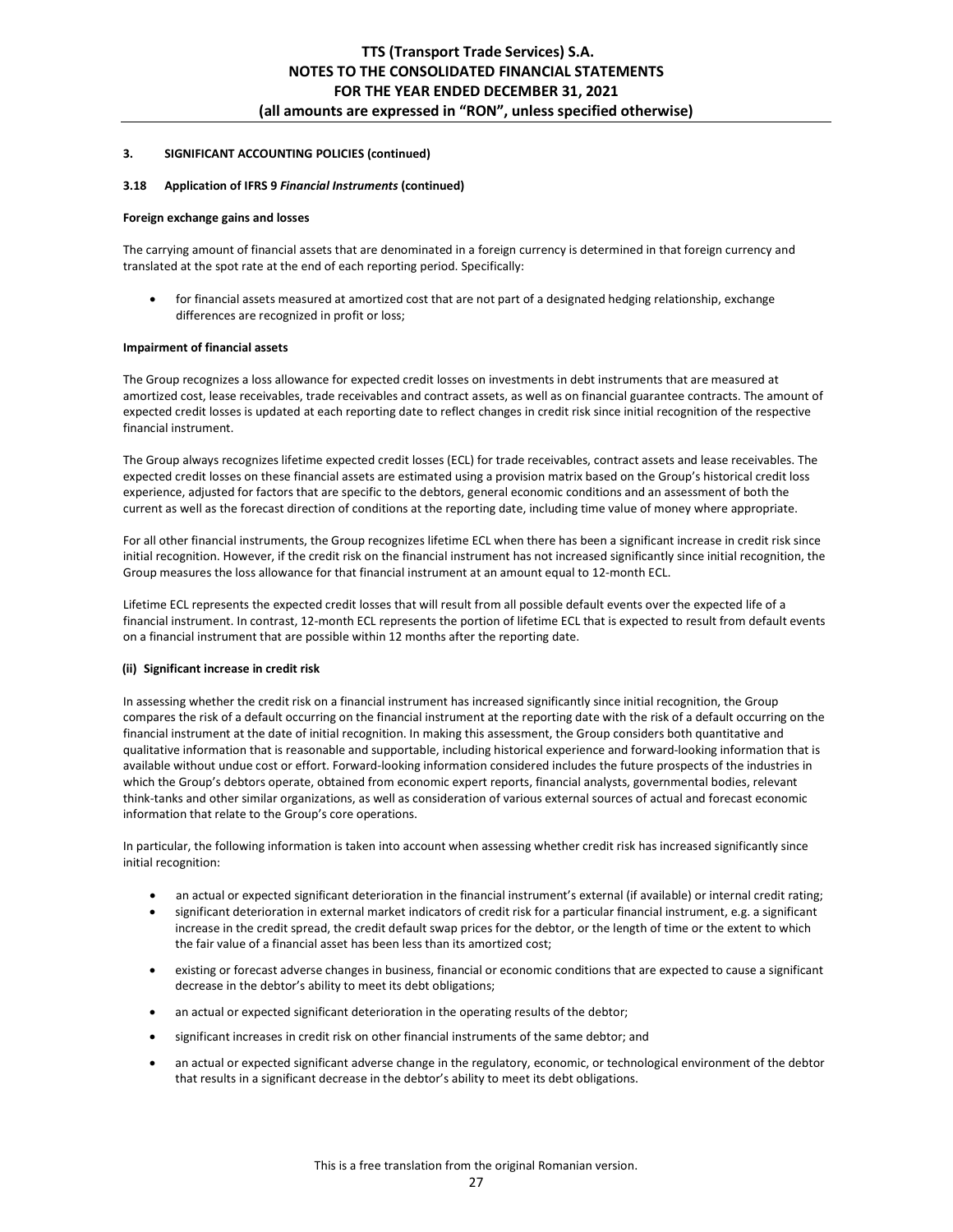### 3. SIGNIFICANT ACCOUNTING POLICIES (continued)

#### 3.18 Application of IFRS 9 *Financial Instruments* (continued)

**Foreign exchange gains and losses**

The carrying amount of financial assets that are denominated in a foreign currency is determined in that foreign currency and translated at the spot rate at the end of each reporting period. Specifically:

- for financial assets measured at amortized cost that are not part of a designated hedging relationship, exchange differences are recognized in profit or loss;

**Impairment of financial assets**

The Group recognizes a loss allowance for expected credit losses on investments in debt instruments that are measured at amortized cost, lease receivables, trade receivables and contract assets, as well as on financial guarantee contracts. The amount of expected credit losses is updated at each reporting date to reflect changes in credit risk since initial recognition of the respective financial instrument.

The Group always recognizes lifetime expected credit losses (ECL) for trade receivables, contract assets and lease receivables. The expected credit losses on these financial assets are estimated using a provision matrix based on the Group's historical credit loss experience, adjusted for factors that are specific to the debtors, general economic conditions and an assessment of both the current as well as the forecast direction of conditions at the reporting date, including time value of money where appropriate.

For all other financial instruments, the Group recognizes lifetime ECL when there has been a significant increase in credit risk since initial recognition. However, if the credit risk on the financial instrument has not increased significantly since initial recognition, the Group measures the loss allowance for that financial instrument at an amount equal to 12-month ECL.

Lifetime ECL represents the expected credit losses that will result from all possible default events over the expected life of a financial instrument. In contrast, 12-month ECL represents the portion of lifetime ECL that is expected to result from default events on a financial instrument that are possible within 12 months after the reporting date.

**(ii) Significant increase in credit risk**

In assessing whether the credit risk on a financial instrument has increased significantly since initial recognition, the Group compares the risk of a default occurring on the financial instrument at the reporting date with the risk of a default occurring on the financial instrument at the date of initial recognition. In making this assessment, the Group considers both quantitative and qualitative information that is reasonable and supportable, including historical experience and forward-looking information that is available without undue cost or effort. Forward-looking information considered includes the future prospects of the industries in which the Group's debtors operate, obtained from economic expert reports, financial analysts, governmental bodies, relevant think-tanks and other similar organizations, as well as consideration of various external sources of actual and forecast economic information that relate to the Group's core operations.

In particular, the following information is taken into account when assessing whether credit risk has increased significantly since initial recognition:

- an actual or expected significant deterioration in the financial instrument's external (if available) or internal credit rating;
- significant deterioration in external market indicators of credit risk for a particular financial instrument, e.g. a significant increase in the credit spread, the credit default swap prices for the debtor, or the length of time or the extent to which the fair value of a financial asset has been less than its amortized cost;
- existing or forecast adverse changes in business, financial or economic conditions that are expected to cause a significant decrease in the debtor's ability to meet its debt obligations;
- an actual or expected significant deterioration in the operating results of the debtor;
- significant increases in credit risk on other financial instruments of the same debtor; and
- an actual or expected significant adverse change in the regulatory, economic, or technological environment of the debtor that results in a significant decrease in the debtor's ability to meet its debt obligations.

This is a free translation from the original Romanian version.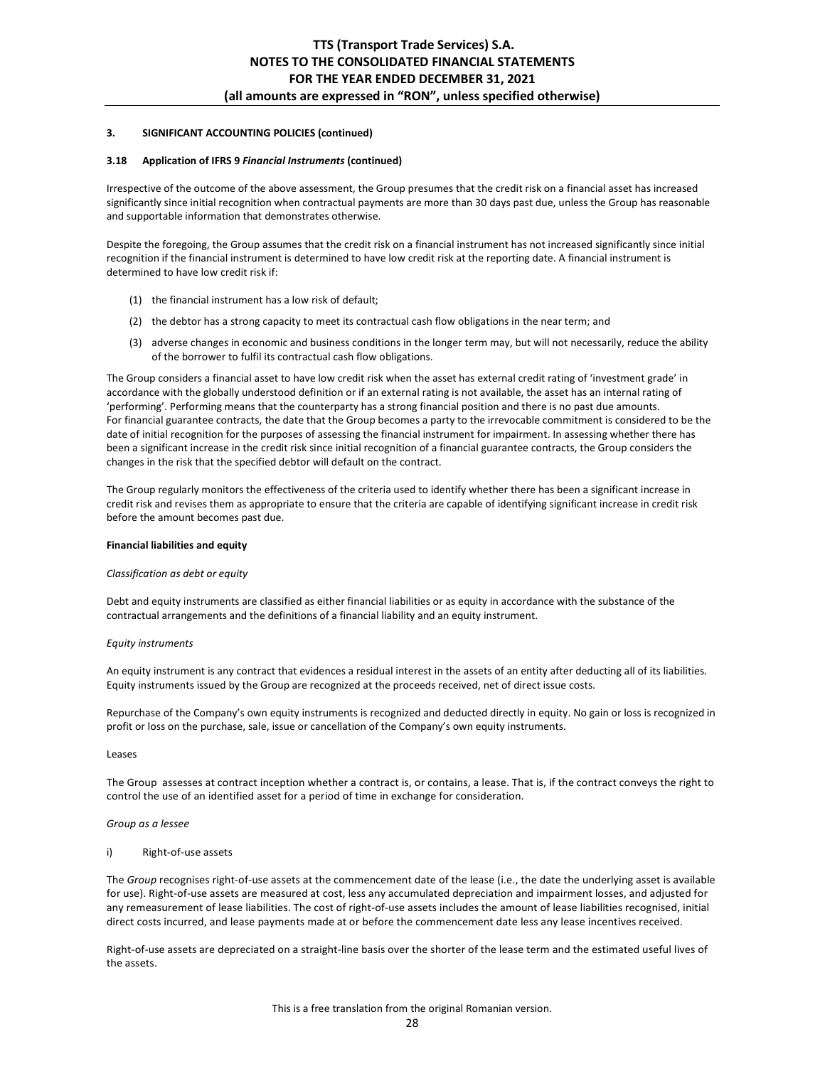### 3. SIGNIFICANT ACCOUNTING POLICIES (continued)

#### 3.18 Application of IFRS 9 *Financial Instruments* (continued)

Irrespective of the outcome of the above assessment, the Group presumes that the credit risk on a financial asset has increased significantly since initial recognition when contractual payments are more than 30 days past due, unless the Group has reasonable and supportable information that demonstrates otherwise.

Despite the foregoing, the Group assumes that the credit risk on a financial instrument has not increased significantly since initial recognition if the financial instrument is determined to have low credit risk at the reporting date. A financial instrument is determined to have low credit risk if:

(1) the financial instrument has a low risk of default;

(2) the debtor has a strong capacity to meet its contractual cash flow obligations in the near term; and

(3) adverse changes in economic and business conditions in the longer term may, but will not necessarily, reduce the ability of the borrower to fulfil its contractual cash flow obligations.

The Group considers a financial asset to have low credit risk when the asset has external credit rating of 'investment grade' in accordance with the globally understood definition or if an external rating is not available, the asset has an internal rating of 'performing'. Performing means that the counterparty has a strong financial position and there is no past due amounts.
For financial guarantee contracts, the date that the Group becomes a party to the irrevocable commitment is considered to be the date of initial recognition for the purposes of assessing the financial instrument for impairment. In assessing whether there has been a significant increase in the credit risk since initial recognition of a financial guarantee contracts, the Group considers the changes in the risk that the specified debtor will default on the contract.

The Group regularly monitors the effectiveness of the criteria used to identify whether there has been a significant increase in credit risk and revises them as appropriate to ensure that the criteria are capable of identifying significant increase in credit risk before the amount becomes past due.

**Financial liabilities and equity**

*Classification as debt or equity*

Debt and equity instruments are classified as either financial liabilities or as equity in accordance with the substance of the contractual arrangements and the definitions of a financial liability and an equity instrument.

*Equity instruments*

An equity instrument is any contract that evidences a residual interest in the assets of an entity after deducting all of its liabilities. Equity instruments issued by the Group are recognized at the proceeds received, net of direct issue costs.

Repurchase of the Company's own equity instruments is recognized and deducted directly in equity. No gain or loss is recognized in profit or loss on the purchase, sale, issue or cancellation of the Company's own equity instruments.

Leases

The Group assesses at contract inception whether a contract is, or contains, a lease. That is, if the contract conveys the right to control the use of an identified asset for a period of time in exchange for consideration.

*Group as a lessee*

i) Right-of-use assets

The *Group* recognises right-of-use assets at the commencement date of the lease (i.e., the date the underlying asset is available for use). Right-of-use assets are measured at cost, less any accumulated depreciation and impairment losses, and adjusted for any remeasurement of lease liabilities. The cost of right-of-use assets includes the amount of lease liabilities recognised, initial direct costs incurred, and lease payments made at or before the commencement date less any lease incentives received.

Right-of-use assets are depreciated on a straight-line basis over the shorter of the lease term and the estimated useful lives of the assets.

This is a free translation from the original Romanian version.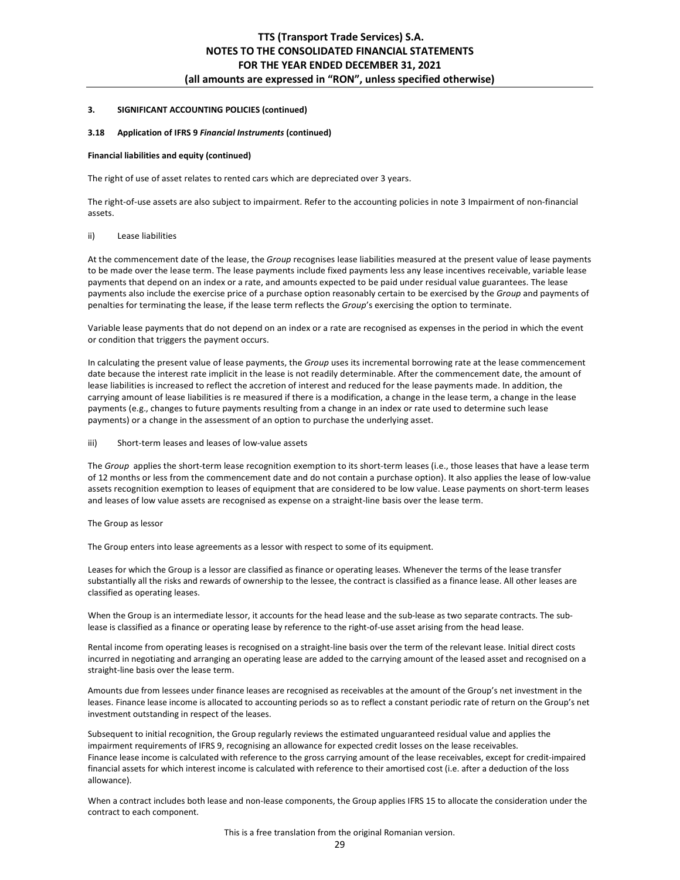### 3. SIGNIFICANT ACCOUNTING POLICIES (continued)

#### 3.18 Application of IFRS 9 *Financial Instruments* (continued)

**Financial liabilities and equity (continued)**

The right of use of asset relates to rented cars which are depreciated over 3 years.

The right-of-use assets are also subject to impairment. Refer to the accounting policies in note 3 Impairment of non-financial assets.

ii) Lease liabilities

At the commencement date of the lease, the *Group* recognises lease liabilities measured at the present value of lease payments to be made over the lease term. The lease payments include fixed payments less any lease incentives receivable, variable lease payments that depend on an index or a rate, and amounts expected to be paid under residual value guarantees. The lease payments also include the exercise price of a purchase option reasonably certain to be exercised by the *Group* and payments of penalties for terminating the lease, if the lease term reflects the *Group*'s exercising the option to terminate.

Variable lease payments that do not depend on an index or a rate are recognised as expenses in the period in which the event or condition that triggers the payment occurs.

In calculating the present value of lease payments, the *Group* uses its incremental borrowing rate at the lease commencement date because the interest rate implicit in the lease is not readily determinable. After the commencement date, the amount of lease liabilities is increased to reflect the accretion of interest and reduced for the lease payments made. In addition, the carrying amount of lease liabilities is re measured if there is a modification, a change in the lease term, a change in the lease payments (e.g., changes to future payments resulting from a change in an index or rate used to determine such lease payments) or a change in the assessment of an option to purchase the underlying asset.

iii) Short-term leases and leases of low-value assets

The *Group* applies the short-term lease recognition exemption to its short-term leases (i.e., those leases that have a lease term of 12 months or less from the commencement date and do not contain a purchase option). It also applies the lease of low-value assets recognition exemption to leases of equipment that are considered to be low value. Lease payments on short-term leases and leases of low value assets are recognised as expense on a straight-line basis over the lease term.

The Group as lessor

The Group enters into lease agreements as a lessor with respect to some of its equipment.

Leases for which the Group is a lessor are classified as finance or operating leases. Whenever the terms of the lease transfer substantially all the risks and rewards of ownership to the lessee, the contract is classified as a finance lease. All other leases are classified as operating leases.

When the Group is an intermediate lessor, it accounts for the head lease and the sub-lease as two separate contracts. The sub-lease is classified as a finance or operating lease by reference to the right-of-use asset arising from the head lease.

Rental income from operating leases is recognised on a straight-line basis over the term of the relevant lease. Initial direct costs incurred in negotiating and arranging an operating lease are added to the carrying amount of the leased asset and recognised on a straight-line basis over the lease term.

Amounts due from lessees under finance leases are recognised as receivables at the amount of the Group's net investment in the leases. Finance lease income is allocated to accounting periods so as to reflect a constant periodic rate of return on the Group's net investment outstanding in respect of the leases.

Subsequent to initial recognition, the Group regularly reviews the estimated unguaranteed residual value and applies the impairment requirements of IFRS 9, recognising an allowance for expected credit losses on the lease receivables.
Finance lease income is calculated with reference to the gross carrying amount of the lease receivables, except for credit-impaired financial assets for which interest income is calculated with reference to their amortised cost (i.e. after a deduction of the loss allowance).

When a contract includes both lease and non-lease components, the Group applies IFRS 15 to allocate the consideration under the contract to each component.

This is a free translation from the original Romanian version.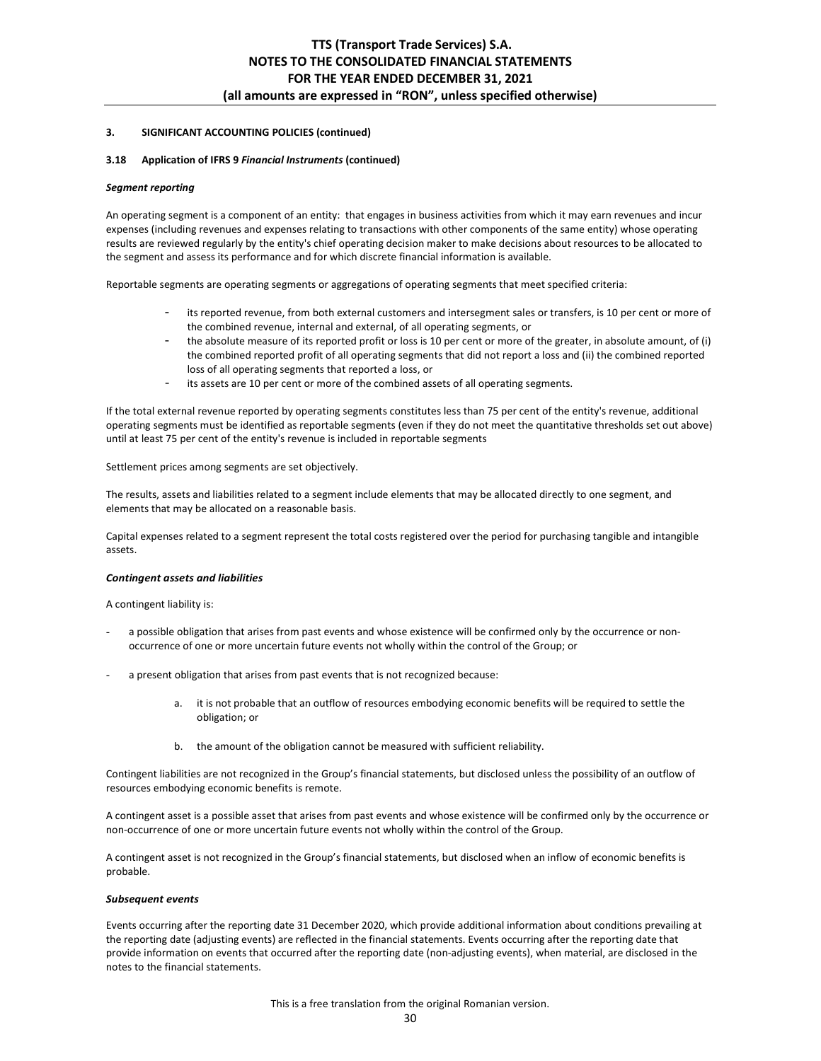### 3. SIGNIFICANT ACCOUNTING POLICIES (continued)

#### 3.18 Application of IFRS 9 *Financial Instruments* (continued)

***Segment reporting***

An operating segment is a component of an entity: that engages in business activities from which it may earn revenues and incur expenses (including revenues and expenses relating to transactions with other components of the same entity) whose operating results are reviewed regularly by the entity's chief operating decision maker to make decisions about resources to be allocated to the segment and assess its performance and for which discrete financial information is available.

Reportable segments are operating segments or aggregations of operating segments that meet specified criteria:

- its reported revenue, from both external customers and intersegment sales or transfers, is 10 per cent or more of the combined revenue, internal and external, of all operating segments, or
- the absolute measure of its reported profit or loss is 10 per cent or more of the greater, in absolute amount, of (i) the combined reported profit of all operating segments that did not report a loss and (ii) the combined reported loss of all operating segments that reported a loss, or
- its assets are 10 per cent or more of the combined assets of all operating segments.

If the total external revenue reported by operating segments constitutes less than 75 per cent of the entity's revenue, additional operating segments must be identified as reportable segments (even if they do not meet the quantitative thresholds set out above) until at least 75 per cent of the entity's revenue is included in reportable segments

Settlement prices among segments are set objectively.

The results, assets and liabilities related to a segment include elements that may be allocated directly to one segment, and elements that may be allocated on a reasonable basis.

Capital expenses related to a segment represent the total costs registered over the period for purchasing tangible and intangible assets.

***Contingent assets and liabilities***

A contingent liability is:

- a possible obligation that arises from past events and whose existence will be confirmed only by the occurrence or non-occurrence of one or more uncertain future events not wholly within the control of the Group; or
- a present obligation that arises from past events that is not recognized because:
  a. it is not probable that an outflow of resources embodying economic benefits will be required to settle the obligation; or
  b. the amount of the obligation cannot be measured with sufficient reliability.

Contingent liabilities are not recognized in the Group's financial statements, but disclosed unless the possibility of an outflow of resources embodying economic benefits is remote.

A contingent asset is a possible asset that arises from past events and whose existence will be confirmed only by the occurrence or non-occurrence of one or more uncertain future events not wholly within the control of the Group.

A contingent asset is not recognized in the Group's financial statements, but disclosed when an inflow of economic benefits is probable.

***Subsequent events***

Events occurring after the reporting date 31 December 2020, which provide additional information about conditions prevailing at the reporting date (adjusting events) are reflected in the financial statements. Events occurring after the reporting date that provide information on events that occurred after the reporting date (non-adjusting events), when material, are disclosed in the notes to the financial statements.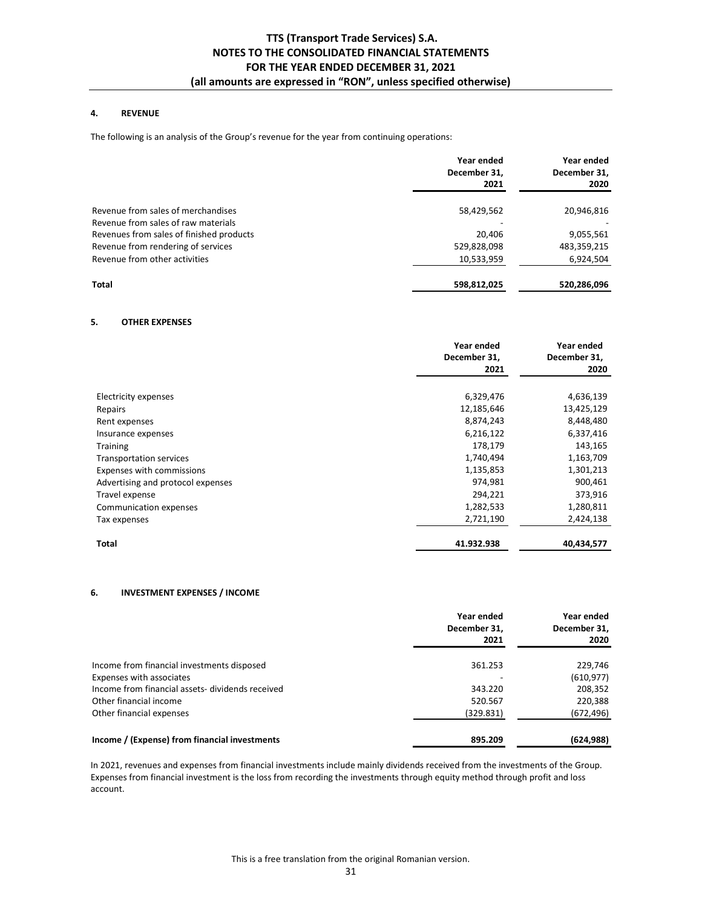## 4. REVENUE

The following is an analysis of the Group's revenue for the year from continuing operations:

| | Year ended December 31, 2021 | Year ended December 31, 2020 |
|---|---|---|
| Revenue from sales of merchandises | 58,429,562 | 20,946,816 |
| Revenue from sales of raw materials | - | - |
| Revenues from sales of finished products | 20,406 | 9,055,561 |
| Revenue from rendering of services | 529,828,098 | 483,359,215 |
| Revenue from other activities | 10,533,959 | 6,924,504 |
| **Total** | **598,812,025** | **520,286,096** |

## 5. OTHER EXPENSES

| | Year ended December 31, 2021 | Year ended December 31, 2020 |
|---|---|---|
| Electricity expenses | 6,329,476 | 4,636,139 |
| Repairs | 12,185,646 | 13,425,129 |
| Rent expenses | 8,874,243 | 8,448,480 |
| Insurance expenses | 6,216,122 | 6,337,416 |
| Training | 178,179 | 143,165 |
| Transportation services | 1,740,494 | 1,163,709 |
| Expenses with commissions | 1,135,853 | 1,301,213 |
| Advertising and protocol expenses | 974,981 | 900,461 |
| Travel expense | 294,221 | 373,916 |
| Communication expenses | 1,282,533 | 1,280,811 |
| Tax expenses | 2,721,190 | 2,424,138 |
| **Total** | **41.932.938** | **40,434,577** |

## 6. INVESTMENT EXPENSES / INCOME

| | Year ended December 31, 2021 | Year ended December 31, 2020 |
|---|---|---|
| Income from financial investments disposed | 361.253 | 229,746 |
| Expenses with associates | - | (610,977) |
| Income from financial assets- dividends received | 343.220 | 208,352 |
| Other financial income | 520.567 | 220,388 |
| Other financial expenses | (329.831) | (672,496) |
| **Income / (Expense) from financial investments** | **895.209** | **(624,988)** |

In 2021, revenues and expenses from financial investments include mainly dividends received from the investments of the Group. Expenses from financial investment is the loss from recording the investments through equity method through profit and loss account.

This is a free translation from the original Romanian version.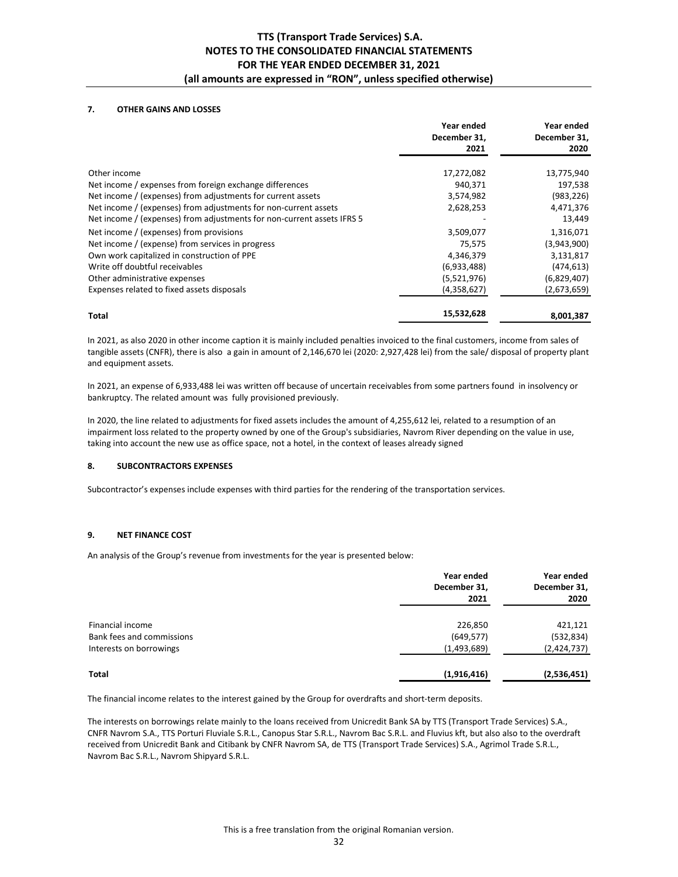## 7. OTHER GAINS AND LOSSES

| | Year ended December 31, 2021 | Year ended December 31, 2020 |
|---|---|---|
| Other income | 17,272,082 | 13,775,940 |
| Net income / expenses from foreign exchange differences | 940,371 | 197,538 |
| Net income / (expenses) from adjustments for current assets | 3,574,982 | (983,226) |
| Net income / (expenses) from adjustments for non-current assets | 2,628,253 | 4,471,376 |
| Net income / (expenses) from adjustments for non-current assets IFRS 5 | - | 13,449 |
| Net income / (expenses) from provisions | 3,509,077 | 1,316,071 |
| Net income / (expense) from services in progress | 75,575 | (3,943,900) |
| Own work capitalized in construction of PPE | 4,346,379 | 3,131,817 |
| Write off doubtful receivables | (6,933,488) | (474,613) |
| Other administrative expenses | (5,521,976) | (6,829,407) |
| Expenses related to fixed assets disposals | (4,358,627) | (2,673,659) |
| **Total** | **15,532,628** | **8,001,387** |

In 2021, as also 2020 in other income caption it is mainly included penalties invoiced to the final customers, income from sales of tangible assets (CNFR), there is also a gain in amount of 2,146,670 lei (2020: 2,927,428 lei) from the sale/ disposal of property plant and equipment assets.

In 2021, an expense of 6,933,488 lei was written off because of uncertain receivables from some partners found in insolvency or bankruptcy. The related amount was fully provisioned previously.

In 2020, the line related to adjustments for fixed assets includes the amount of 4,255,612 lei, related to a resumption of an impairment loss related to the property owned by one of the Group's subsidiaries, Navrom River depending on the value in use, taking into account the new use as office space, not a hotel, in the context of leases already signed

## 8. SUBCONTRACTORS EXPENSES

Subcontractor's expenses include expenses with third parties for the rendering of the transportation services.

## 9. NET FINANCE COST

An analysis of the Group's revenue from investments for the year is presented below:

| | Year ended December 31, 2021 | Year ended December 31, 2020 |
|---|---|---|
| Financial income | 226,850 | 421,121 |
| Bank fees and commissions | (649,577) | (532,834) |
| Interests on borrowings | (1,493,689) | (2,424,737) |
| **Total** | **(1,916,416)** | **(2,536,451)** |

The financial income relates to the interest gained by the Group for overdrafts and short-term deposits.

The interests on borrowings relate mainly to the loans received from Unicredit Bank SA by TTS (Transport Trade Services) S.A., CNFR Navrom S.A., TTS Porturi Fluviale S.R.L., Canopus Star S.R.L., Navrom Bac S.R.L. and Fluvius kft, but also also to the overdraft received from Unicredit Bank and Citibank by CNFR Navrom SA, de TTS (Transport Trade Services) S.A., Agrimol Trade S.R.L., Navrom Bac S.R.L., Navrom Shipyard S.R.L.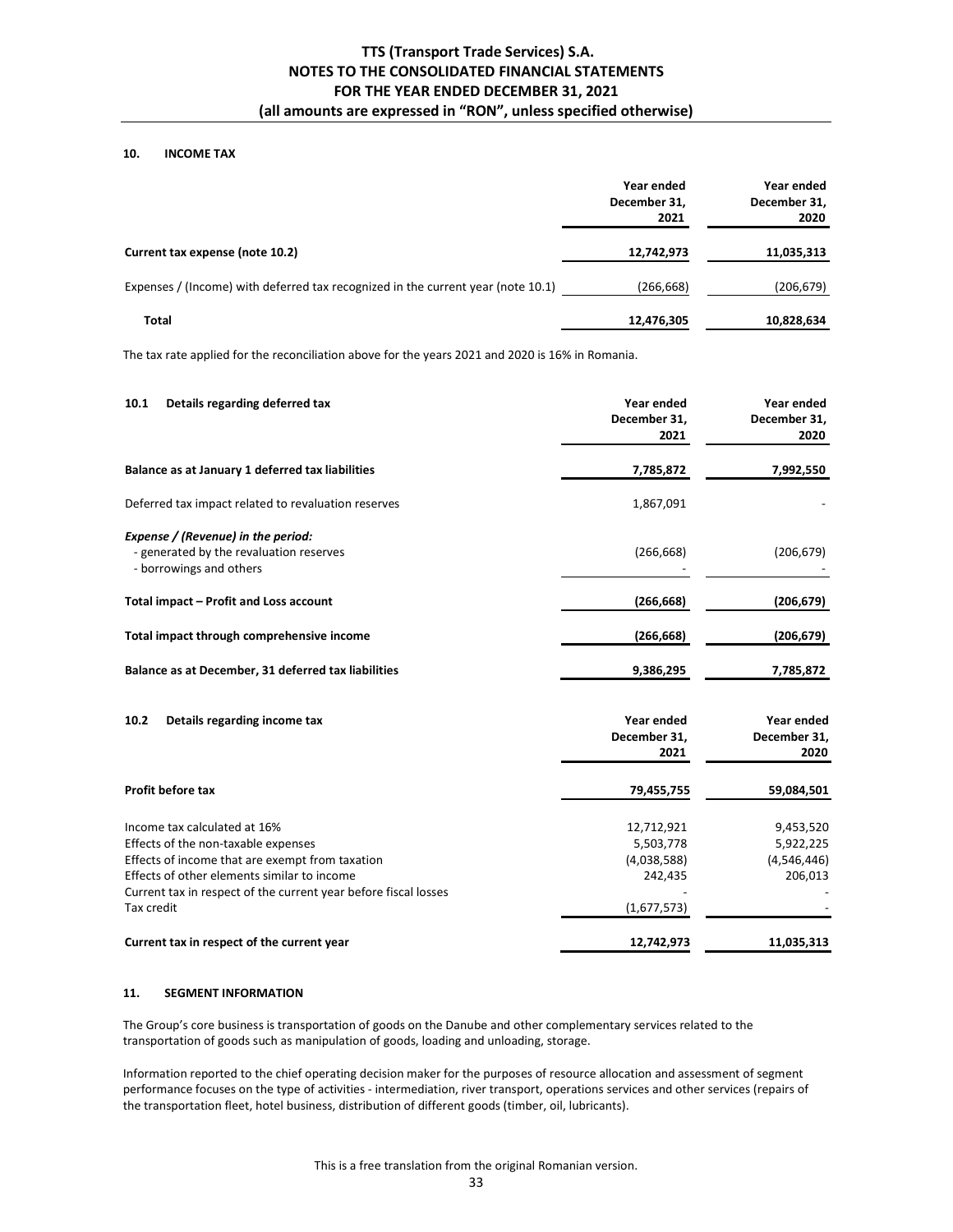## 10. INCOME TAX

| | Year ended December 31, 2021 | Year ended December 31, 2020 |
|---|---|---|
| **Current tax expense (note 10.2)** | **12,742,973** | **11,035,313** |
| Expenses / (Income) with deferred tax recognized in the current year (note 10.1) | (266,668) | (206,679) |
| **Total** | **12,476,305** | **10,828,634** |

The tax rate applied for the reconciliation above for the years 2021 and 2020 is 16% in Romania.

### 10.1 Details regarding deferred tax

| | Year ended December 31, 2021 | Year ended December 31, 2020 |
|---|---|---|
| **Balance as at January 1 deferred tax liabilities** | **7,785,872** | **7,992,550** |
| Deferred tax impact related to revaluation reserves | 1,867,091 | - |
| ***Expense / (Revenue) in the period:*** | | |
| - generated by the revaluation reserves | (266,668) | (206,679) |
| - borrowings and others | - | - |
| **Total impact – Profit and Loss account** | **(266,668)** | **(206,679)** |
| **Total impact through comprehensive income** | **(266,668)** | **(206,679)** |
| **Balance as at December, 31 deferred tax liabilities** | **9,386,295** | **7,785,872** |

### 10.2 Details regarding income tax

| | Year ended December 31, 2021 | Year ended December 31, 2020 |
|---|---|---|
| **Profit before tax** | **79,455,755** | **59,084,501** |
| Income tax calculated at 16% | 12,712,921 | 9,453,520 |
| Effects of the non-taxable expenses | 5,503,778 | 5,922,225 |
| Effects of income that are exempt from taxation | (4,038,588) | (4,546,446) |
| Effects of other elements similar to income | 242,435 | 206,013 |
| Current tax in respect of the current year before fiscal losses | - | - |
| Tax credit | (1,677,573) | - |
| **Current tax in respect of the current year** | **12,742,973** | **11,035,313** |

## 11. SEGMENT INFORMATION

The Group's core business is transportation of goods on the Danube and other complementary services related to the transportation of goods such as manipulation of goods, loading and unloading, storage.

Information reported to the chief operating decision maker for the purposes of resource allocation and assessment of segment performance focuses on the type of activities - intermediation, river transport, operations services and other services (repairs of the transportation fleet, hotel business, distribution of different goods (timber, oil, lubricants).

This is a free translation from the original Romanian version.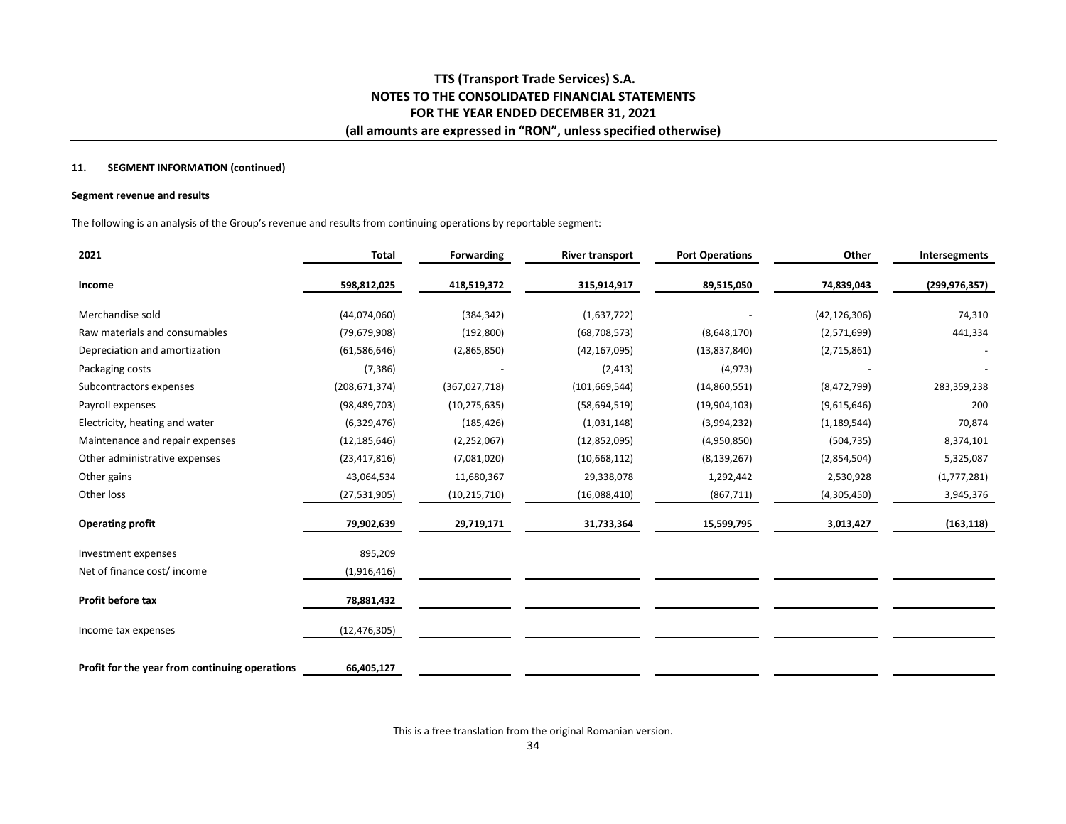#### 11. SEGMENT INFORMATION (continued)

**Segment revenue and results**

The following is an analysis of the Group's revenue and results from continuing operations by reportable segment:

| 2021 | Total | Forwarding | River transport | Port Operations | Other | Intersegments |
|---|---|---|---|---|---|---|
| **Income** | **598,812,025** | **418,519,372** | **315,914,917** | **89,515,050** | **74,839,043** | **(299,976,357)** |
| Merchandise sold | (44,074,060) | (384,342) | (1,637,722) | - | (42,126,306) | 74,310 |
| Raw materials and consumables | (79,679,908) | (192,800) | (68,708,573) | (8,648,170) | (2,571,699) | 441,334 |
| Depreciation and amortization | (61,586,646) | (2,865,850) | (42,167,095) | (13,837,840) | (2,715,861) | - |
| Packaging costs | (7,386) | - | (2,413) | (4,973) | - | - |
| Subcontractors expenses | (208,671,374) | (367,027,718) | (101,669,544) | (14,860,551) | (8,472,799) | 283,359,238 |
| Payroll expenses | (98,489,703) | (10,275,635) | (58,694,519) | (19,904,103) | (9,615,646) | 200 |
| Electricity, heating and water | (6,329,476) | (185,426) | (1,031,148) | (3,994,232) | (1,189,544) | 70,874 |
| Maintenance and repair expenses | (12,185,646) | (2,252,067) | (12,852,095) | (4,950,850) | (504,735) | 8,374,101 |
| Other administrative expenses | (23,417,816) | (7,081,020) | (10,668,112) | (8,139,267) | (2,854,504) | 5,325,087 |
| Other gains | 43,064,534 | 11,680,367 | 29,338,078 | 1,292,442 | 2,530,928 | (1,777,281) |
| Other loss | (27,531,905) | (10,215,710) | (16,088,410) | (867,711) | (4,305,450) | 3,945,376 |
| **Operating profit** | **79,902,639** | **29,719,171** | **31,733,364** | **15,599,795** | **3,013,427** | **(163,118)** |
| Investment expenses | 895,209 | | | | | |
| Net of finance cost/ income | (1,916,416) | | | | | |
| **Profit before tax** | **78,881,432** | | | | | |
| Income tax expenses | (12,476,305) | | | | | |
| **Profit for the year from continuing operations** | **66,405,127** | | | | | |

This is a free translation from the original Romanian version.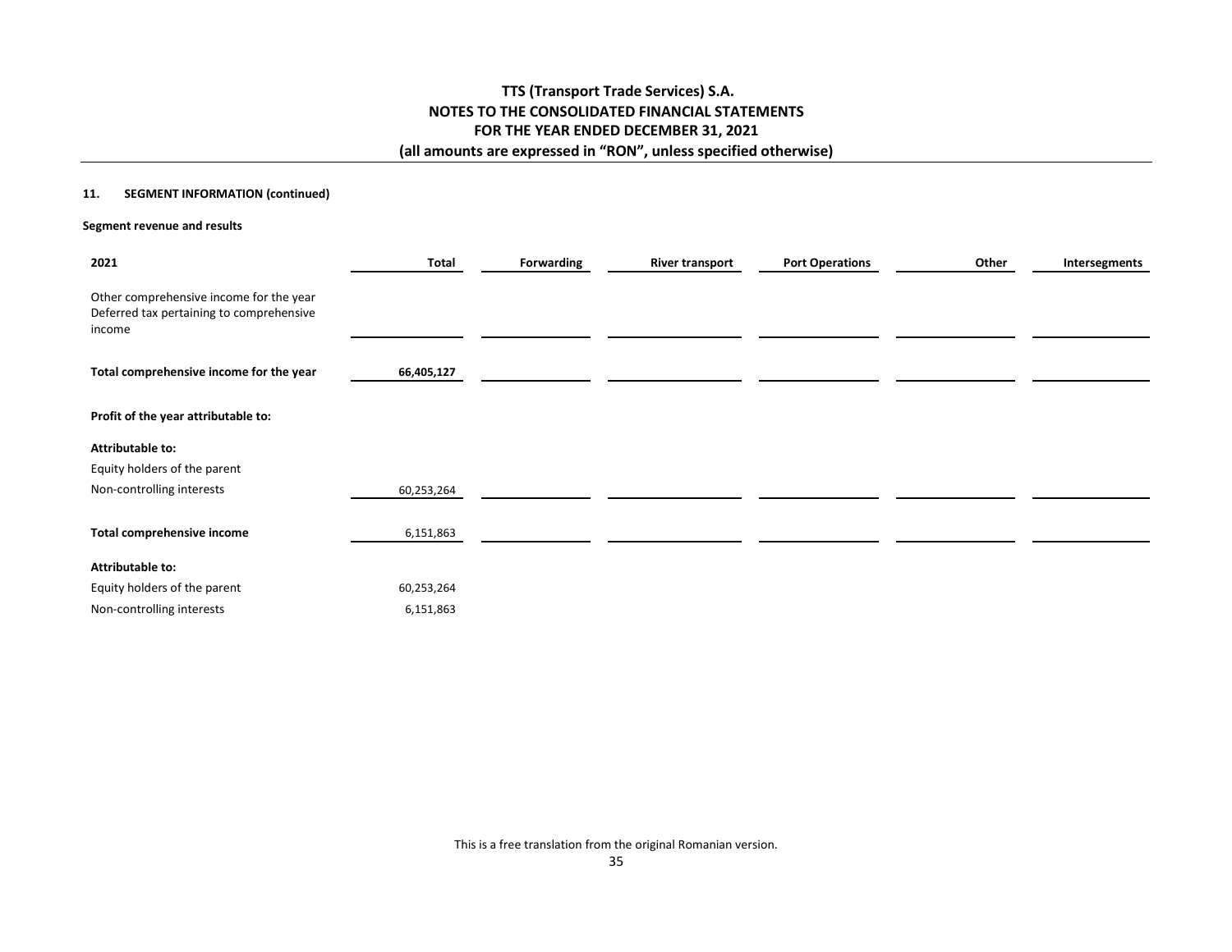**11. SEGMENT INFORMATION (continued)**

**Segment revenue and results**

| 2021 | Total | Forwarding | River transport | Port Operations | Other | Intersegments |
|---|---|---|---|---|---|---|
| Other comprehensive income for the year | | | | | | |
| Deferred tax pertaining to comprehensive income | | | | | | |
| **Total comprehensive income for the year** | **66,405,127** | | | | | |
| **Profit of the year attributable to:** | | | | | | |
| **Attributable to:** | | | | | | |
| Equity holders of the parent | | | | | | |
| Non-controlling interests | 60,253,264 | | | | | |
| **Total comprehensive income** | 6,151,863 | | | | | |
| **Attributable to:** | | | | | | |
| Equity holders of the parent | 60,253,264 | | | | | |
| Non-controlling interests | 6,151,863 | | | | | |

This is a free translation from the original Romanian version.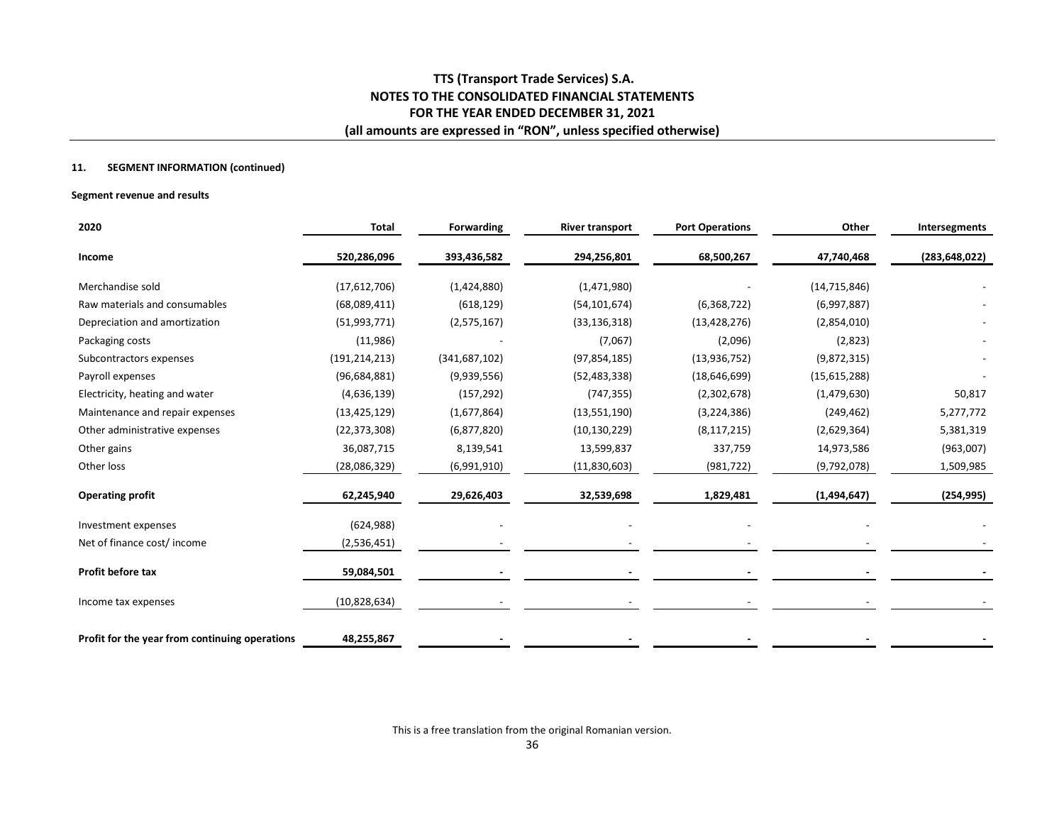### 11. SEGMENT INFORMATION (continued)

**Segment revenue and results**

| 2020 | Total | Forwarding | River transport | Port Operations | Other | Intersegments |
|---|---|---|---|---|---|---|
| **Income** | **520,286,096** | **393,436,582** | **294,256,801** | **68,500,267** | **47,740,468** | **(283,648,022)** |
| Merchandise sold | (17,612,706) | (1,424,880) | (1,471,980) | - | (14,715,846) | - |
| Raw materials and consumables | (68,089,411) | (618,129) | (54,101,674) | (6,368,722) | (6,997,887) | - |
| Depreciation and amortization | (51,993,771) | (2,575,167) | (33,136,318) | (13,428,276) | (2,854,010) | - |
| Packaging costs | (11,986) | - | (7,067) | (2,096) | (2,823) | - |
| Subcontractors expenses | (191,214,213) | (341,687,102) | (97,854,185) | (13,936,752) | (9,872,315) | - |
| Payroll expenses | (96,684,881) | (9,939,556) | (52,483,338) | (18,646,699) | (15,615,288) | - |
| Electricity, heating and water | (4,636,139) | (157,292) | (747,355) | (2,302,678) | (1,479,630) | 50,817 |
| Maintenance and repair expenses | (13,425,129) | (1,677,864) | (13,551,190) | (3,224,386) | (249,462) | 5,277,772 |
| Other administrative expenses | (22,373,308) | (6,877,820) | (10,130,229) | (8,117,215) | (2,629,364) | 5,381,319 |
| Other gains | 36,087,715 | 8,139,541 | 13,599,837 | 337,759 | 14,973,586 | (963,007) |
| Other loss | (28,086,329) | (6,991,910) | (11,830,603) | (981,722) | (9,792,078) | 1,509,985 |
| **Operating profit** | **62,245,940** | **29,626,403** | **32,539,698** | **1,829,481** | **(1,494,647)** | **(254,995)** |
| Investment expenses | (624,988) | - | - | - | - | - |
| Net of finance cost/ income | (2,536,451) | - | - | - | - | - |
| **Profit before tax** | **59,084,501** | **-** | **-** | **-** | **-** | **-** |
| Income tax expenses | (10,828,634) | - | - | - | - | - |
| **Profit for the year from continuing operations** | **48,255,867** | **-** | **-** | **-** | **-** | **-** |

This is a free translation from the original Romanian version.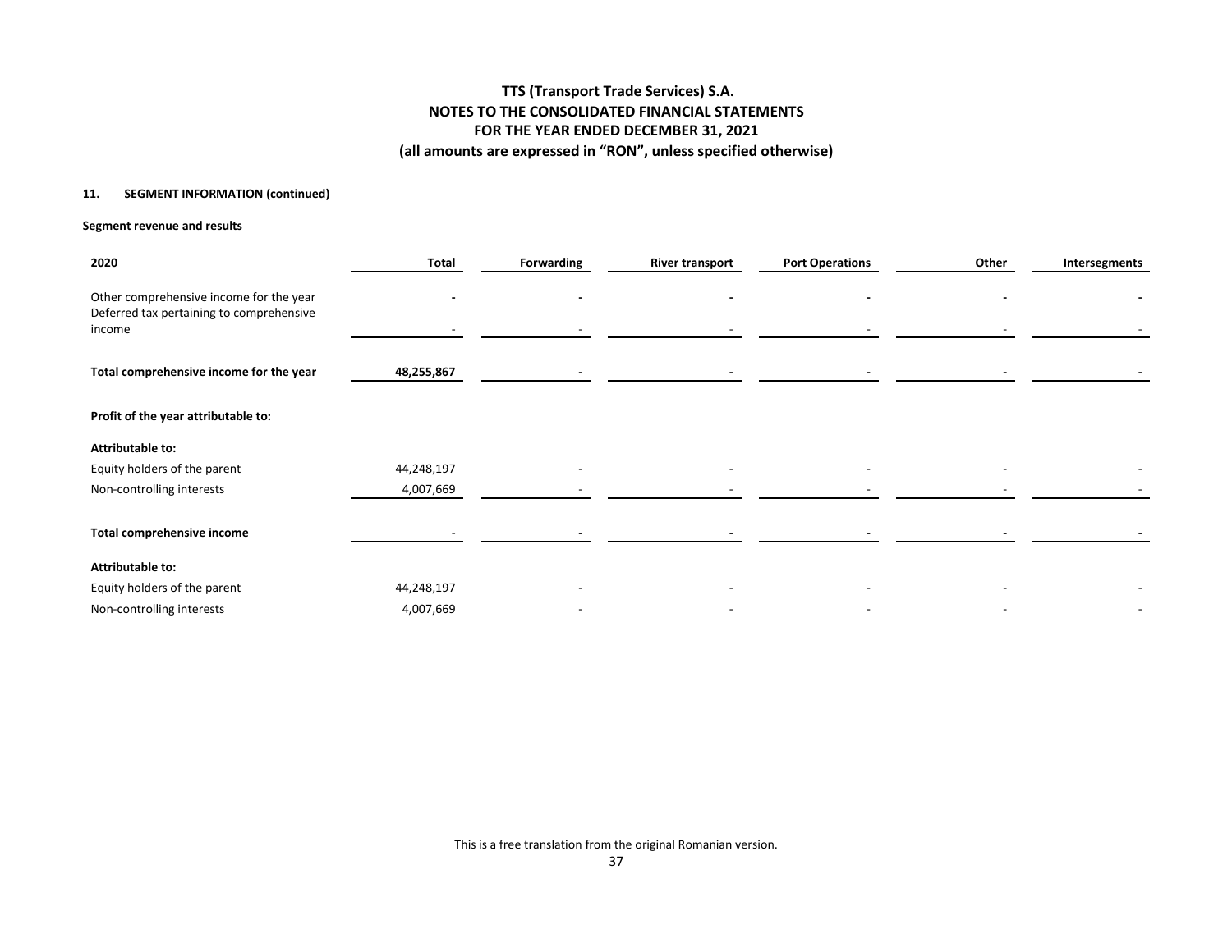### 11. SEGMENT INFORMATION (continued)

**Segment revenue and results**

| 2020 | Total | Forwarding | River transport | Port Operations | Other | Intersegments |
|---|---|---|---|---|---|---|
| Other comprehensive income for the year | - | - | - | - | - | - |
| Deferred tax pertaining to comprehensive income | - | - | - | - | - | - |
| **Total comprehensive income for the year** | **48,255,867** | **-** | **-** | **-** | **-** | **-** |
| **Profit of the year attributable to:** | | | | | | |
| **Attributable to:** | | | | | | |
| Equity holders of the parent | 44,248,197 | - | - | - | - | - |
| Non-controlling interests | 4,007,669 | - | - | - | - | - |
| **Total comprehensive income** | - | **-** | **-** | **-** | **-** | **-** |
| **Attributable to:** | | | | | | |
| Equity holders of the parent | 44,248,197 | - | - | - | - | - |
| Non-controlling interests | 4,007,669 | - | - | - | - | - |

This is a free translation from the original Romanian version.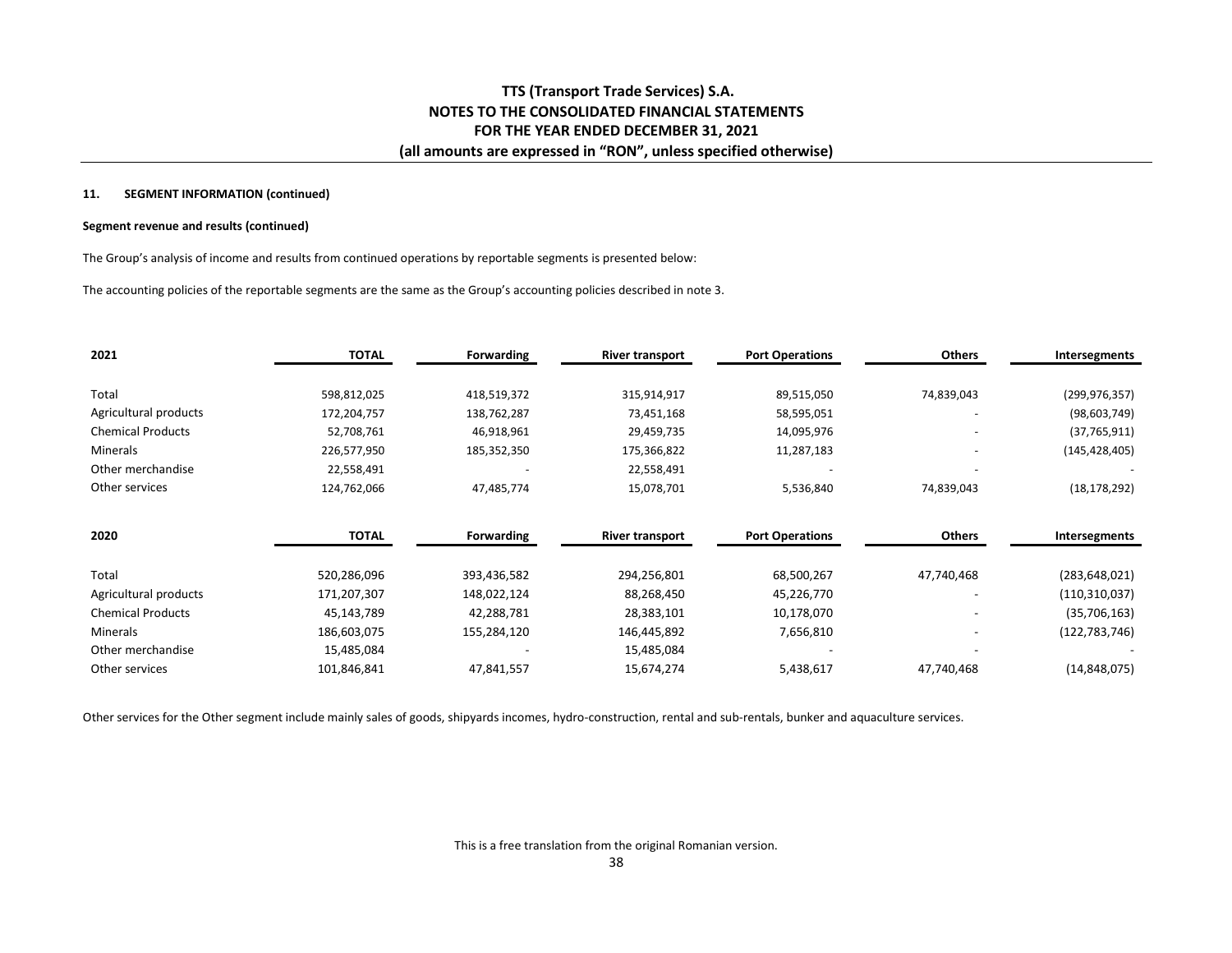**11. SEGMENT INFORMATION (continued)**

**Segment revenue and results (continued)**

The Group's analysis of income and results from continued operations by reportable segments is presented below:

The accounting policies of the reportable segments are the same as the Group's accounting policies described in note 3.

| 2021 | TOTAL | Forwarding | River transport | Port Operations | Others | Intersegments |
|---|---|---|---|---|---|---|
| Total | 598,812,025 | 418,519,372 | 315,914,917 | 89,515,050 | 74,839,043 | (299,976,357) |
| Agricultural products | 172,204,757 | 138,762,287 | 73,451,168 | 58,595,051 | - | (98,603,749) |
| Chemical Products | 52,708,761 | 46,918,961 | 29,459,735 | 14,095,976 | - | (37,765,911) |
| Minerals | 226,577,950 | 185,352,350 | 175,366,822 | 11,287,183 | - | (145,428,405) |
| Other merchandise | 22,558,491 | - | 22,558,491 | - | - | - |
| Other services | 124,762,066 | 47,485,774 | 15,078,701 | 5,536,840 | 74,839,043 | (18,178,292) |

| 2020 | TOTAL | Forwarding | River transport | Port Operations | Others | Intersegments |
|---|---|---|---|---|---|---|
| Total | 520,286,096 | 393,436,582 | 294,256,801 | 68,500,267 | 47,740,468 | (283,648,021) |
| Agricultural products | 171,207,307 | 148,022,124 | 88,268,450 | 45,226,770 | - | (110,310,037) |
| Chemical Products | 45,143,789 | 42,288,781 | 28,383,101 | 10,178,070 | - | (35,706,163) |
| Minerals | 186,603,075 | 155,284,120 | 146,445,892 | 7,656,810 | - | (122,783,746) |
| Other merchandise | 15,485,084 | - | 15,485,084 | - | - | - |
| Other services | 101,846,841 | 47,841,557 | 15,674,274 | 5,438,617 | 47,740,468 | (14,848,075) |

Other services for the Other segment include mainly sales of goods, shipyards incomes, hydro-construction, rental and sub-rentals, bunker and aquaculture services.

This is a free translation from the original Romanian version.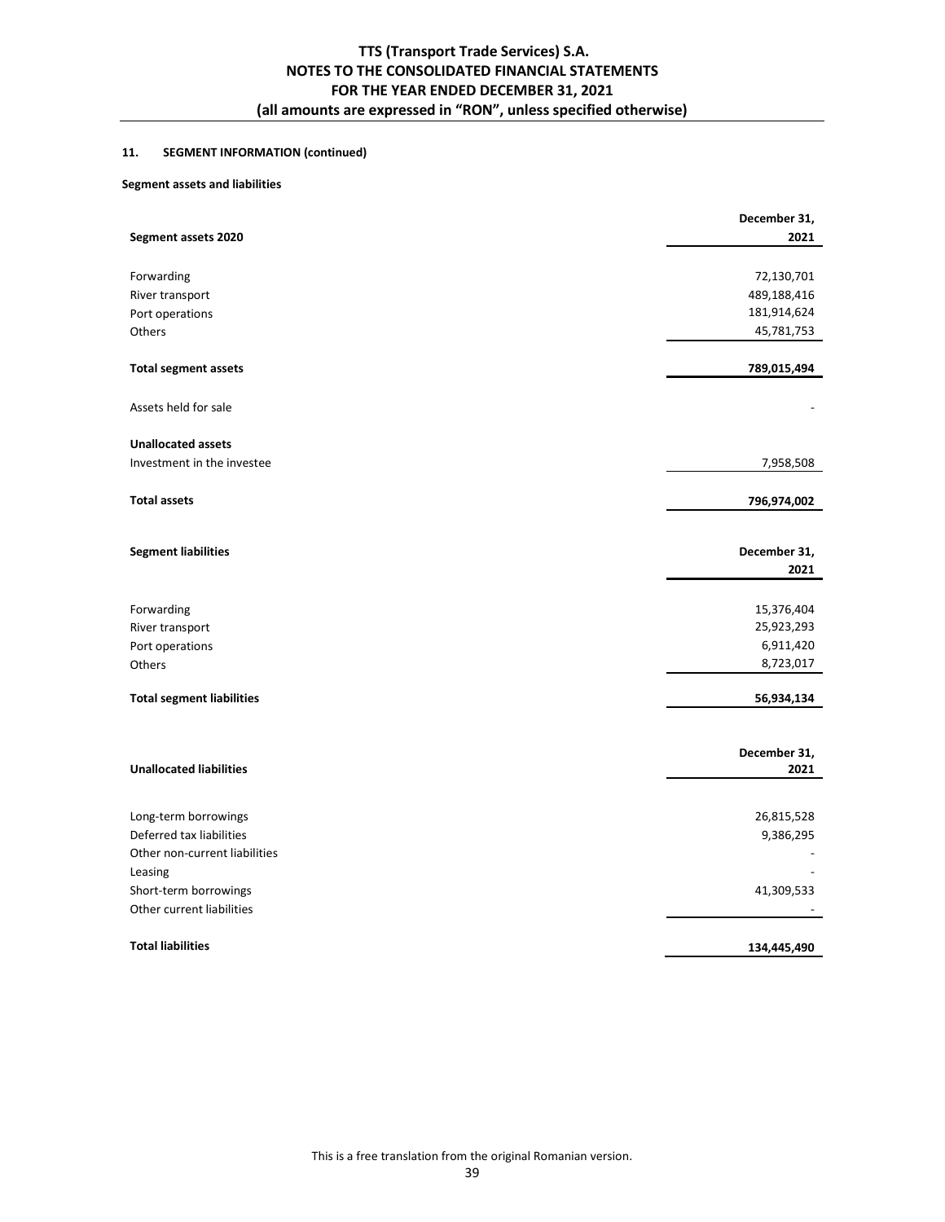## 11. SEGMENT INFORMATION (continued)

**Segment assets and liabilities**

| **Segment assets 2020** | **December 31, 2021** |
|---|---|
| Forwarding | 72,130,701 |
| River transport | 489,188,416 |
| Port operations | 181,914,624 |
| Others | 45,781,753 |
| **Total segment assets** | **789,015,494** |
| Assets held for sale | - |
| **Unallocated assets** | |
| Investment in the investee | 7,958,508 |
| **Total assets** | **796,974,002** |

| **Segment liabilities** | **December 31, 2021** |
|---|---|
| Forwarding | 15,376,404 |
| River transport | 25,923,293 |
| Port operations | 6,911,420 |
| Others | 8,723,017 |
| **Total segment liabilities** | **56,934,134** |

| **Unallocated liabilities** | **December 31, 2021** |
|---|---|
| Long-term borrowings | 26,815,528 |
| Deferred tax liabilities | 9,386,295 |
| Other non-current liabilities | - |
| Leasing | - |
| Short-term borrowings | 41,309,533 |
| Other current liabilities | - |
| **Total liabilities** | **134,445,490** |

This is a free translation from the original Romanian version.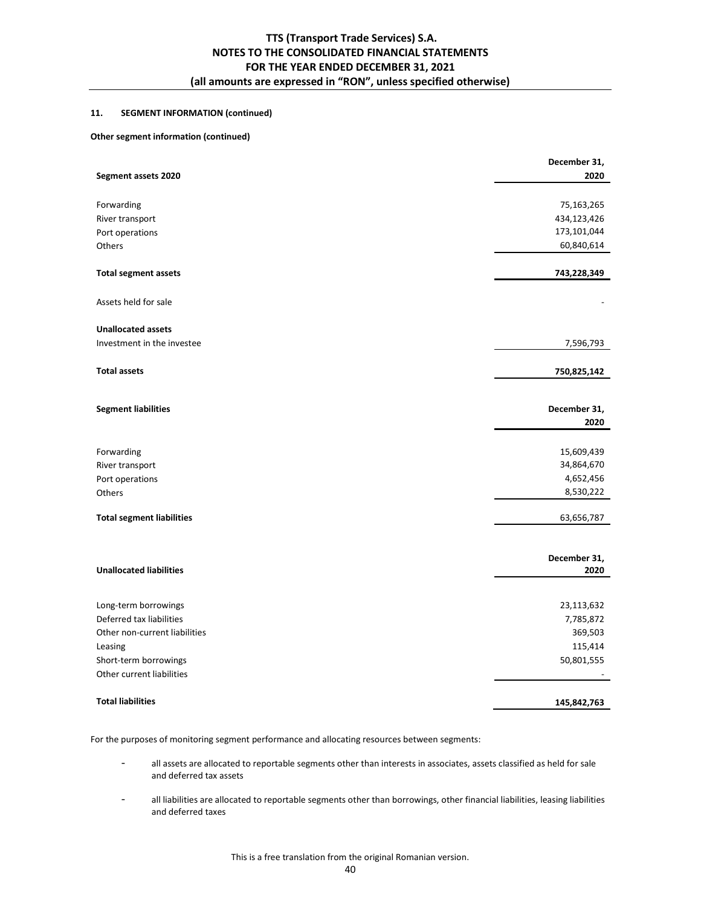### 11. SEGMENT INFORMATION (continued)

**Other segment information (continued)**

| **Segment assets 2020** | **December 31, 2020** |
|---|---|
| Forwarding | 75,163,265 |
| River transport | 434,123,426 |
| Port operations | 173,101,044 |
| Others | 60,840,614 |
| **Total segment assets** | **743,228,349** |
| Assets held for sale | - |
| **Unallocated assets** | |
| Investment in the investee | 7,596,793 |
| **Total assets** | **750,825,142** |

| **Segment liabilities** | **December 31, 2020** |
|---|---|
| Forwarding | 15,609,439 |
| River transport | 34,864,670 |
| Port operations | 4,652,456 |
| Others | 8,530,222 |
| **Total segment liabilities** | 63,656,787 |

| **Unallocated liabilities** | **December 31, 2020** |
|---|---|
| Long-term borrowings | 23,113,632 |
| Deferred tax liabilities | 7,785,872 |
| Other non-current liabilities | 369,503 |
| Leasing | 115,414 |
| Short-term borrowings | 50,801,555 |
| Other current liabilities | - |
| **Total liabilities** | **145,842,763** |

For the purposes of monitoring segment performance and allocating resources between segments:

- all assets are allocated to reportable segments other than interests in associates, assets classified as held for sale and deferred tax assets
- all liabilities are allocated to reportable segments other than borrowings, other financial liabilities, leasing liabilities and deferred taxes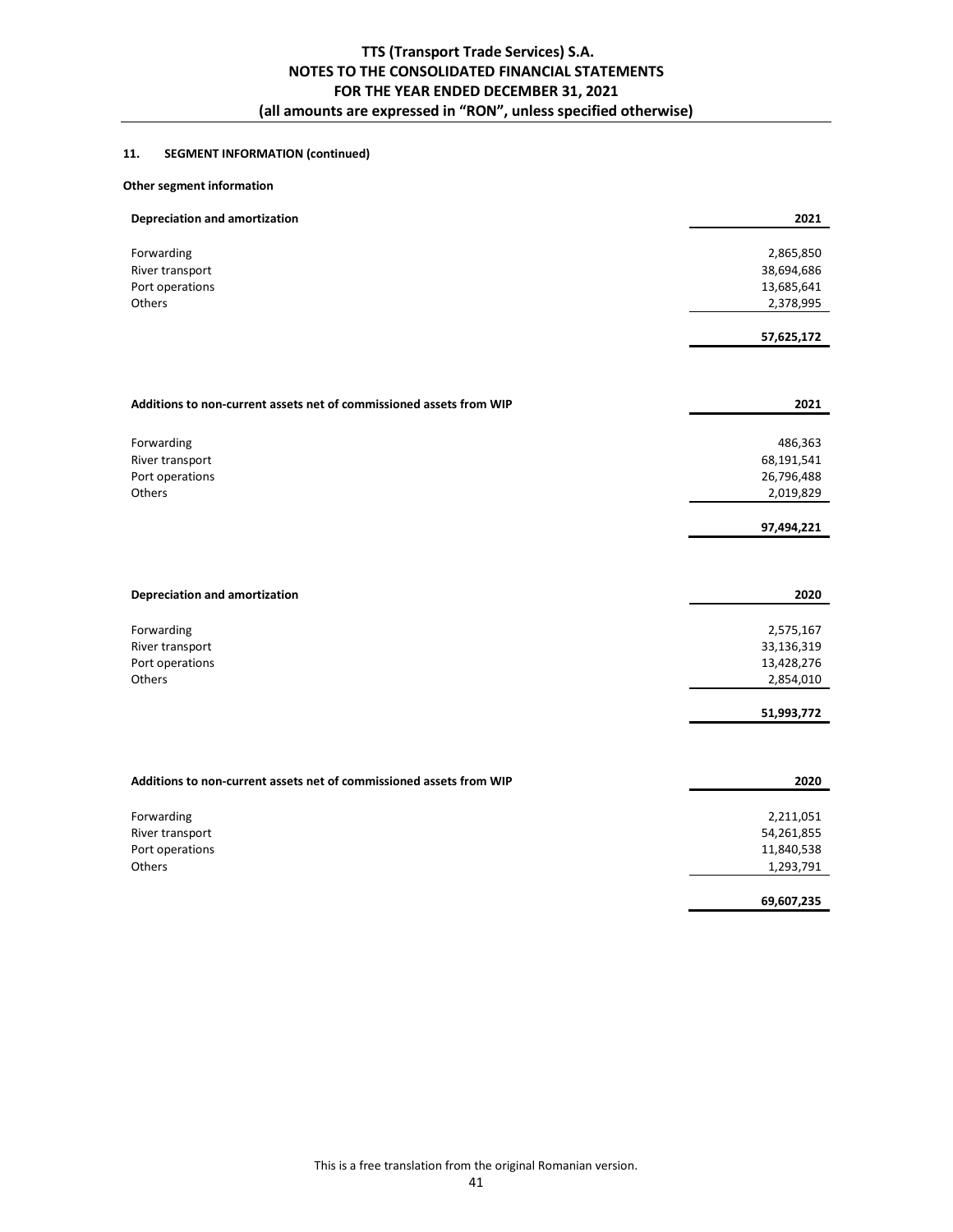## 11. SEGMENT INFORMATION (continued)

**Other segment information**

| Depreciation and amortization | 2021 |
|---|---|
| Forwarding | 2,865,850 |
| River transport | 38,694,686 |
| Port operations | 13,685,641 |
| Others | 2,378,995 |
| | **57,625,172** |

| Additions to non-current assets net of commissioned assets from WIP | 2021 |
|---|---|
| Forwarding | 486,363 |
| River transport | 68,191,541 |
| Port operations | 26,796,488 |
| Others | 2,019,829 |
| | **97,494,221** |

| Depreciation and amortization | 2020 |
|---|---|
| Forwarding | 2,575,167 |
| River transport | 33,136,319 |
| Port operations | 13,428,276 |
| Others | 2,854,010 |
| | **51,993,772** |

| Additions to non-current assets net of commissioned assets from WIP | 2020 |
|---|---|
| Forwarding | 2,211,051 |
| River transport | 54,261,855 |
| Port operations | 11,840,538 |
| Others | 1,293,791 |
| | **69,607,235** |

This is a free translation from the original Romanian version.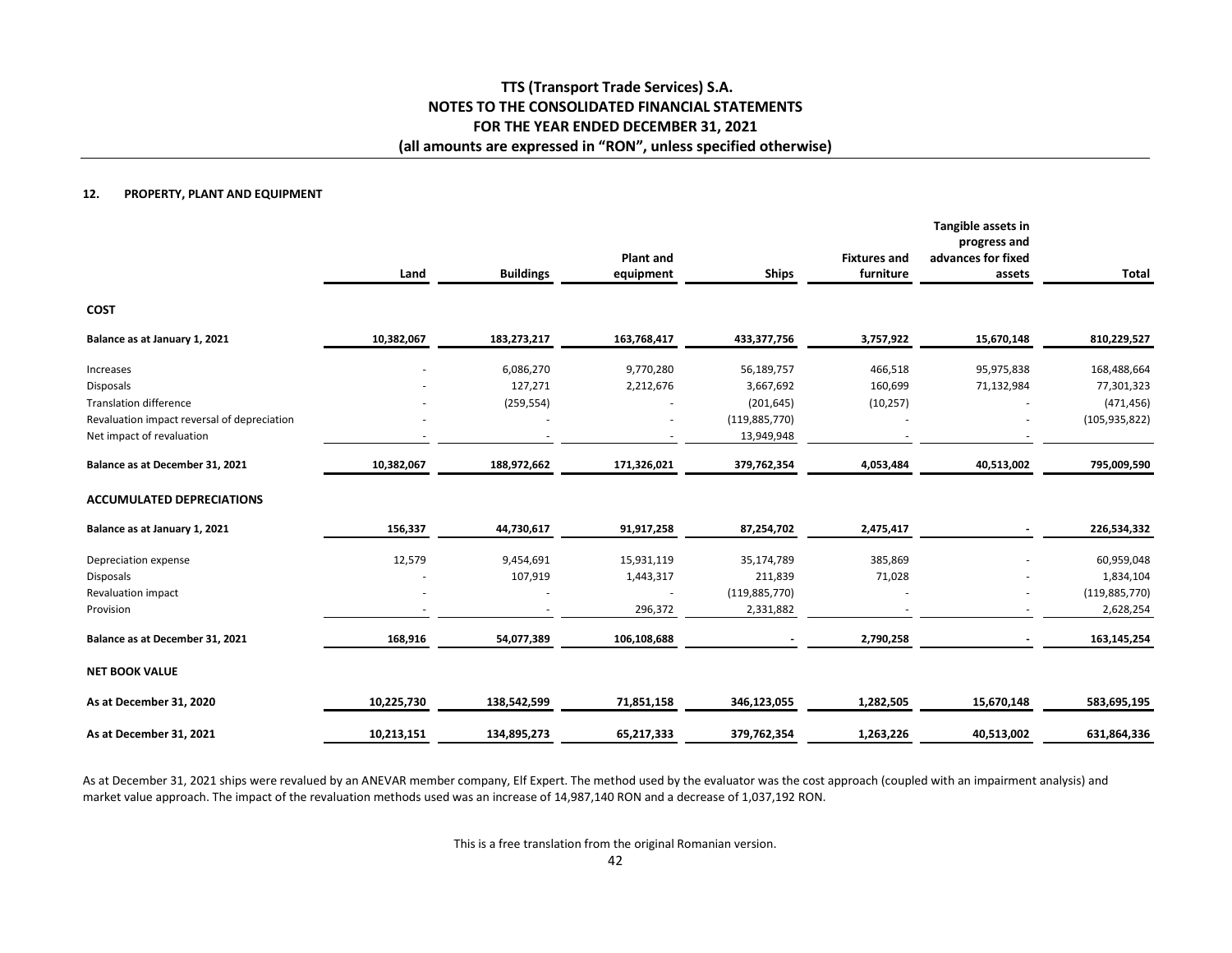## 12. PROPERTY, PLANT AND EQUIPMENT

| | Land | Buildings | Plant and equipment | Ships | Fixtures and furniture | Tangible assets in progress and advances for fixed assets | Total |
|---|---|---|---|---|---|---|---|
| **COST** | | | | | | | |
| **Balance as at January 1, 2021** | **10,382,067** | **183,273,217** | **163,768,417** | **433,377,756** | **3,757,922** | **15,670,148** | **810,229,527** |
| Increases | - | 6,086,270 | 9,770,280 | 56,189,757 | 466,518 | 95,975,838 | 168,488,664 |
| Disposals | - | 127,271 | 2,212,676 | 3,667,692 | 160,699 | 71,132,984 | 77,301,323 |
| Translation difference | - | (259,554) | - | (201,645) | (10,257) | - | (471,456) |
| Revaluation impact reversal of depreciation | - | - | - | (119,885,770) | - | - | (105,935,822) |
| Net impact of revaluation | - | - | - | 13,949,948 | - | - | |
| **Balance as at December 31, 2021** | **10,382,067** | **188,972,662** | **171,326,021** | **379,762,354** | **4,053,484** | **40,513,002** | **795,009,590** |
| **ACCUMULATED DEPRECIATIONS** | | | | | | | |
| **Balance as at January 1, 2021** | **156,337** | **44,730,617** | **91,917,258** | **87,254,702** | **2,475,417** | **-** | **226,534,332** |
| Depreciation expense | 12,579 | 9,454,691 | 15,931,119 | 35,174,789 | 385,869 | - | 60,959,048 |
| Disposals | - | 107,919 | 1,443,317 | 211,839 | 71,028 | - | 1,834,104 |
| Revaluation impact | - | - | - | (119,885,770) | - | - | (119,885,770) |
| Provision | - | - | 296,372 | 2,331,882 | - | - | 2,628,254 |
| **Balance as at December 31, 2021** | **168,916** | **54,077,389** | **106,108,688** | **-** | **2,790,258** | **-** | **163,145,254** |
| **NET BOOK VALUE** | | | | | | | |
| **As at December 31, 2020** | **10,225,730** | **138,542,599** | **71,851,158** | **346,123,055** | **1,282,505** | **15,670,148** | **583,695,195** |
| **As at December 31, 2021** | **10,213,151** | **134,895,273** | **65,217,333** | **379,762,354** | **1,263,226** | **40,513,002** | **631,864,336** |

As at December 31, 2021 ships were revalued by an ANEVAR member company, Elf Expert. The method used by the evaluator was the cost approach (coupled with an impairment analysis) and market value approach. The impact of the revaluation methods used was an increase of 14,987,140 RON and a decrease of 1,037,192 RON.

This is a free translation from the original Romanian version.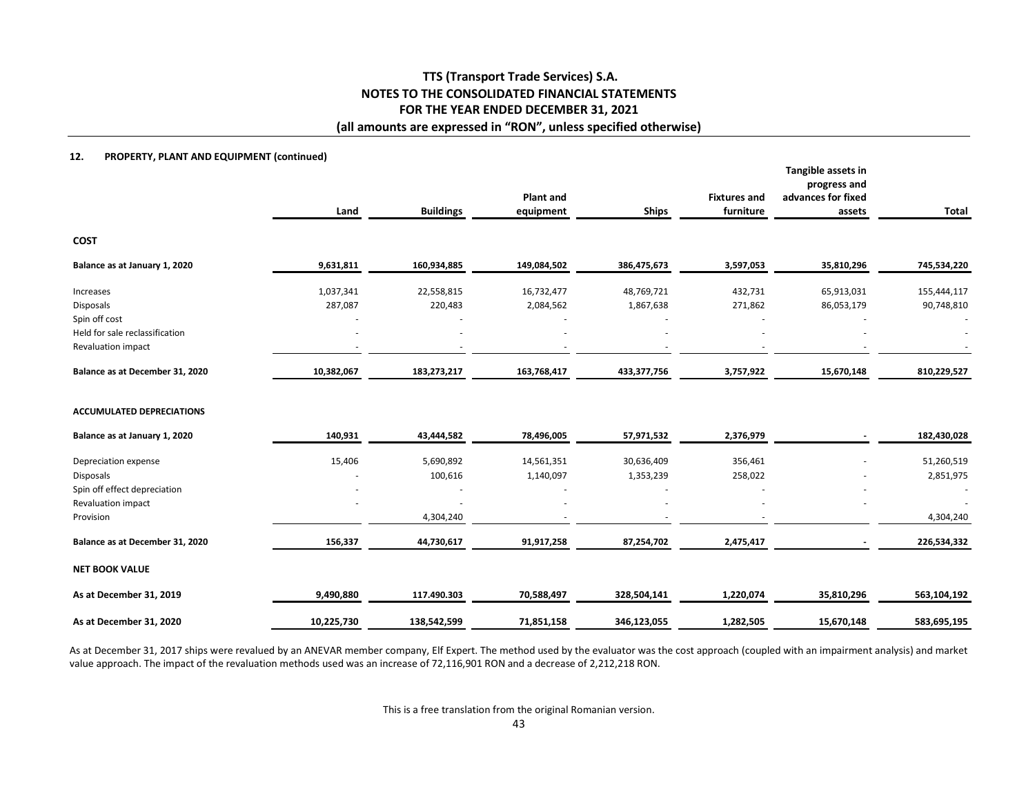#### 12. PROPERTY, PLANT AND EQUIPMENT (continued)

| | Land | Buildings | Plant and equipment | Ships | Fixtures and furniture | Tangible assets in progress and advances for fixed assets | Total |
|---|---|---|---|---|---|---|---|
| **COST** | | | | | | | |
| **Balance as at January 1, 2020** | **9,631,811** | **160,934,885** | **149,084,502** | **386,475,673** | **3,597,053** | **35,810,296** | **745,534,220** |
| Increases | 1,037,341 | 22,558,815 | 16,732,477 | 48,769,721 | 432,731 | 65,913,031 | 155,444,117 |
| Disposals | 287,087 | 220,483 | 2,084,562 | 1,867,638 | 271,862 | 86,053,179 | 90,748,810 |
| Spin off cost | - | - | - | - | - | - | - |
| Held for sale reclassification | - | - | - | - | - | - | - |
| Revaluation impact | - | - | - | - | - | - | - |
| **Balance as at December 31, 2020** | **10,382,067** | **183,273,217** | **163,768,417** | **433,377,756** | **3,757,922** | **15,670,148** | **810,229,527** |
| **ACCUMULATED DEPRECIATIONS** | | | | | | | |
| **Balance as at January 1, 2020** | **140,931** | **43,444,582** | **78,496,005** | **57,971,532** | **2,376,979** | **-** | **182,430,028** |
| Depreciation expense | 15,406 | 5,690,892 | 14,561,351 | 30,636,409 | 356,461 | - | 51,260,519 |
| Disposals | - | 100,616 | 1,140,097 | 1,353,239 | 258,022 | - | 2,851,975 |
| Spin off effect depreciation | - | - | - | - | - | - | - |
| Revaluation impact | - | - | - | - | - | - | - |
| Provision | | 4,304,240 | - | - | - | | 4,304,240 |
| **Balance as at December 31, 2020** | **156,337** | **44,730,617** | **91,917,258** | **87,254,702** | **2,475,417** | **-** | **226,534,332** |
| **NET BOOK VALUE** | | | | | | | |
| **As at December 31, 2019** | **9,490,880** | **117.490.303** | **70,588,497** | **328,504,141** | **1,220,074** | **35,810,296** | **563,104,192** |
| **As at December 31, 2020** | **10,225,730** | **138,542,599** | **71,851,158** | **346,123,055** | **1,282,505** | **15,670,148** | **583,695,195** |

As at December 31, 2017 ships were revalued by an ANEVAR member company, Elf Expert. The method used by the evaluator was the cost approach (coupled with an impairment analysis) and market value approach. The impact of the revaluation methods used was an increase of 72,116,901 RON and a decrease of 2,212,218 RON.

This is a free translation from the original Romanian version.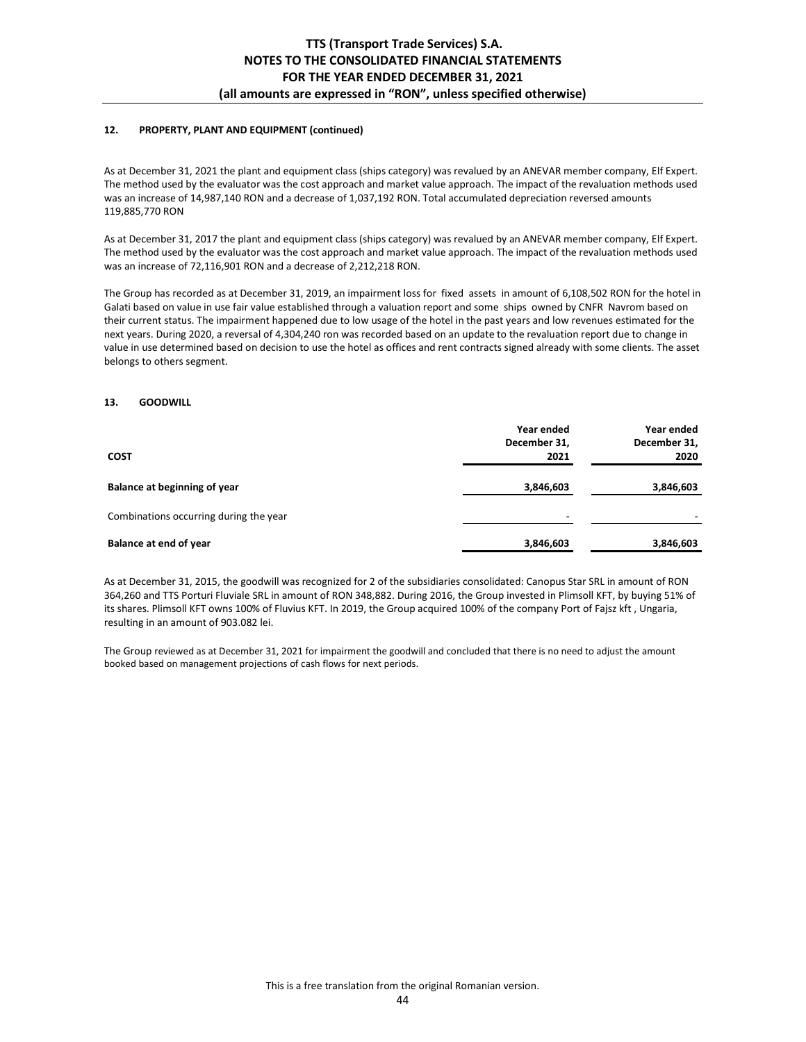## 12. PROPERTY, PLANT AND EQUIPMENT (continued)

As at December 31, 2021 the plant and equipment class (ships category) was revalued by an ANEVAR member company, Elf Expert. The method used by the evaluator was the cost approach and market value approach. The impact of the revaluation methods used was an increase of 14,987,140 RON and a decrease of 1,037,192 RON. Total accumulated depreciation reversed amounts 119,885,770 RON

As at December 31, 2017 the plant and equipment class (ships category) was revalued by an ANEVAR member company, Elf Expert. The method used by the evaluator was the cost approach and market value approach. The impact of the revaluation methods used was an increase of 72,116,901 RON and a decrease of 2,212,218 RON.

The Group has recorded as at December 31, 2019, an impairment loss for fixed assets in amount of 6,108,502 RON for the hotel in Galati based on value in use fair value established through a valuation report and some ships owned by CNFR Navrom based on their current status. The impairment happened due to low usage of the hotel in the past years and low revenues estimated for the next years. During 2020, a reversal of 4,304,240 ron was recorded based on an update to the revaluation report due to change in value in use determined based on decision to use the hotel as offices and rent contracts signed already with some clients. The asset belongs to others segment.

## 13. GOODWILL

| COST | Year ended December 31, 2021 | Year ended December 31, 2020 |
|---|---|---|
| **Balance at beginning of year** | **3,846,603** | **3,846,603** |
| Combinations occurring during the year | - | - |
| **Balance at end of year** | **3,846,603** | **3,846,603** |

As at December 31, 2015, the goodwill was recognized for 2 of the subsidiaries consolidated: Canopus Star SRL in amount of RON 364,260 and TTS Porturi Fluviale SRL in amount of RON 348,882. During 2016, the Group invested in Plimsoll KFT, by buying 51% of its shares. Plimsoll KFT owns 100% of Fluvius KFT. In 2019, the Group acquired 100% of the company Port of Fajsz kft , Ungaria, resulting in an amount of 903.082 lei.

The Group reviewed as at December 31, 2021 for impairment the goodwill and concluded that there is no need to adjust the amount booked based on management projections of cash flows for next periods.

This is a free translation from the original Romanian version.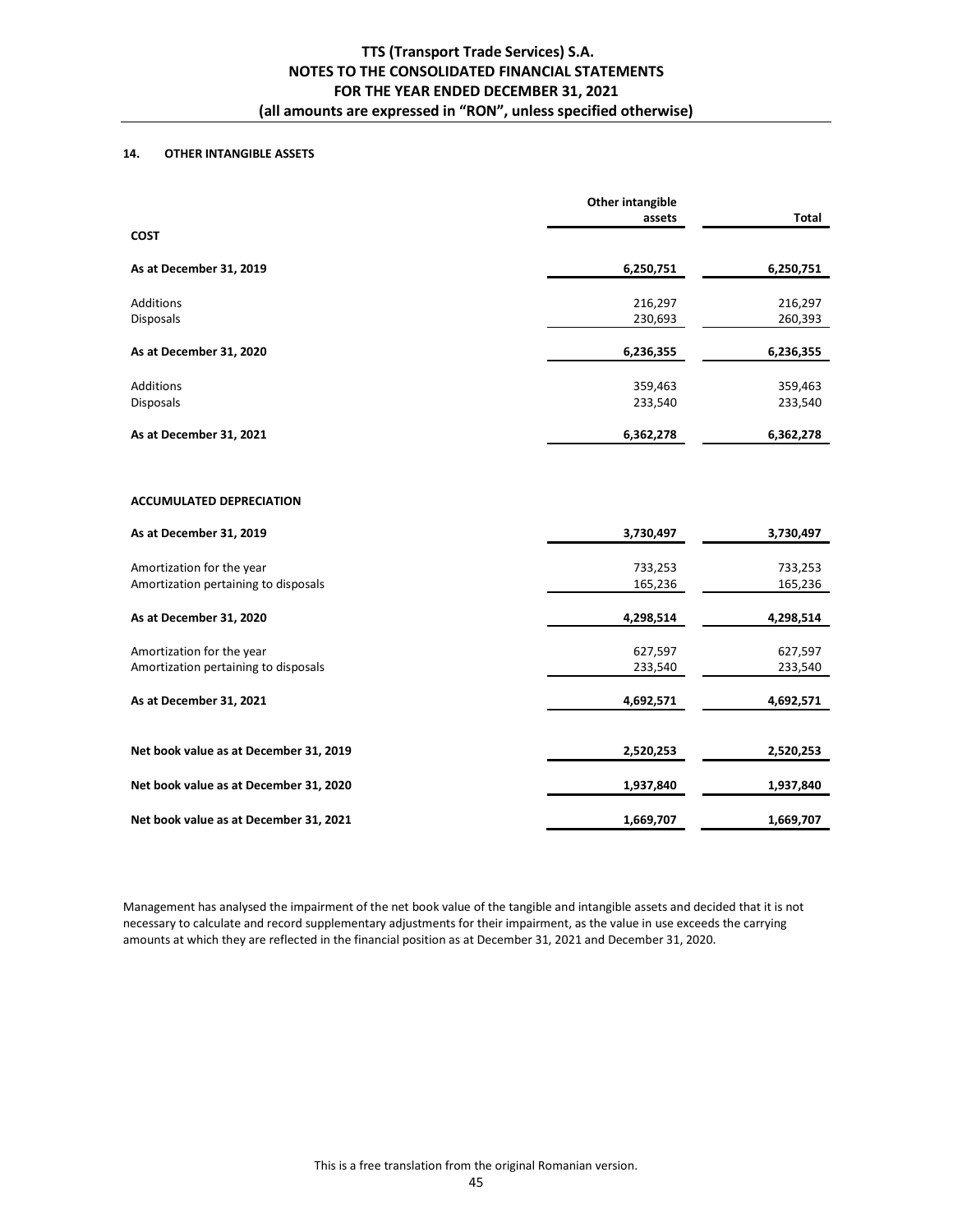## 14. OTHER INTANGIBLE ASSETS

| | Other intangible assets | Total |
|---|---|---|
| **COST** | | |
| **As at December 31, 2019** | **6,250,751** | **6,250,751** |
| Additions | 216,297 | 216,297 |
| Disposals | 230,693 | 260,393 |
| **As at December 31, 2020** | **6,236,355** | **6,236,355** |
| Additions | 359,463 | 359,463 |
| Disposals | 233,540 | 233,540 |
| **As at December 31, 2021** | **6,362,278** | **6,362,278** |
| | | |
| **ACCUMULATED DEPRECIATION** | | |
| **As at December 31, 2019** | **3,730,497** | **3,730,497** |
| Amortization for the year | 733,253 | 733,253 |
| Amortization pertaining to disposals | 165,236 | 165,236 |
| **As at December 31, 2020** | **4,298,514** | **4,298,514** |
| Amortization for the year | 627,597 | 627,597 |
| Amortization pertaining to disposals | 233,540 | 233,540 |
| **As at December 31, 2021** | **4,692,571** | **4,692,571** |
| | | |
| **Net book value as at December 31, 2019** | **2,520,253** | **2,520,253** |
| **Net book value as at December 31, 2020** | **1,937,840** | **1,937,840** |
| **Net book value as at December 31, 2021** | **1,669,707** | **1,669,707** |

Management has analysed the impairment of the net book value of the tangible and intangible assets and decided that it is not necessary to calculate and record supplementary adjustments for their impairment, as the value in use exceeds the carrying amounts at which they are reflected in the financial position as at December 31, 2021 and December 31, 2020.

This is a free translation from the original Romanian version.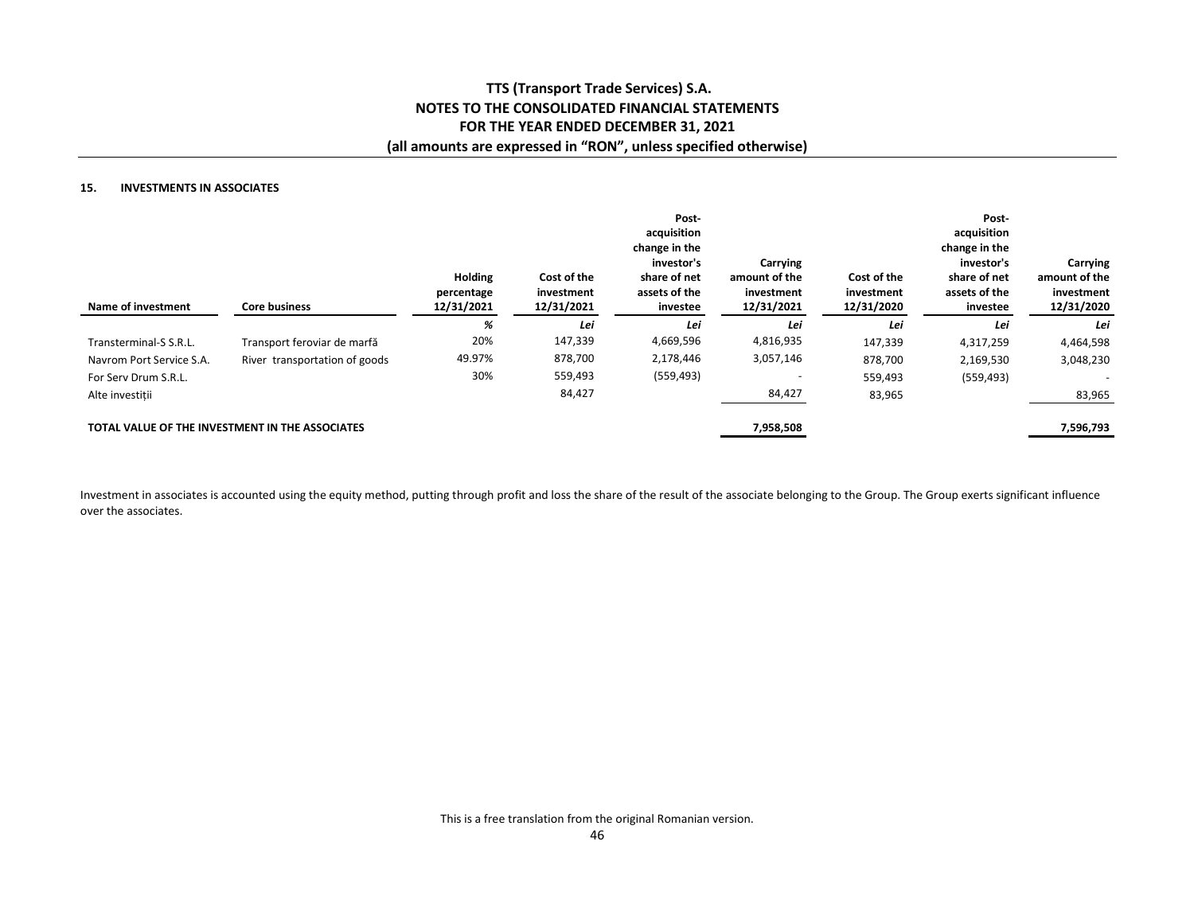## 15. INVESTMENTS IN ASSOCIATES

| Name of investment | Core business | Holding percentage 12/31/2021 | Cost of the investment 12/31/2021 | Post-acquisition change in the investor's share of net assets of the investee | Carrying amount of the investment 12/31/2021 | Cost of the investment 12/31/2020 | Post-acquisition change in the investor's share of net assets of the investee | Carrying amount of the investment 12/31/2020 |
|---|---|---|---|---|---|---|---|---|
| | | *%* | *Lei* | *Lei* | *Lei* | *Lei* | *Lei* | *Lei* |
| Transterminal-S S.R.L. | Transport feroviar de marfă | 20% | 147,339 | 4,669,596 | 4,816,935 | 147,339 | 4,317,259 | 4,464,598 |
| Navrom Port Service S.A. | River transportation of goods | 49.97% | 878,700 | 2,178,446 | 3,057,146 | 878,700 | 2,169,530 | 3,048,230 |
| For Serv Drum S.R.L. | | 30% | 559,493 | (559,493) | - | 559,493 | (559,493) | - |
| Alte investiții | | | 84,427 | | 84,427 | 83,965 | | 83,965 |
| **TOTAL VALUE OF THE INVESTMENT IN THE ASSOCIATES** | | | | | **7,958,508** | | | **7,596,793** |

Investment in associates is accounted using the equity method, putting through profit and loss the share of the result of the associate belonging to the Group. The Group exerts significant influence over the associates.

This is a free translation from the original Romanian version.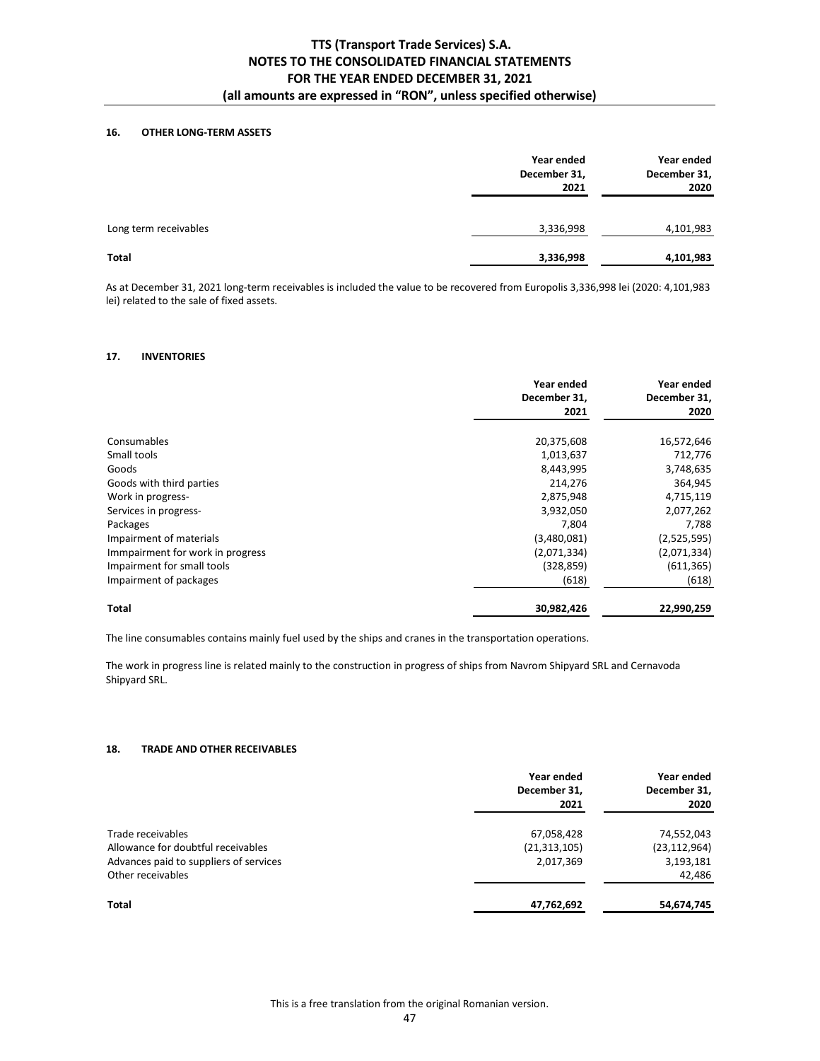## 16. OTHER LONG-TERM ASSETS

| | Year ended December 31, 2021 | Year ended December 31, 2020 |
|---|---|---|
| Long term receivables | 3,336,998 | 4,101,983 |
| **Total** | **3,336,998** | **4,101,983** |

As at December 31, 2021 long-term receivables is included the value to be recovered from Europolis 3,336,998 lei (2020: 4,101,983 lei) related to the sale of fixed assets.

## 17. INVENTORIES

| | Year ended December 31, 2021 | Year ended December 31, 2020 |
|---|---|---|
| Consumables | 20,375,608 | 16,572,646 |
| Small tools | 1,013,637 | 712,776 |
| Goods | 8,443,995 | 3,748,635 |
| Goods with third parties | 214,276 | 364,945 |
| Work in progress- | 2,875,948 | 4,715,119 |
| Services in progress- | 3,932,050 | 2,077,262 |
| Packages | 7,804 | 7,788 |
| Impairment of materials | (3,480,081) | (2,525,595) |
| Immpairment for work in progress | (2,071,334) | (2,071,334) |
| Impairment for small tools | (328,859) | (611,365) |
| Impairment of packages | (618) | (618) |
| **Total** | **30,982,426** | **22,990,259** |

The line consumables contains mainly fuel used by the ships and cranes in the transportation operations.

The work in progress line is related mainly to the construction in progress of ships from Navrom Shipyard SRL and Cernavoda Shipyard SRL.

## 18. TRADE AND OTHER RECEIVABLES

| | Year ended December 31, 2021 | Year ended December 31, 2020 |
|---|---|---|
| Trade receivables | 67,058,428 | 74,552,043 |
| Allowance for doubtful receivables | (21,313,105) | (23,112,964) |
| Advances paid to suppliers of services | 2,017,369 | 3,193,181 |
| Other receivables | | 42,486 |
| **Total** | **47,762,692** | **54,674,745** |

This is a free translation from the original Romanian version.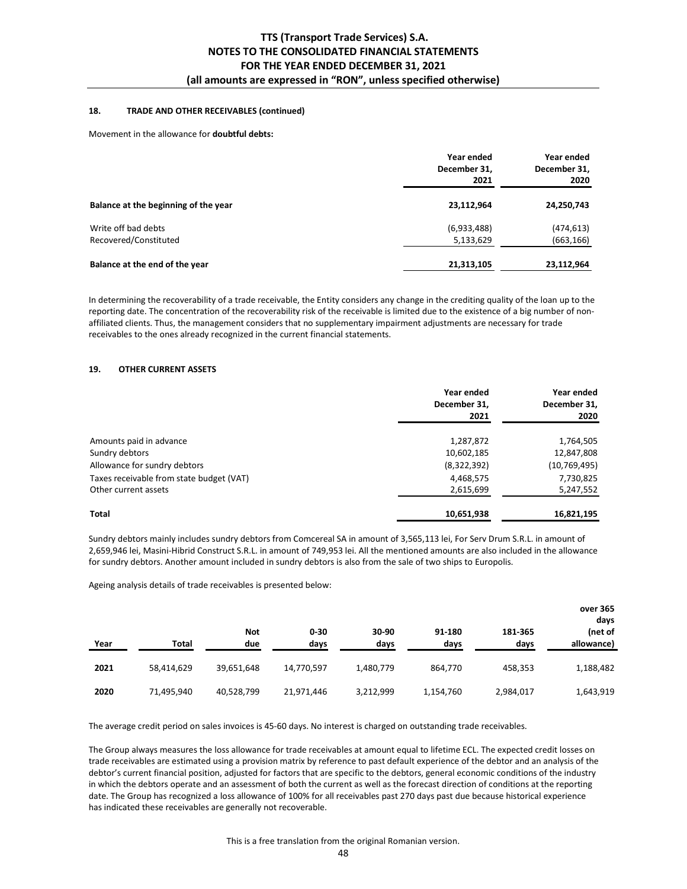### 18. TRADE AND OTHER RECEIVABLES (continued)

Movement in the allowance for **doubtful debts:**

| | Year ended December 31, 2021 | Year ended December 31, 2020 |
|---|---|---|
| **Balance at the beginning of the year** | **23,112,964** | **24,250,743** |
| Write off bad debts | (6,933,488) | (474,613) |
| Recovered/Constituted | 5,133,629 | (663,166) |
| **Balance at the end of the year** | **21,313,105** | **23,112,964** |

In determining the recoverability of a trade receivable, the Entity considers any change in the crediting quality of the loan up to the reporting date. The concentration of the recoverability risk of the receivable is limited due to the existence of a big number of non-affiliated clients. Thus, the management considers that no supplementary impairment adjustments are necessary for trade receivables to the ones already recognized in the current financial statements.

### 19. OTHER CURRENT ASSETS

| | Year ended December 31, 2021 | Year ended December 31, 2020 |
|---|---|---|
| Amounts paid in advance | 1,287,872 | 1,764,505 |
| Sundry debtors | 10,602,185 | 12,847,808 |
| Allowance for sundry debtors | (8,322,392) | (10,769,495) |
| Taxes receivable from state budget (VAT) | 4,468,575 | 7,730,825 |
| Other current assets | 2,615,699 | 5,247,552 |
| **Total** | **10,651,938** | **16,821,195** |

Sundry debtors mainly includes sundry debtors from Comcereal SA in amount of 3,565,113 lei, For Serv Drum S.R.L. in amount of 2,659,946 lei, Masini-Hibrid Construct S.R.L. in amount of 749,953 lei. All the mentioned amounts are also included in the allowance for sundry debtors. Another amount included in sundry debtors is also from the sale of two ships to Europolis.

Ageing analysis details of trade receivables is presented below:

| Year | Total | Not due | 0-30 days | 30-90 days | 91-180 days | 181-365 days | over 365 days (net of allowance) |
|---|---|---|---|---|---|---|---|
| **2021** | 58,414,629 | 39,651,648 | 14,770,597 | 1,480,779 | 864,770 | 458,353 | 1,188,482 |
| **2020** | 71,495,940 | 40,528,799 | 21,971,446 | 3,212,999 | 1,154,760 | 2,984,017 | 1,643,919 |

The average credit period on sales invoices is 45-60 days. No interest is charged on outstanding trade receivables.

The Group always measures the loss allowance for trade receivables at amount equal to lifetime ECL. The expected credit losses on trade receivables are estimated using a provision matrix by reference to past default experience of the debtor and an analysis of the debtor's current financial position, adjusted for factors that are specific to the debtors, general economic conditions of the industry in which the debtors operate and an assessment of both the current as well as the forecast direction of conditions at the reporting date. The Group has recognized a loss allowance of 100% for all receivables past 270 days past due because historical experience has indicated these receivables are generally not recoverable.

This is a free translation from the original Romanian version.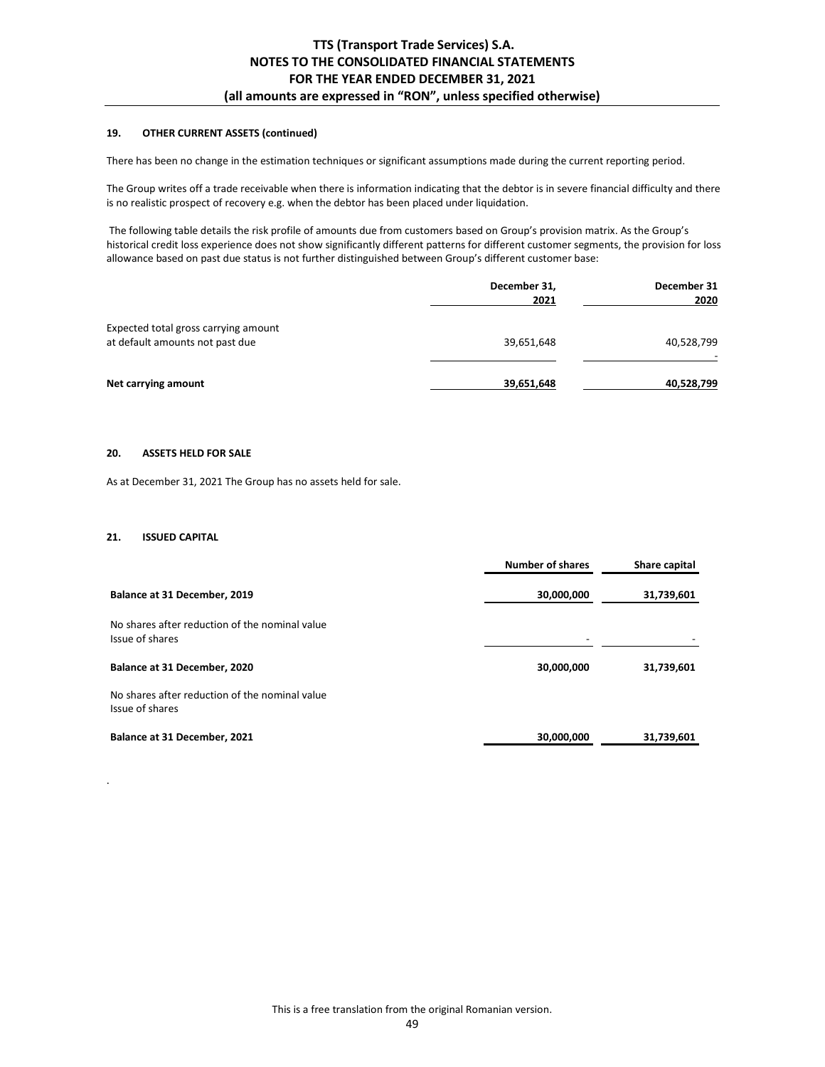#### 19. OTHER CURRENT ASSETS (continued)

There has been no change in the estimation techniques or significant assumptions made during the current reporting period.

The Group writes off a trade receivable when there is information indicating that the debtor is in severe financial difficulty and there is no realistic prospect of recovery e.g. when the debtor has been placed under liquidation.

The following table details the risk profile of amounts due from customers based on Group's provision matrix. As the Group's historical credit loss experience does not show significantly different patterns for different customer segments, the provision for loss allowance based on past due status is not further distinguished between Group's different customer base:

| | December 31, 2021 | December 31 2020 |
|---|---|---|
| Expected total gross carrying amount at default amounts not past due | 39,651,648 | 40,528,799 |
| | | - |
| **Net carrying amount** | **39,651,648** | **40,528,799** |

#### 20. ASSETS HELD FOR SALE

As at December 31, 2021 The Group has no assets held for sale.

#### 21. ISSUED CAPITAL

| | Number of shares | Share capital |
|---|---|---|
| **Balance at 31 December, 2019** | **30,000,000** | **31,739,601** |
| No shares after reduction of the nominal value | | |
| Issue of shares | - | - |
| **Balance at 31 December, 2020** | **30,000,000** | **31,739,601** |
| No shares after reduction of the nominal value | | |
| Issue of shares | | |
| **Balance at 31 December, 2021** | **30,000,000** | **31,739,601** |

.

This is a free translation from the original Romanian version.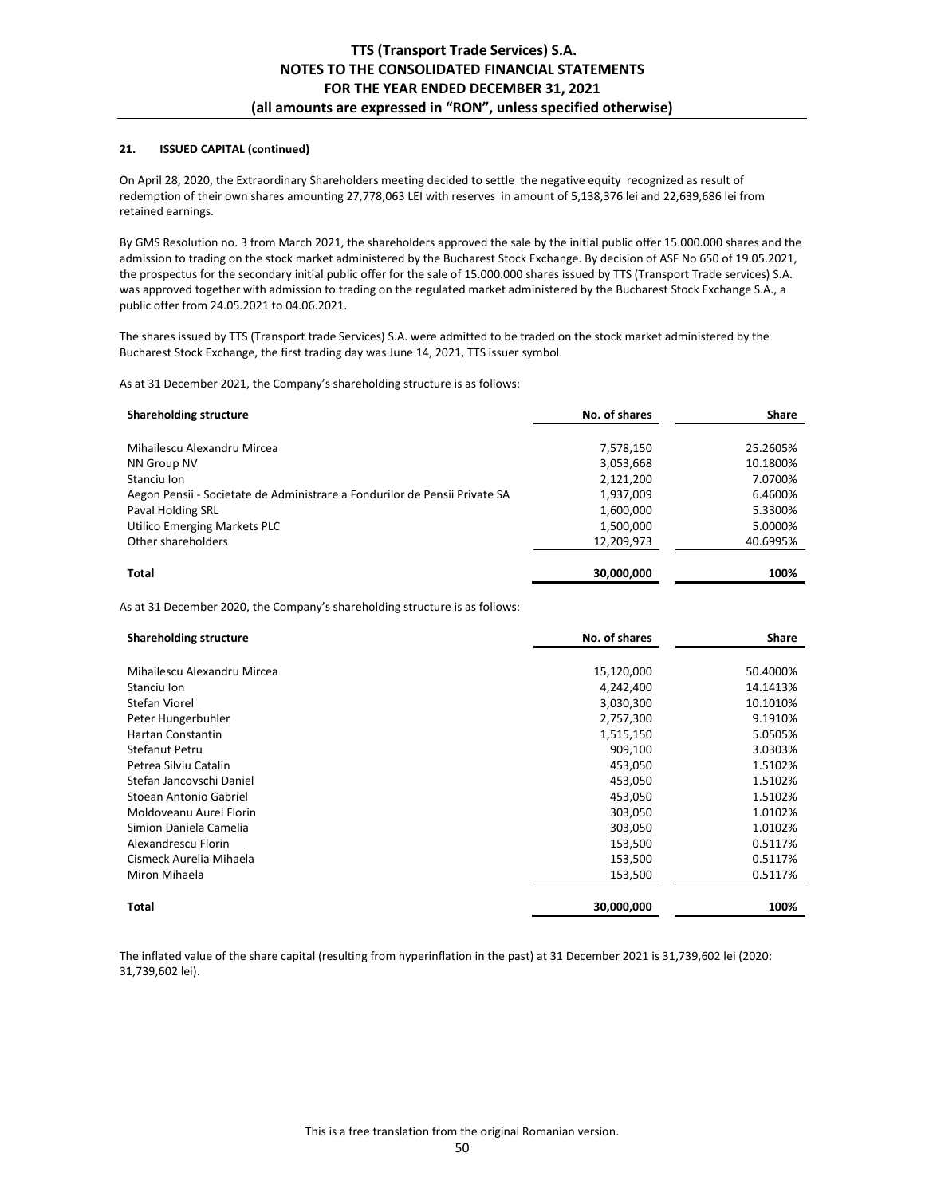#### 21. ISSUED CAPITAL (continued)

On April 28, 2020, the Extraordinary Shareholders meeting decided to settle the negative equity recognized as result of redemption of their own shares amounting 27,778,063 LEI with reserves in amount of 5,138,376 lei and 22,639,686 lei from retained earnings.

By GMS Resolution no. 3 from March 2021, the shareholders approved the sale by the initial public offer 15.000.000 shares and the admission to trading on the stock market administered by the Bucharest Stock Exchange. By decision of ASF No 650 of 19.05.2021, the prospectus for the secondary initial public offer for the sale of 15.000.000 shares issued by TTS (Transport Trade services) S.A. was approved together with admission to trading on the regulated market administered by the Bucharest Stock Exchange S.A., a public offer from 24.05.2021 to 04.06.2021.

The shares issued by TTS (Transport trade Services) S.A. were admitted to be traded on the stock market administered by the Bucharest Stock Exchange, the first trading day was June 14, 2021, TTS issuer symbol.

As at 31 December 2021, the Company's shareholding structure is as follows:

| Shareholding structure | No. of shares | Share |
|---|---|---|
| Mihailescu Alexandru Mircea | 7,578,150 | 25.2605% |
| NN Group NV | 3,053,668 | 10.1800% |
| Stanciu Ion | 2,121,200 | 7.0700% |
| Aegon Pensii - Societate de Administrare a Fondurilor de Pensii Private SA | 1,937,009 | 6.4600% |
| Paval Holding SRL | 1,600,000 | 5.3300% |
| Utilico Emerging Markets PLC | 1,500,000 | 5.0000% |
| Other shareholders | 12,209,973 | 40.6995% |
| **Total** | **30,000,000** | **100%** |

As at 31 December 2020, the Company's shareholding structure is as follows:

| Shareholding structure | No. of shares | Share |
|---|---|---|
| Mihailescu Alexandru Mircea | 15,120,000 | 50.4000% |
| Stanciu Ion | 4,242,400 | 14.1413% |
| Stefan Viorel | 3,030,300 | 10.1010% |
| Peter Hungerbuhler | 2,757,300 | 9.1910% |
| Hartan Constantin | 1,515,150 | 5.0505% |
| Stefanut Petru | 909,100 | 3.0303% |
| Petrea Silviu Catalin | 453,050 | 1.5102% |
| Stefan Jancovschi Daniel | 453,050 | 1.5102% |
| Stoean Antonio Gabriel | 453,050 | 1.5102% |
| Moldoveanu Aurel Florin | 303,050 | 1.0102% |
| Simion Daniela Camelia | 303,050 | 1.0102% |
| Alexandrescu Florin | 153,500 | 0.5117% |
| Cismeck Aurelia Mihaela | 153,500 | 0.5117% |
| Miron Mihaela | 153,500 | 0.5117% |
| **Total** | **30,000,000** | **100%** |

The inflated value of the share capital (resulting from hyperinflation in the past) at 31 December 2021 is 31,739,602 lei (2020: 31,739,602 lei).

This is a free translation from the original Romanian version.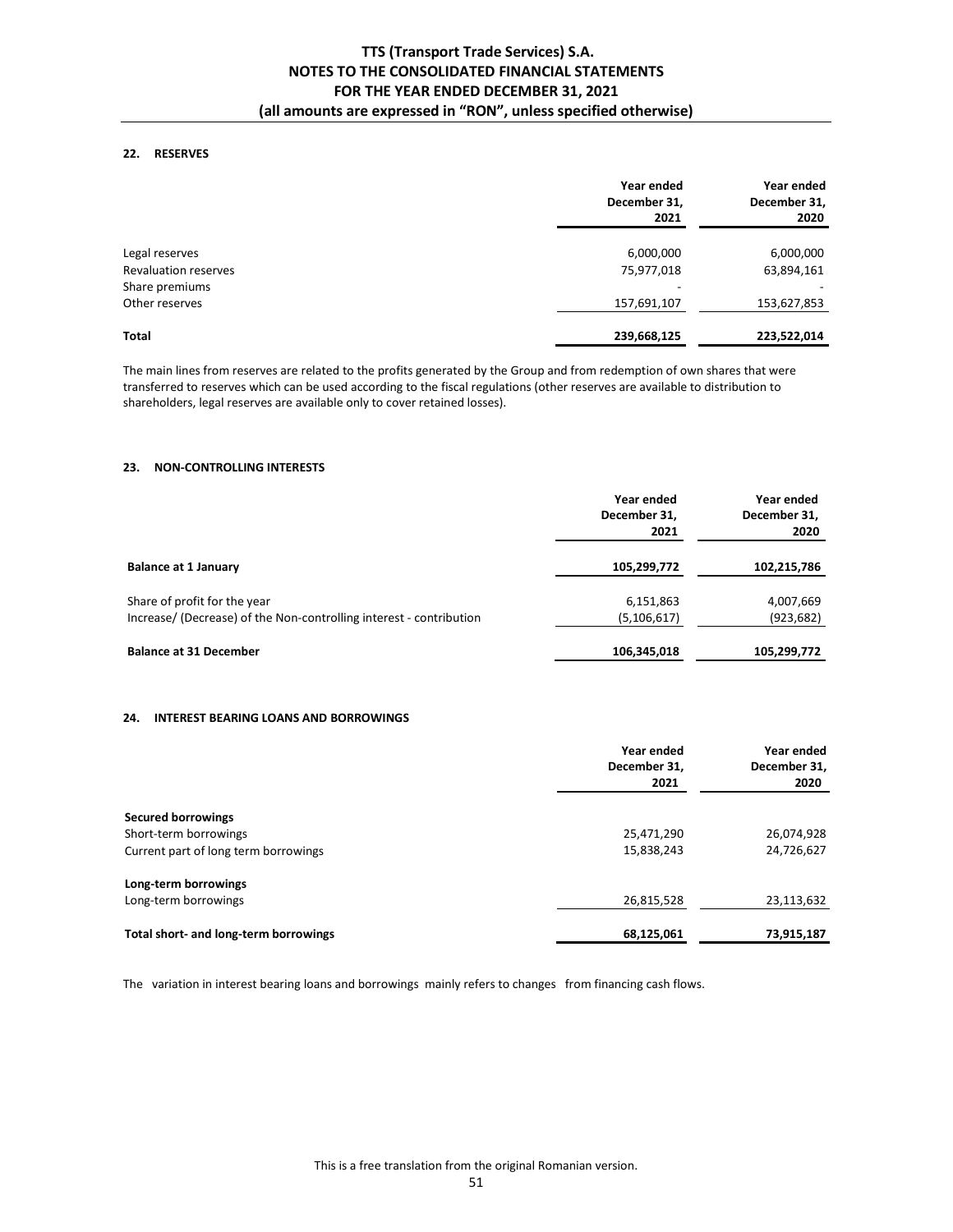## 22. RESERVES

| | Year ended December 31, 2021 | Year ended December 31, 2020 |
|---|---|---|
| Legal reserves | 6,000,000 | 6,000,000 |
| Revaluation reserves | 75,977,018 | 63,894,161 |
| Share premiums | - | - |
| Other reserves | 157,691,107 | 153,627,853 |
| **Total** | **239,668,125** | **223,522,014** |

The main lines from reserves are related to the profits generated by the Group and from redemption of own shares that were transferred to reserves which can be used according to the fiscal regulations (other reserves are available to distribution to shareholders, legal reserves are available only to cover retained losses).

## 23. NON-CONTROLLING INTERESTS

| | Year ended December 31, 2021 | Year ended December 31, 2020 |
|---|---|---|
| **Balance at 1 January** | **105,299,772** | **102,215,786** |
| Share of profit for the year | 6,151,863 | 4,007,669 |
| Increase/ (Decrease) of the Non-controlling interest - contribution | (5,106,617) | (923,682) |
| **Balance at 31 December** | **106,345,018** | **105,299,772** |

## 24. INTEREST BEARING LOANS AND BORROWINGS

| | Year ended December 31, 2021 | Year ended December 31, 2020 |
|---|---|---|
| **Secured borrowings** | | |
| Short-term borrowings | 25,471,290 | 26,074,928 |
| Current part of long term borrowings | 15,838,243 | 24,726,627 |
| **Long-term borrowings** | | |
| Long-term borrowings | 26,815,528 | 23,113,632 |
| **Total short- and long-term borrowings** | **68,125,061** | **73,915,187** |

The variation in interest bearing loans and borrowings mainly refers to changes from financing cash flows.

This is a free translation from the original Romanian version.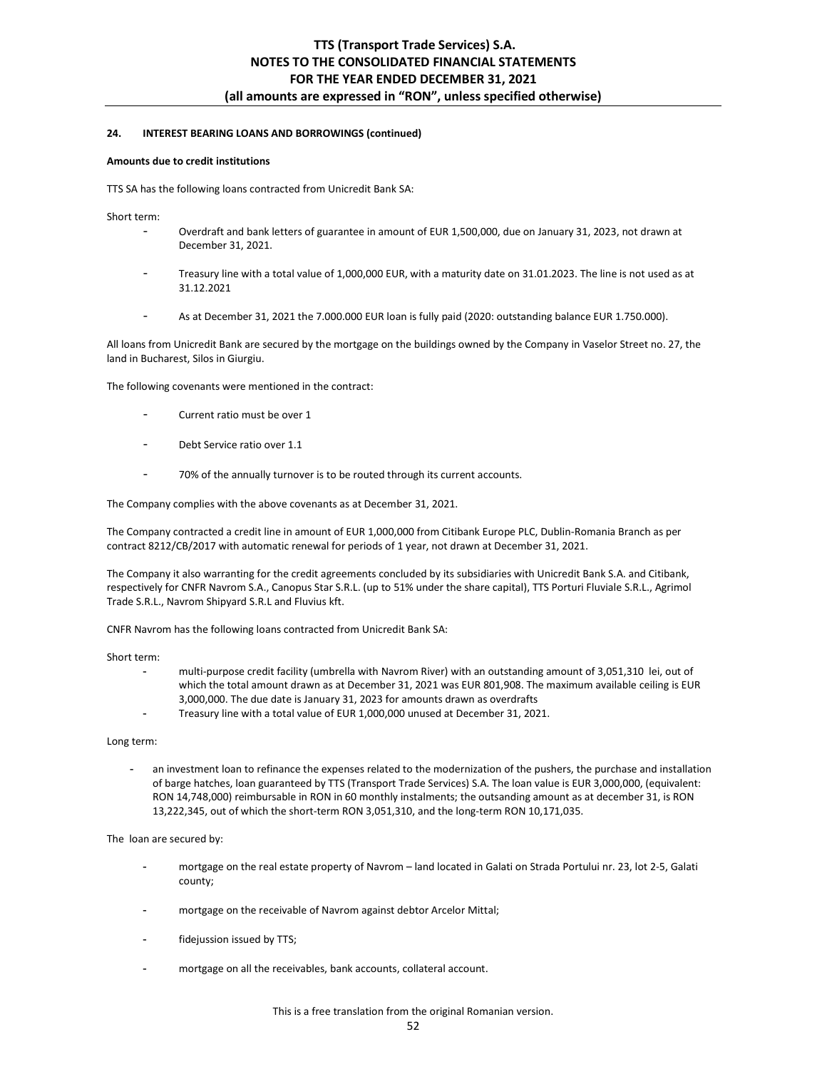### 24. INTEREST BEARING LOANS AND BORROWINGS (continued)

**Amounts due to credit institutions**

TTS SA has the following loans contracted from Unicredit Bank SA:

Short term:

- Overdraft and bank letters of guarantee in amount of EUR 1,500,000, due on January 31, 2023, not drawn at December 31, 2021.
- Treasury line with a total value of 1,000,000 EUR, with a maturity date on 31.01.2023. The line is not used as at 31.12.2021
- As at December 31, 2021 the 7.000.000 EUR loan is fully paid (2020: outstanding balance EUR 1.750.000).

All loans from Unicredit Bank are secured by the mortgage on the buildings owned by the Company in Vaselor Street no. 27, the land in Bucharest, Silos in Giurgiu.

The following covenants were mentioned in the contract:

- Current ratio must be over 1
- Debt Service ratio over 1.1
- 70% of the annually turnover is to be routed through its current accounts.

The Company complies with the above covenants as at December 31, 2021.

The Company contracted a credit line in amount of EUR 1,000,000 from Citibank Europe PLC, Dublin-Romania Branch as per contract 8212/CB/2017 with automatic renewal for periods of 1 year, not drawn at December 31, 2021.

The Company it also warranting for the credit agreements concluded by its subsidiaries with Unicredit Bank S.A. and Citibank, respectively for CNFR Navrom S.A., Canopus Star S.R.L. (up to 51% under the share capital), TTS Porturi Fluviale S.R.L., Agrimol Trade S.R.L., Navrom Shipyard S.R.L and Fluvius kft.

CNFR Navrom has the following loans contracted from Unicredit Bank SA:

Short term:

- multi-purpose credit facility (umbrella with Navrom River) with an outstanding amount of 3,051,310 lei, out of which the total amount drawn as at December 31, 2021 was EUR 801,908. The maximum available ceiling is EUR 3,000,000. The due date is January 31, 2023 for amounts drawn as overdrafts
- Treasury line with a total value of EUR 1,000,000 unused at December 31, 2021.

Long term:

- an investment loan to refinance the expenses related to the modernization of the pushers, the purchase and installation of barge hatches, loan guaranteed by TTS (Transport Trade Services) S.A. The loan value is EUR 3,000,000, (equivalent: RON 14,748,000) reimbursable in RON in 60 monthly instalments; the outsanding amount as at december 31, is RON 13,222,345, out of which the short-term RON 3,051,310, and the long-term RON 10,171,035.

The loan are secured by:

- mortgage on the real estate property of Navrom – land located in Galati on Strada Portului nr. 23, lot 2-5, Galati county;
- mortgage on the receivable of Navrom against debtor Arcelor Mittal;
- fidejussion issued by TTS;
- mortgage on all the receivables, bank accounts, collateral account.

This is a free translation from the original Romanian version.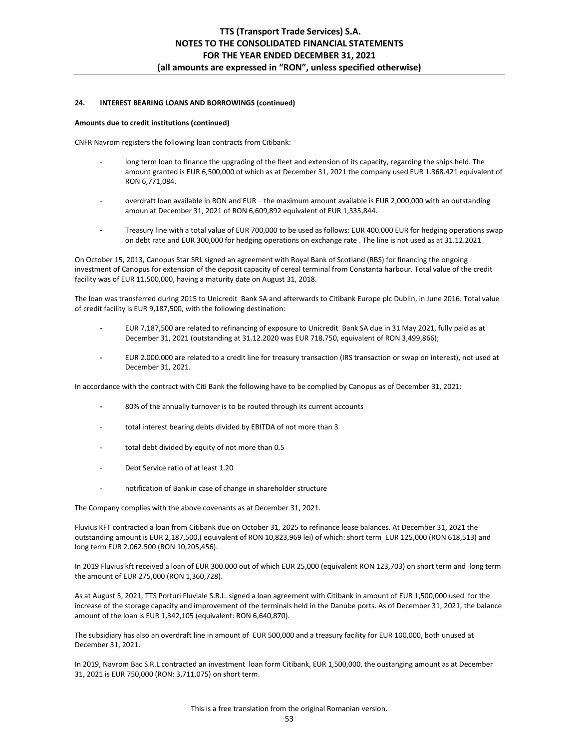### 24. INTEREST BEARING LOANS AND BORROWINGS (continued)

**Amounts due to credit institutions (continued)**

CNFR Navrom registers the following loan contracts from Citibank:

- long term loan to finance the upgrading of the fleet and extension of its capacity, regarding the ships held. The amount granted is EUR 6,500,000 of which as at December 31, 2021 the company used EUR 1.368.421 equivalent of RON 6,771,084.
- overdraft loan available in RON and EUR – the maximum amount available is EUR 2,000,000 with an outstanding amoun at December 31, 2021 of RON 6,609,892 equivalent of EUR 1,335,844.
- Treasury line with a total value of EUR 700,000 to be used as follows: EUR 400.000 EUR for hedging operations swap on debt rate and EUR 300,000 for hedging operations on exchange rate . The line is not used as at 31.12.2021

On October 15, 2013, Canopus Star SRL signed an agreement with Royal Bank of Scotland (RBS) for financing the ongoing investment of Canopus for extension of the deposit capacity of cereal terminal from Constanta harbour. Total value of the credit facility was of EUR 11,500,000, having a maturity date on August 31, 2018.

The loan was transferred during 2015 to Unicredit Bank SA and afterwards to Citibank Europe plc Dublin, in June 2016. Total value of credit facility is EUR 9,187,500, with the following destination:

- EUR 7,187,500 are related to refinancing of exposure to Unicredit Bank SA due in 31 May 2021, fully paid as at December 31, 2021 (outstanding at 31.12.2020 was EUR 718,750, equivalent of RON 3,499,866);
- EUR 2.000.000 are related to a credit line for treasury transaction (IRS transaction or swap on interest), not used at December 31, 2021.

In accordance with the contract with Citi Bank the following have to be complied by Canopus as of December 31, 2021:

- 80% of the annually turnover is to be routed through its current accounts
- total interest bearing debts divided by EBITDA of not more than 3
- total debt divided by equity of not more than 0.5
- Debt Service ratio of at least 1.20
- notification of Bank in case of change in shareholder structure

The Company complies with the above covenants as at December 31, 2021.

Fluvius KFT contracted a loan from Citibank due on October 31, 2025 to refinance lease balances. At December 31, 2021 the outstanding amount is EUR 2,187,500,( equivalent of RON 10,823,969 lei) of which: short term EUR 125,000 (RON 618,513) and long term EUR 2.062.500 (RON 10,205,456).

In 2019 Fluvius kft received a loan of EUR 300.000 out of which EUR 25,000 (equivalent RON 123,703) on short term and long term the amount of EUR 275,000 (RON 1,360,728).

As at August 5, 2021, TTS Porturi Fluviale S.R.L. signed a loan agreement with Citibank in amount of EUR 1,500,000 used for the increase of the storage capacity and improvement of the terminals held in the Danube ports. As of December 31, 2021, the balance amount of the loan is EUR 1,342,105 (equivalent: RON 6,640,870).

The subsidiary has also an overdraft line in amount of EUR 500,000 and a treasury facility for EUR 100,000, both unused at December 31, 2021.

In 2019, Navrom Bac S.R.L contracted an investment loan form Citibank, EUR 1,500,000, the oustanging amount as at December 31, 2021 is EUR 750,000 (RON: 3,711,075) on short term.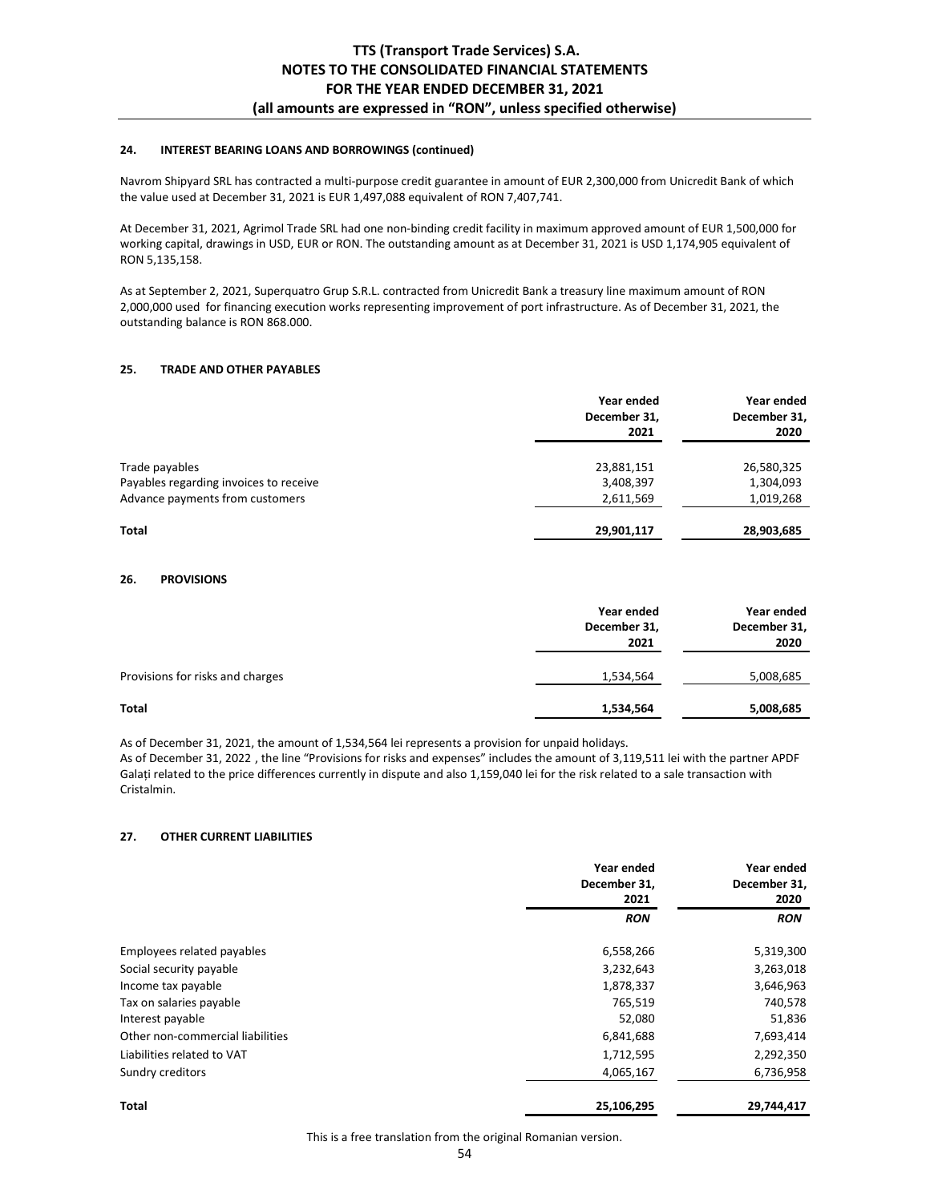#### 24. INTEREST BEARING LOANS AND BORROWINGS (continued)

Navrom Shipyard SRL has contracted a multi-purpose credit guarantee in amount of EUR 2,300,000 from Unicredit Bank of which the value used at December 31, 2021 is EUR 1,497,088 equivalent of RON 7,407,741.

At December 31, 2021, Agrimol Trade SRL had one non-binding credit facility in maximum approved amount of EUR 1,500,000 for working capital, drawings in USD, EUR or RON. The outstanding amount as at December 31, 2021 is USD 1,174,905 equivalent of RON 5,135,158.

As at September 2, 2021, Superquatro Grup S.R.L. contracted from Unicredit Bank a treasury line maximum amount of RON 2,000,000 used for financing execution works representing improvement of port infrastructure. As of December 31, 2021, the outstanding balance is RON 868.000.

#### 25. TRADE AND OTHER PAYABLES

| | Year ended December 31, 2021 | Year ended December 31, 2020 |
|---|---|---|
| Trade payables | 23,881,151 | 26,580,325 |
| Payables regarding invoices to receive | 3,408,397 | 1,304,093 |
| Advance payments from customers | 2,611,569 | 1,019,268 |
| **Total** | **29,901,117** | **28,903,685** |

#### 26. PROVISIONS

| | Year ended December 31, 2021 | Year ended December 31, 2020 |
|---|---|---|
| Provisions for risks and charges | 1,534,564 | 5,008,685 |
| **Total** | **1,534,564** | **5,008,685** |

As of December 31, 2021, the amount of 1,534,564 lei represents a provision for unpaid holidays.
As of December 31, 2022 , the line "Provisions for risks and expenses" includes the amount of 3,119,511 lei with the partner APDF Galați related to the price differences currently in dispute and also 1,159,040 lei for the risk related to a sale transaction with Cristalmin.

#### 27. OTHER CURRENT LIABILITIES

| | Year ended December 31, 2021 | Year ended December 31, 2020 |
|---|---|---|
| | *RON* | *RON* |
| Employees related payables | 6,558,266 | 5,319,300 |
| Social security payable | 3,232,643 | 3,263,018 |
| Income tax payable | 1,878,337 | 3,646,963 |
| Tax on salaries payable | 765,519 | 740,578 |
| Interest payable | 52,080 | 51,836 |
| Other non-commercial liabilities | 6,841,688 | 7,693,414 |
| Liabilities related to VAT | 1,712,595 | 2,292,350 |
| Sundry creditors | 4,065,167 | 6,736,958 |
| **Total** | **25,106,295** | **29,744,417** |

This is a free translation from the original Romanian version.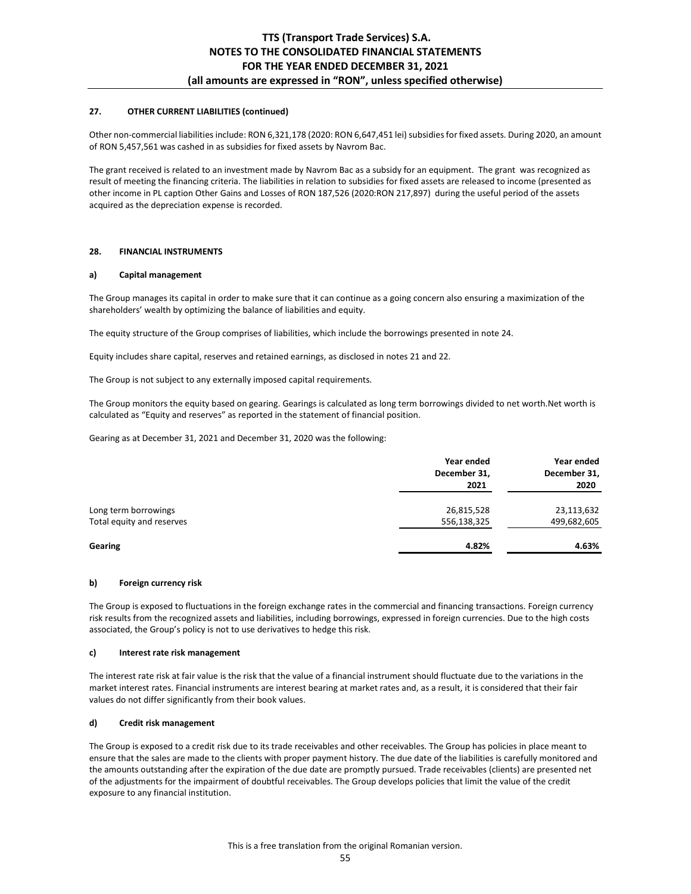#### 27. OTHER CURRENT LIABILITIES (continued)

Other non-commercial liabilities include: RON 6,321,178 (2020: RON 6,647,451 lei) subsidies for fixed assets. During 2020, an amount of RON 5,457,561 was cashed in as subsidies for fixed assets by Navrom Bac.

The grant received is related to an investment made by Navrom Bac as a subsidy for an equipment. The grant was recognized as result of meeting the financing criteria. The liabilities in relation to subsidies for fixed assets are released to income (presented as other income in PL caption Other Gains and Losses of RON 187,526 (2020:RON 217,897) during the useful period of the assets acquired as the depreciation expense is recorded.

#### 28. FINANCIAL INSTRUMENTS

##### a) Capital management

The Group manages its capital in order to make sure that it can continue as a going concern also ensuring a maximization of the shareholders' wealth by optimizing the balance of liabilities and equity.

The equity structure of the Group comprises of liabilities, which include the borrowings presented in note 24.

Equity includes share capital, reserves and retained earnings, as disclosed in notes 21 and 22.

The Group is not subject to any externally imposed capital requirements.

The Group monitors the equity based on gearing. Gearings is calculated as long term borrowings divided to net worth.Net worth is calculated as "Equity and reserves" as reported in the statement of financial position.

Gearing as at December 31, 2021 and December 31, 2020 was the following:

| | Year ended December 31, 2021 | Year ended December 31, 2020 |
|---|---|---|
| Long term borrowings | 26,815,528 | 23,113,632 |
| Total equity and reserves | 556,138,325 | 499,682,605 |
| **Gearing** | **4.82%** | **4.63%** |

##### b) Foreign currency risk

The Group is exposed to fluctuations in the foreign exchange rates in the commercial and financing transactions. Foreign currency risk results from the recognized assets and liabilities, including borrowings, expressed in foreign currencies. Due to the high costs associated, the Group's policy is not to use derivatives to hedge this risk.

##### c) Interest rate risk management

The interest rate risk at fair value is the risk that the value of a financial instrument should fluctuate due to the variations in the market interest rates. Financial instruments are interest bearing at market rates and, as a result, it is considered that their fair values do not differ significantly from their book values.

##### d) Credit risk management

The Group is exposed to a credit risk due to its trade receivables and other receivables. The Group has policies in place meant to ensure that the sales are made to the clients with proper payment history. The due date of the liabilities is carefully monitored and the amounts outstanding after the expiration of the due date are promptly pursued. Trade receivables (clients) are presented net of the adjustments for the impairment of doubtful receivables. The Group develops policies that limit the value of the credit exposure to any financial institution.

This is a free translation from the original Romanian version.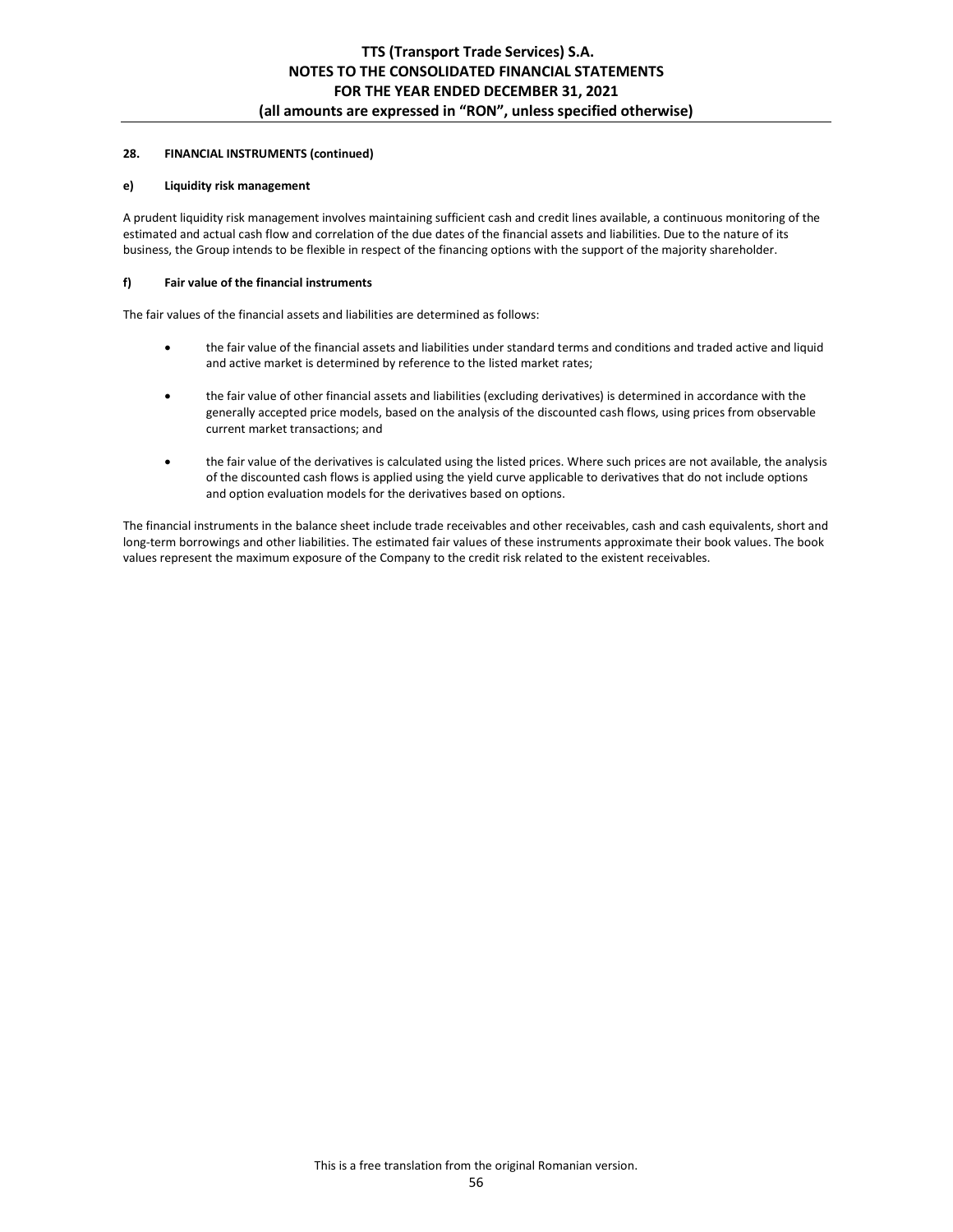#### 28. FINANCIAL INSTRUMENTS (continued)

#### e) Liquidity risk management

A prudent liquidity risk management involves maintaining sufficient cash and credit lines available, a continuous monitoring of the estimated and actual cash flow and correlation of the due dates of the financial assets and liabilities. Due to the nature of its business, the Group intends to be flexible in respect of the financing options with the support of the majority shareholder.

#### f) Fair value of the financial instruments

The fair values of the financial assets and liabilities are determined as follows:

- the fair value of the financial assets and liabilities under standard terms and conditions and traded active and liquid and active market is determined by reference to the listed market rates;

- the fair value of other financial assets and liabilities (excluding derivatives) is determined in accordance with the generally accepted price models, based on the analysis of the discounted cash flows, using prices from observable current market transactions; and

- the fair value of the derivatives is calculated using the listed prices. Where such prices are not available, the analysis of the discounted cash flows is applied using the yield curve applicable to derivatives that do not include options and option evaluation models for the derivatives based on options.

The financial instruments in the balance sheet include trade receivables and other receivables, cash and cash equivalents, short and long-term borrowings and other liabilities. The estimated fair values of these instruments approximate their book values. The book values represent the maximum exposure of the Company to the credit risk related to the existent receivables.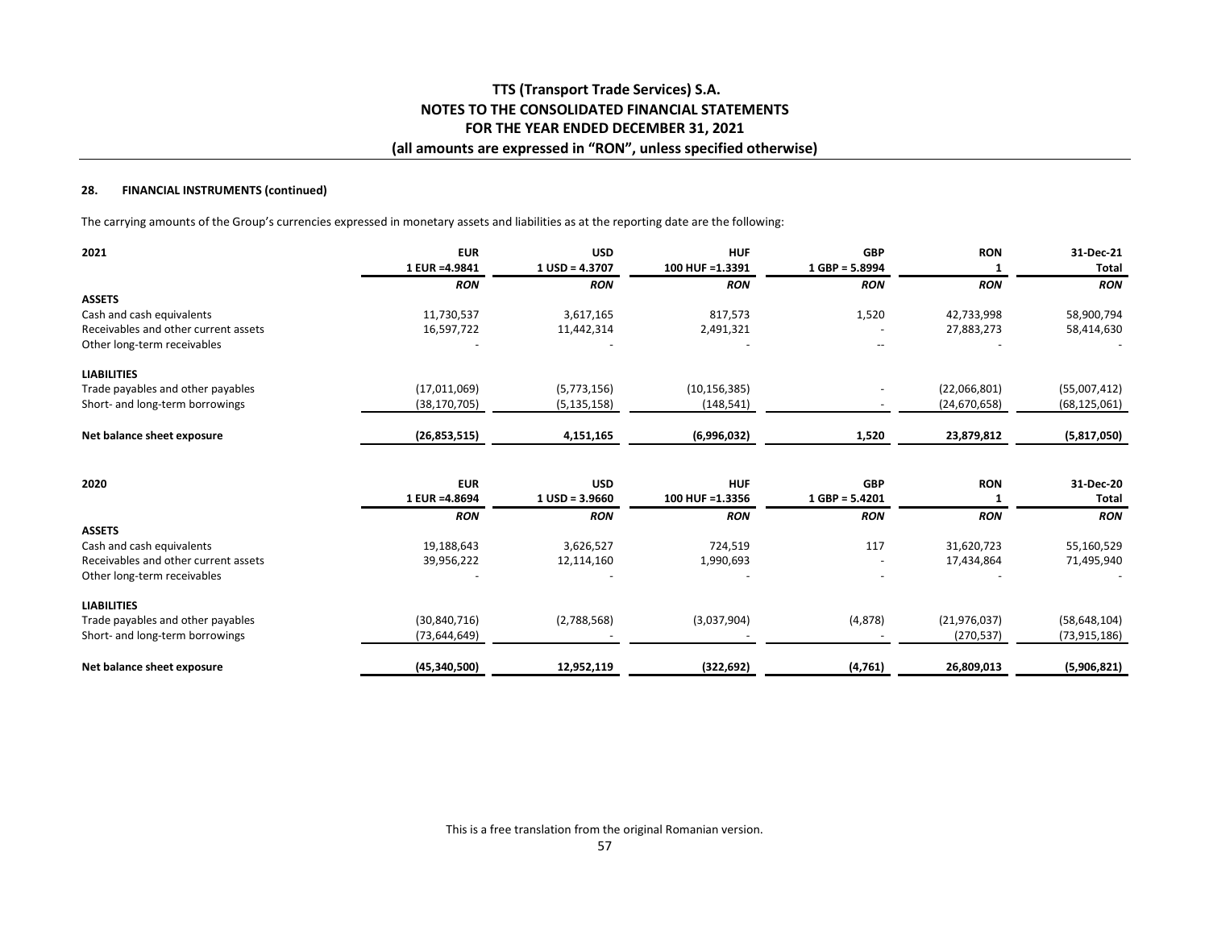### 28. FINANCIAL INSTRUMENTS (continued)

The carrying amounts of the Group's currencies expressed in monetary assets and liabilities as at the reporting date are the following:

| 2021 | EUR<br>1 EUR =4.9841 | USD<br>1 USD = 4.3707 | HUF<br>100 HUF =1.3391 | GBP<br>1 GBP = 5.8994 | RON<br>1 | 31-Dec-21<br>Total |
|---|---|---|---|---|---|---|
| | *RON* | *RON* | *RON* | *RON* | *RON* | *RON* |
| **ASSETS** | | | | | | |
| Cash and cash equivalents | 11,730,537 | 3,617,165 | 817,573 | 1,520 | 42,733,998 | 58,900,794 |
| Receivables and other current assets | 16,597,722 | 11,442,314 | 2,491,321 | - | 27,883,273 | 58,414,630 |
| Other long-term receivables | - | - | - | -- | - | - |
| **LIABILITIES** | | | | | | |
| Trade payables and other payables | (17,011,069) | (5,773,156) | (10,156,385) | - | (22,066,801) | (55,007,412) |
| Short- and long-term borrowings | (38,170,705) | (5,135,158) | (148,541) | - | (24,670,658) | (68,125,061) |
| **Net balance sheet exposure** | **(26,853,515)** | **4,151,165** | **(6,996,032)** | **1,520** | **23,879,812** | **(5,817,050)** |

| 2020 | EUR<br>1 EUR =4.8694 | USD<br>1 USD = 3.9660 | HUF<br>100 HUF =1.3356 | GBP<br>1 GBP = 5.4201 | RON<br>1 | 31-Dec-20<br>Total |
|---|---|---|---|---|---|---|
| | *RON* | *RON* | *RON* | *RON* | *RON* | *RON* |
| **ASSETS** | | | | | | |
| Cash and cash equivalents | 19,188,643 | 3,626,527 | 724,519 | 117 | 31,620,723 | 55,160,529 |
| Receivables and other current assets | 39,956,222 | 12,114,160 | 1,990,693 | - | 17,434,864 | 71,495,940 |
| Other long-term receivables | - | - | - | - | - | - |
| **LIABILITIES** | | | | | | |
| Trade payables and other payables | (30,840,716) | (2,788,568) | (3,037,904) | (4,878) | (21,976,037) | (58,648,104) |
| Short- and long-term borrowings | (73,644,649) | - | - | - | (270,537) | (73,915,186) |
| **Net balance sheet exposure** | **(45,340,500)** | **12,952,119** | **(322,692)** | **(4,761)** | **26,809,013** | **(5,906,821)** |

This is a free translation from the original Romanian version.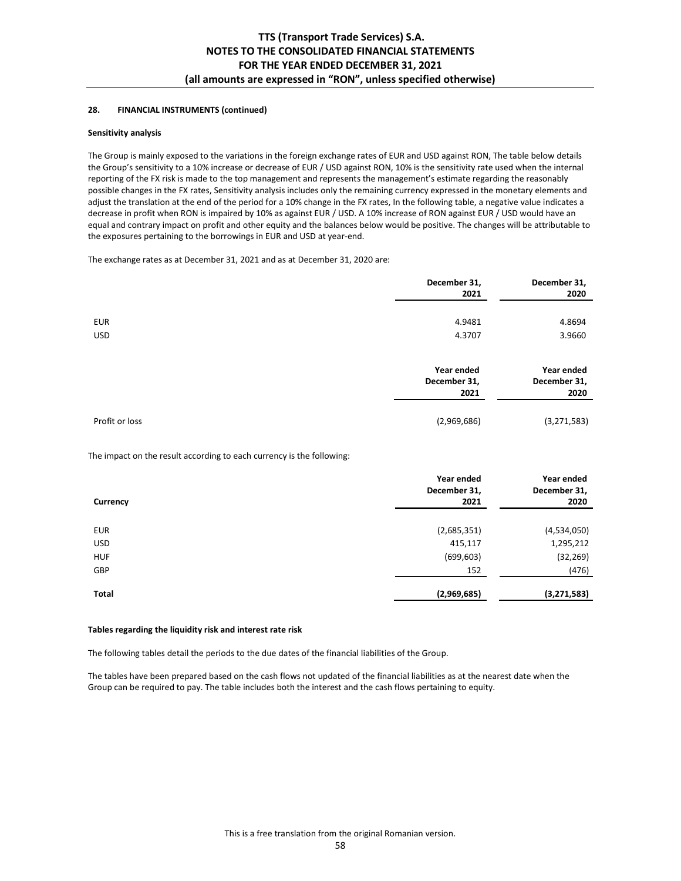**28. FINANCIAL INSTRUMENTS (continued)**

**Sensitivity analysis**

The Group is mainly exposed to the variations in the foreign exchange rates of EUR and USD against RON, The table below details the Group's sensitivity to a 10% increase or decrease of EUR / USD against RON, 10% is the sensitivity rate used when the internal reporting of the FX risk is made to the top management and represents the management's estimate regarding the reasonably possible changes in the FX rates, Sensitivity analysis includes only the remaining currency expressed in the monetary elements and adjust the translation at the end of the period for a 10% change in the FX rates, In the following table, a negative value indicates a decrease in profit when RON is impaired by 10% as against EUR / USD. A 10% increase of RON against EUR / USD would have an equal and contrary impact on profit and other equity and the balances below would be positive. The changes will be attributable to the exposures pertaining to the borrowings in EUR and USD at year-end.

The exchange rates as at December 31, 2021 and as at December 31, 2020 are:

| | December 31, 2021 | December 31, 2020 |
|---|---|---|
| EUR | 4.9481 | 4.8694 |
| USD | 4.3707 | 3.9660 |

| | Year ended December 31, 2021 | Year ended December 31, 2020 |
|---|---|---|
| Profit or loss | (2,969,686) | (3,271,583) |

The impact on the result according to each currency is the following:

| Currency | Year ended December 31, 2021 | Year ended December 31, 2020 |
|---|---|---|
| EUR | (2,685,351) | (4,534,050) |
| USD | 415,117 | 1,295,212 |
| HUF | (699,603) | (32,269) |
| GBP | 152 | (476) |
| **Total** | **(2,969,685)** | **(3,271,583)** |

**Tables regarding the liquidity risk and interest rate risk**

The following tables detail the periods to the due dates of the financial liabilities of the Group.

The tables have been prepared based on the cash flows not updated of the financial liabilities as at the nearest date when the Group can be required to pay. The table includes both the interest and the cash flows pertaining to equity.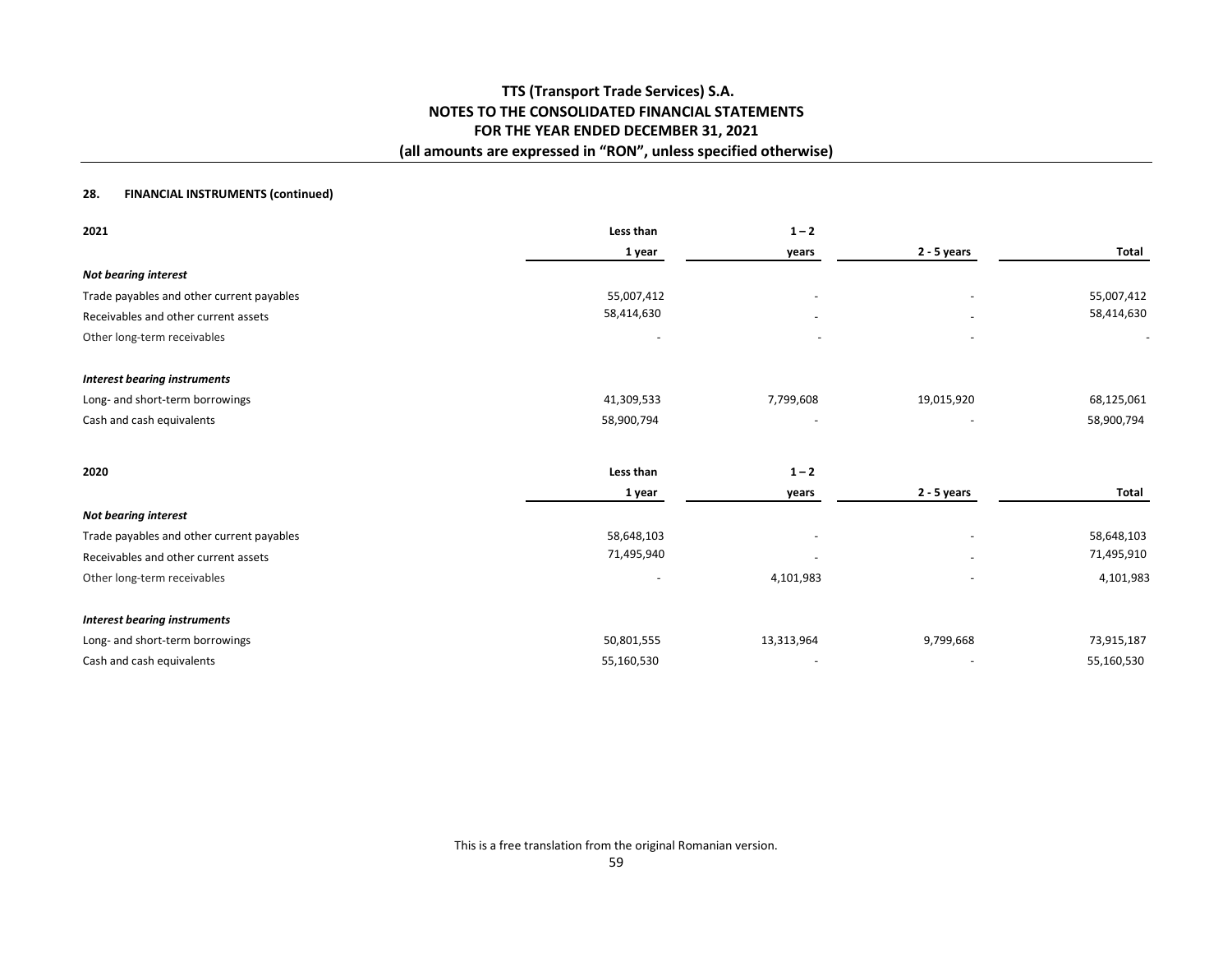## 28. FINANCIAL INSTRUMENTS (continued)

| 2021 | Less than 1 year | 1 – 2 years | 2 - 5 years | Total |
|---|---|---|---|---|
| ***Not bearing interest*** | | | | |
| Trade payables and other current payables | 55,007,412 | - | - | 55,007,412 |
| Receivables and other current assets | 58,414,630 | - | - | 58,414,630 |
| Other long-term receivables | - | - | - | - |
| | | | | |
| ***Interest bearing instruments*** | | | | |
| Long- and short-term borrowings | 41,309,533 | 7,799,608 | 19,015,920 | 68,125,061 |
| Cash and cash equivalents | 58,900,794 | - | - | 58,900,794 |

| 2020 | Less than 1 year | 1 – 2 years | 2 - 5 years | Total |
|---|---|---|---|---|
| ***Not bearing interest*** | | | | |
| Trade payables and other current payables | 58,648,103 | - | - | 58,648,103 |
| Receivables and other current assets | 71,495,940 | - | - | 71,495,910 |
| Other long-term receivables | - | 4,101,983 | - | 4,101,983 |
| | | | | |
| ***Interest bearing instruments*** | | | | |
| Long- and short-term borrowings | 50,801,555 | 13,313,964 | 9,799,668 | 73,915,187 |
| Cash and cash equivalents | 55,160,530 | - | - | 55,160,530 |

This is a free translation from the original Romanian version.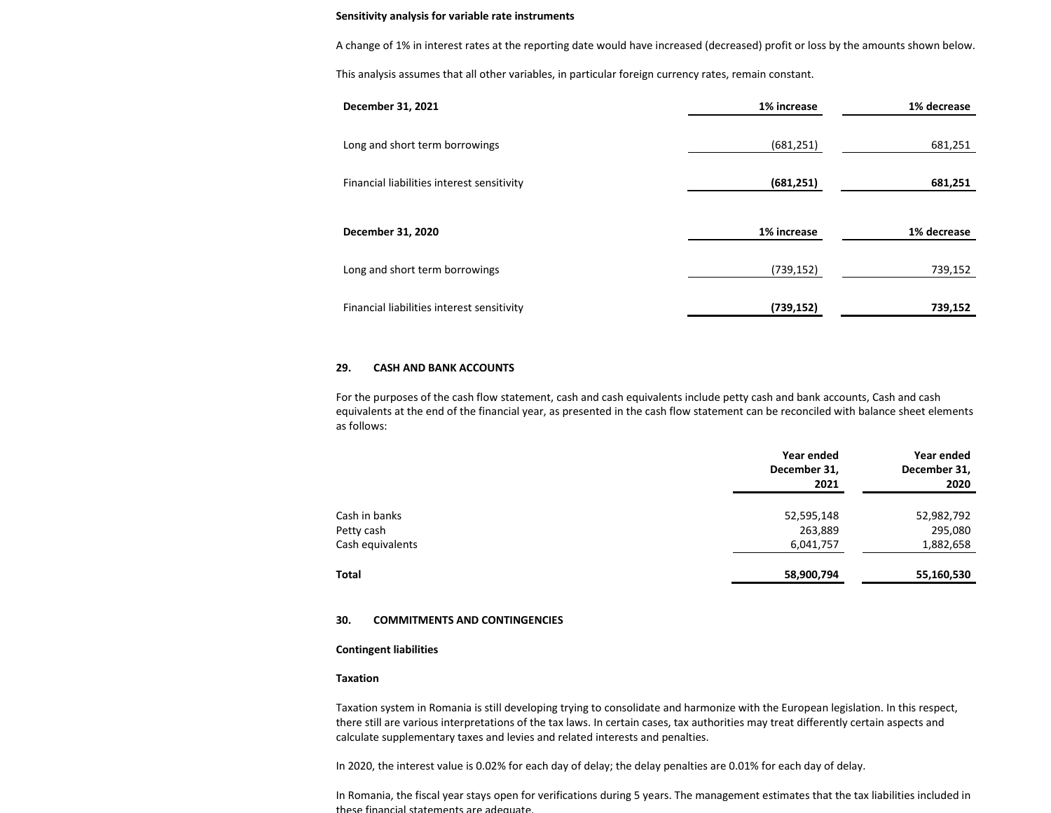**Sensitivity analysis for variable rate instruments**

A change of 1% in interest rates at the reporting date would have increased (decreased) profit or loss by the amounts shown below.

This analysis assumes that all other variables, in particular foreign currency rates, remain constant.

| December 31, 2021 | 1% increase | 1% decrease |
|---|---|---|
| Long and short term borrowings | (681,251) | 681,251 |
| Financial liabilities interest sensitivity | **(681,251)** | **681,251** |

| December 31, 2020 | 1% increase | 1% decrease |
|---|---|---|
| Long and short term borrowings | (739,152) | 739,152 |
| Financial liabilities interest sensitivity | **(739,152)** | **739,152** |

## 29. CASH AND BANK ACCOUNTS

For the purposes of the cash flow statement, cash and cash equivalents include petty cash and bank accounts, Cash and cash equivalents at the end of the financial year, as presented in the cash flow statement can be reconciled with balance sheet elements as follows:

| | Year ended December 31, 2021 | Year ended December 31, 2020 |
|---|---|---|
| Cash in banks | 52,595,148 | 52,982,792 |
| Petty cash | 263,889 | 295,080 |
| Cash equivalents | 6,041,757 | 1,882,658 |
| **Total** | **58,900,794** | **55,160,530** |

## 30. COMMITMENTS AND CONTINGENCIES

**Contingent liabilities**

**Taxation**

Taxation system in Romania is still developing trying to consolidate and harmonize with the European legislation. In this respect, there still are various interpretations of the tax laws. In certain cases, tax authorities may treat differently certain aspects and calculate supplementary taxes and levies and related interests and penalties.

In 2020, the interest value is 0.02% for each day of delay; the delay penalties are 0.01% for each day of delay.

In Romania, the fiscal year stays open for verifications during 5 years. The management estimates that the tax liabilities included in these financial statements are adequate.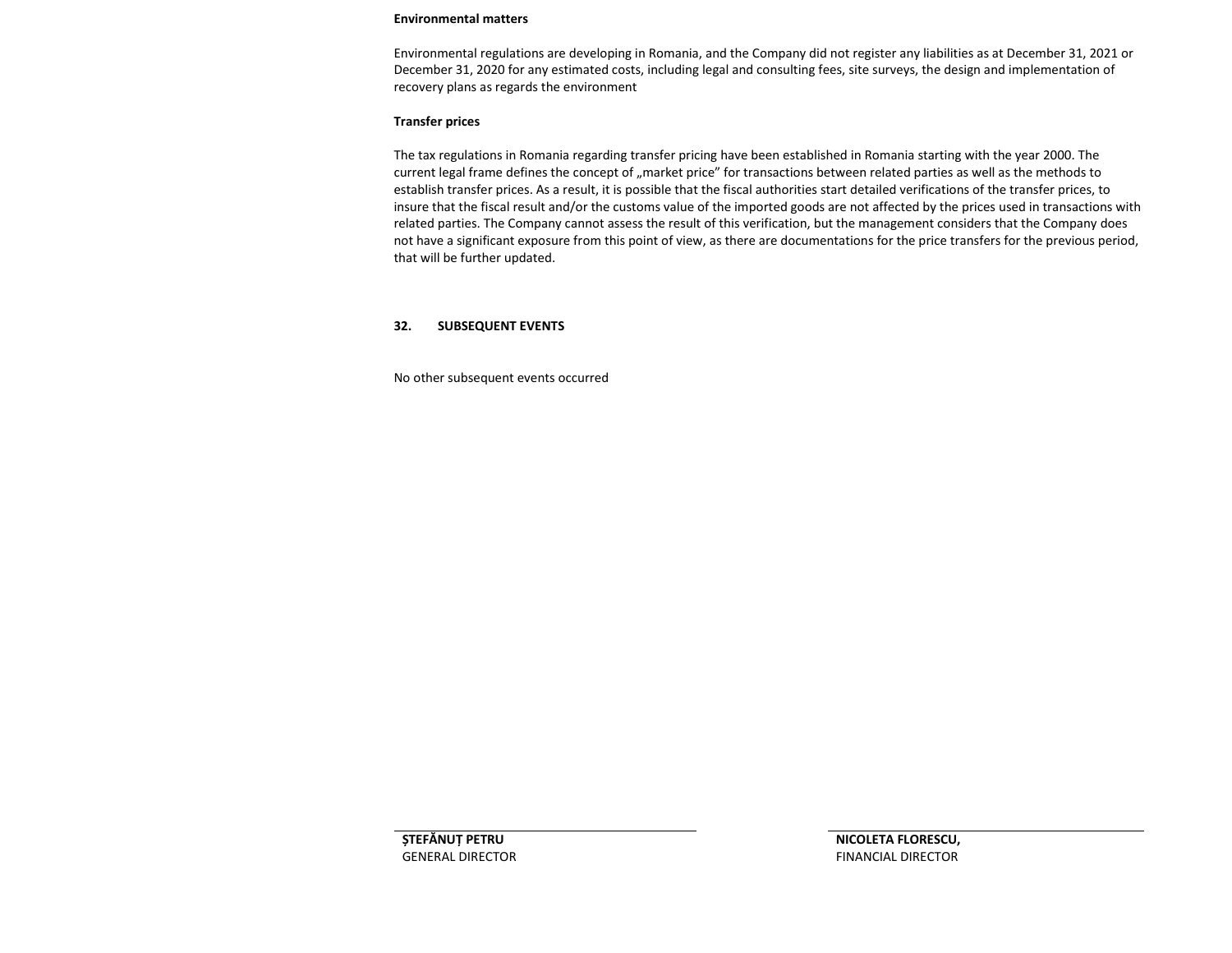**Environmental matters**

Environmental regulations are developing in Romania, and the Company did not register any liabilities as at December 31, 2021 or December 31, 2020 for any estimated costs, including legal and consulting fees, site surveys, the design and implementation of recovery plans as regards the environment

**Transfer prices**

The tax regulations in Romania regarding transfer pricing have been established in Romania starting with the year 2000. The current legal frame defines the concept of „market price" for transactions between related parties as well as the methods to establish transfer prices. As a result, it is possible that the fiscal authorities start detailed verifications of the transfer prices, to insure that the fiscal result and/or the customs value of the imported goods are not affected by the prices used in transactions with related parties. The Company cannot assess the result of this verification, but the management considers that the Company does not have a significant exposure from this point of view, as there are documentations for the price transfers for the previous period, that will be further updated.

## 32. SUBSEQUENT EVENTS

No other subsequent events occurred

**ȘTEFĂNUȚ PETRU**
GENERAL DIRECTOR

**NICOLETA FLORESCU,**
FINANCIAL DIRECTOR